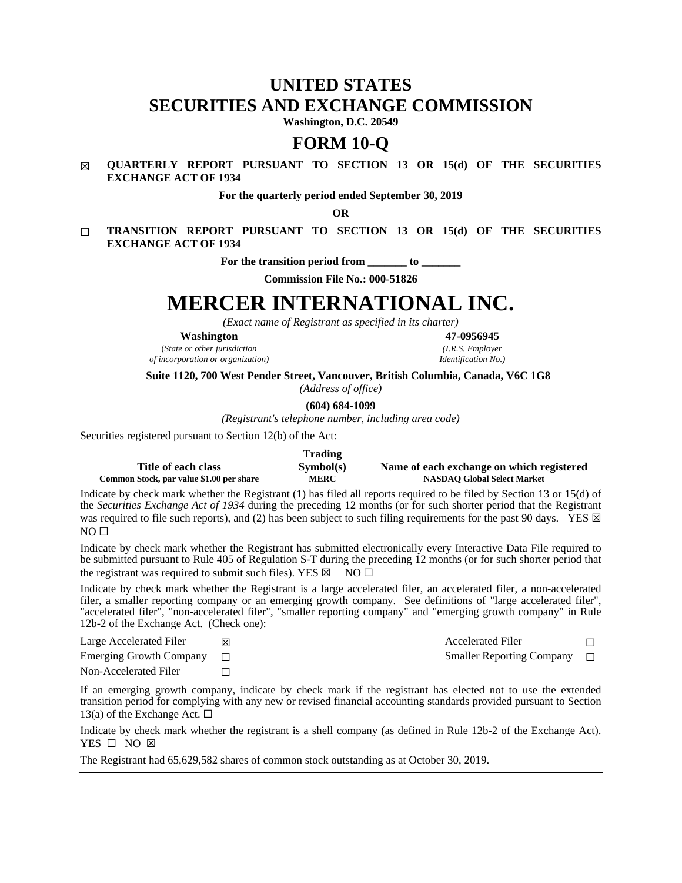# UNITED STATES
# SECURITIES AND EXCHANGE COMMISSION

**Washington, D.C. 20549**

# FORM 10-Q

☒ **QUARTERLY REPORT PURSUANT TO SECTION 13 OR 15(d) OF THE SECURITIES EXCHANGE ACT OF 1934**

**For the quarterly period ended September 30, 2019**

**OR**

☐ **TRANSITION REPORT PURSUANT TO SECTION 13 OR 15(d) OF THE SECURITIES EXCHANGE ACT OF 1934**

**For the transition period from _______ to _______**

**Commission File No.: 000-51826**

# MERCER INTERNATIONAL INC.

*(Exact name of Registrant as specified in its charter)*

| **Washington** | **47-0956945** |
|---|---|
| (*State or other jurisdiction of incorporation or organization)* | *(I.R.S. Employer Identification No.)* |

**Suite 1120, 700 West Pender Street, Vancouver, British Columbia, Canada, V6C 1G8**

*(Address of office)*

**(604) 684-1099**

*(Registrant's telephone number, including area code)*

Securities registered pursuant to Section 12(b) of the Act:

| Title of each class | Trading Symbol(s) | Name of each exchange on which registered |
|---|---|---|
| **Common Stock, par value $1.00 per share** | **MERC** | **NASDAQ Global Select Market** |

Indicate by check mark whether the Registrant (1) has filed all reports required to be filed by Section 13 or 15(d) of the *Securities Exchange Act of 1934* during the preceding 12 months (or for such shorter period that the Registrant was required to file such reports), and (2) has been subject to such filing requirements for the past 90 days. YES ☒ NO ☐

Indicate by check mark whether the Registrant has submitted electronically every Interactive Data File required to be submitted pursuant to Rule 405 of Regulation S-T during the preceding 12 months (or for such shorter period that the registrant was required to submit such files). YES ☒ NO ☐

Indicate by check mark whether the Registrant is a large accelerated filer, an accelerated filer, a non-accelerated filer, a smaller reporting company or an emerging growth company. See definitions of "large accelerated filer", "accelerated filer", "non-accelerated filer", "smaller reporting company" and "emerging growth company" in Rule 12b-2 of the Exchange Act. (Check one):

| | | | |
|---|---|---|---|
| Large Accelerated Filer | ☒ | Accelerated Filer | ☐ |
| Emerging Growth Company | ☐ | Smaller Reporting Company | ☐ |
| Non-Accelerated Filer | ☐ | | |

If an emerging growth company, indicate by check mark if the registrant has elected not to use the extended transition period for complying with any new or revised financial accounting standards provided pursuant to Section 13(a) of the Exchange Act. ☐

Indicate by check mark whether the registrant is a shell company (as defined in Rule 12b-2 of the Exchange Act). YES ☐ NO ☒

The Registrant had 65,629,582 shares of common stock outstanding as at October 30, 2019.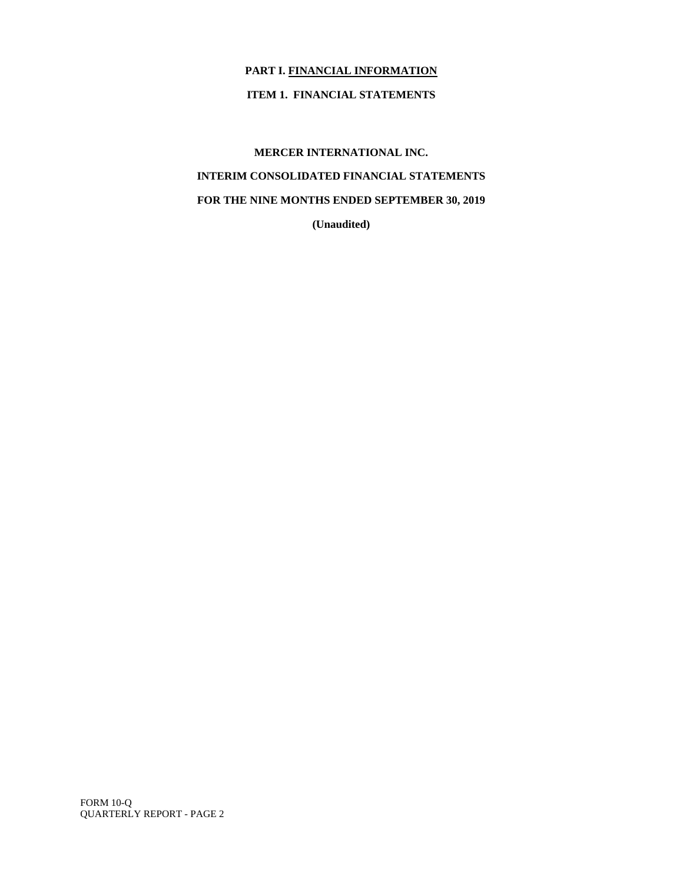# PART I. FINANCIAL INFORMATION

## ITEM 1. FINANCIAL STATEMENTS

**MERCER INTERNATIONAL INC.**

**INTERIM CONSOLIDATED FINANCIAL STATEMENTS**

**FOR THE NINE MONTHS ENDED SEPTEMBER 30, 2019**

**(Unaudited)**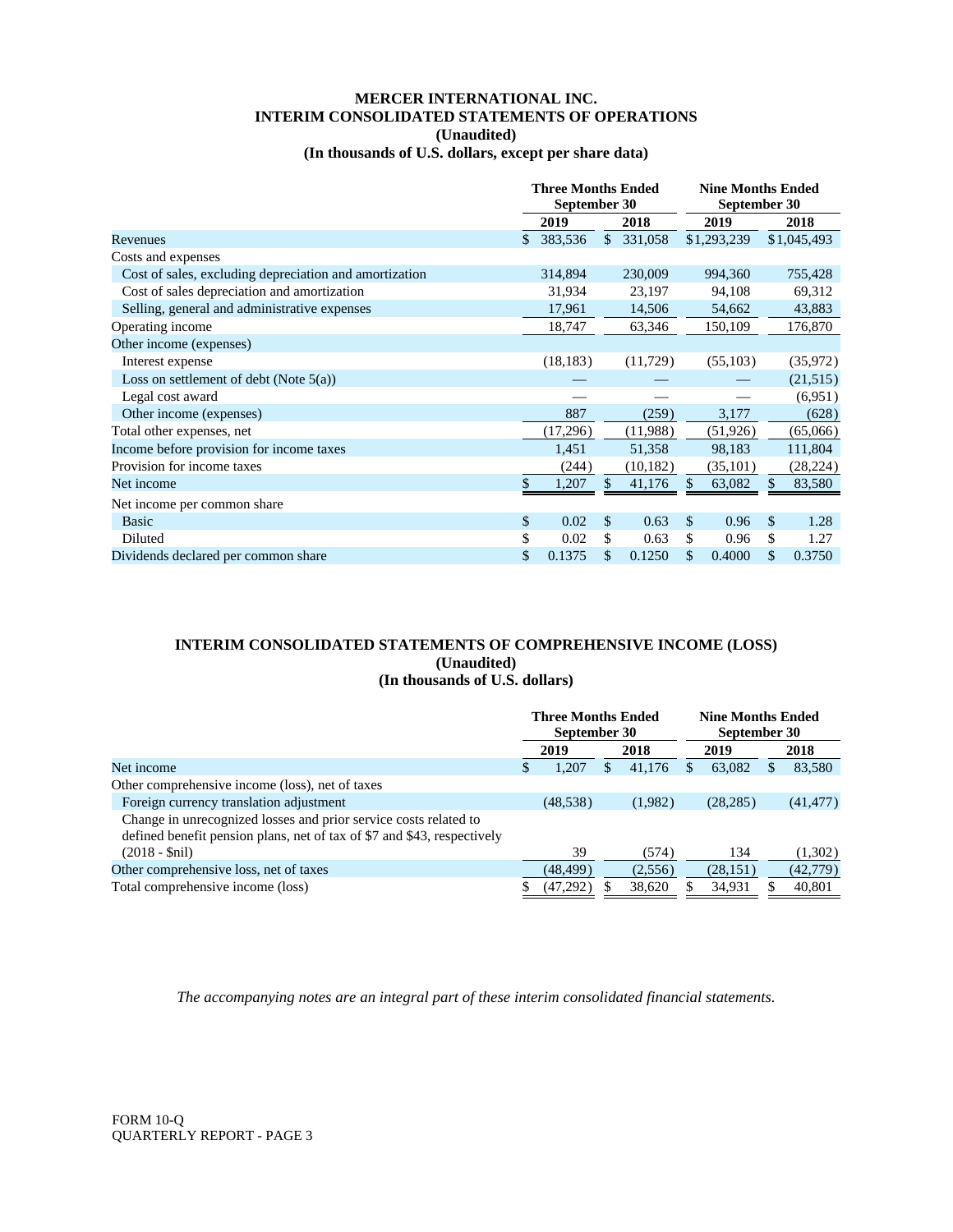# MERCER INTERNATIONAL INC.
## INTERIM CONSOLIDATED STATEMENTS OF OPERATIONS
**(Unaudited)**
**(In thousands of U.S. dollars, except per share data)**

| | Three Months Ended September 30 | | Nine Months Ended September 30 | |
|---|---|---|---|---|
| | 2019 | 2018 | 2019 | 2018 |
| Revenues | $ 383,536 | $ 331,058 | $1,293,239 | $1,045,493 |
| Costs and expenses | | | | |
| Cost of sales, excluding depreciation and amortization | 314,894 | 230,009 | 994,360 | 755,428 |
| Cost of sales depreciation and amortization | 31,934 | 23,197 | 94,108 | 69,312 |
| Selling, general and administrative expenses | 17,961 | 14,506 | 54,662 | 43,883 |
| Operating income | 18,747 | 63,346 | 150,109 | 176,870 |
| Other income (expenses) | | | | |
| Interest expense | (18,183) | (11,729) | (55,103) | (35,972) |
| Loss on settlement of debt (Note 5(a)) | — | — | — | (21,515) |
| Legal cost award | — | — | — | (6,951) |
| Other income (expenses) | 887 | (259) | 3,177 | (628) |
| Total other expenses, net | (17,296) | (11,988) | (51,926) | (65,066) |
| Income before provision for income taxes | 1,451 | 51,358 | 98,183 | 111,804 |
| Provision for income taxes | (244) | (10,182) | (35,101) | (28,224) |
| Net income | $ 1,207 | $ 41,176 | $ 63,082 | $ 83,580 |
| Net income per common share | | | | |
| Basic | $ 0.02 | $ 0.63 | $ 0.96 | $ 1.28 |
| Diluted | $ 0.02 | $ 0.63 | $ 0.96 | $ 1.27 |
| Dividends declared per common share | $ 0.1375 | $ 0.1250 | $ 0.4000 | $ 0.3750 |

## INTERIM CONSOLIDATED STATEMENTS OF COMPREHENSIVE INCOME (LOSS)
**(Unaudited)**
**(In thousands of U.S. dollars)**

| | Three Months Ended September 30 | | Nine Months Ended September 30 | |
|---|---|---|---|---|
| | 2019 | 2018 | 2019 | 2018 |
| Net income | $ 1,207 | $ 41,176 | $ 63,082 | $ 83,580 |
| Other comprehensive income (loss), net of taxes | | | | |
| Foreign currency translation adjustment | (48,538) | (1,982) | (28,285) | (41,477) |
| Change in unrecognized losses and prior service costs related to defined benefit pension plans, net of tax of $7 and $43, respectively (2018 - $nil) | 39 | (574) | 134 | (1,302) |
| Other comprehensive loss, net of taxes | (48,499) | (2,556) | (28,151) | (42,779) |
| Total comprehensive income (loss) | $ (47,292) | $ 38,620 | $ 34,931 | $ 40,801 |

*The accompanying notes are an integral part of these interim consolidated financial statements.*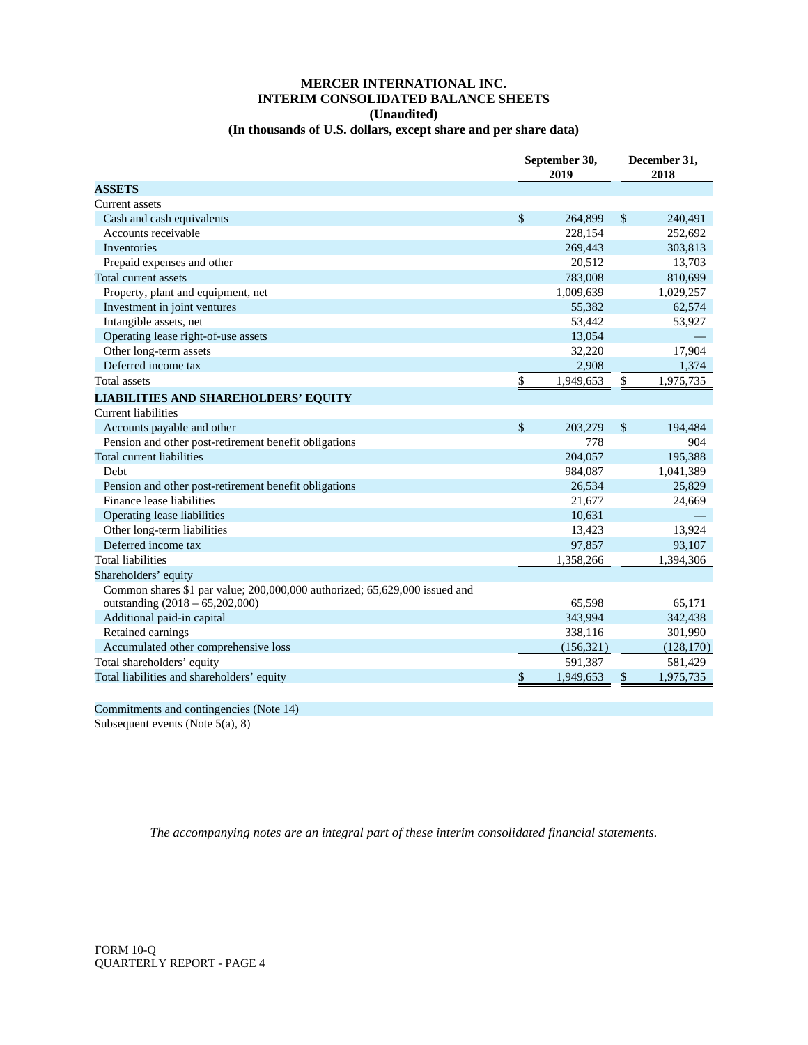# MERCER INTERNATIONAL INC.
## INTERIM CONSOLIDATED BALANCE SHEETS
### (Unaudited)
### (In thousands of U.S. dollars, except share and per share data)

| | September 30, 2019 | December 31, 2018 |
|---|---|---|
| **ASSETS** | | |
| Current assets | | |
| Cash and cash equivalents | $ 264,899 | $ 240,491 |
| Accounts receivable | 228,154 | 252,692 |
| Inventories | 269,443 | 303,813 |
| Prepaid expenses and other | 20,512 | 13,703 |
| Total current assets | 783,008 | 810,699 |
| Property, plant and equipment, net | 1,009,639 | 1,029,257 |
| Investment in joint ventures | 55,382 | 62,574 |
| Intangible assets, net | 53,442 | 53,927 |
| Operating lease right-of-use assets | 13,054 | — |
| Other long-term assets | 32,220 | 17,904 |
| Deferred income tax | 2,908 | 1,374 |
| Total assets | $ 1,949,653 | $ 1,975,735 |
| **LIABILITIES AND SHAREHOLDERS' EQUITY** | | |
| Current liabilities | | |
| Accounts payable and other | $ 203,279 | $ 194,484 |
| Pension and other post-retirement benefit obligations | 778 | 904 |
| Total current liabilities | 204,057 | 195,388 |
| Debt | 984,087 | 1,041,389 |
| Pension and other post-retirement benefit obligations | 26,534 | 25,829 |
| Finance lease liabilities | 21,677 | 24,669 |
| Operating lease liabilities | 10,631 | — |
| Other long-term liabilities | 13,423 | 13,924 |
| Deferred income tax | 97,857 | 93,107 |
| Total liabilities | 1,358,266 | 1,394,306 |
| Shareholders' equity | | |
| Common shares $1 par value; 200,000,000 authorized; 65,629,000 issued and outstanding (2018 – 65,202,000) | 65,598 | 65,171 |
| Additional paid-in capital | 343,994 | 342,438 |
| Retained earnings | 338,116 | 301,990 |
| Accumulated other comprehensive loss | (156,321) | (128,170) |
| Total shareholders' equity | 591,387 | 581,429 |
| Total liabilities and shareholders' equity | $ 1,949,653 | $ 1,975,735 |

Commitments and contingencies (Note 14)

Subsequent events (Note 5(a), 8)

*The accompanying notes are an integral part of these interim consolidated financial statements.*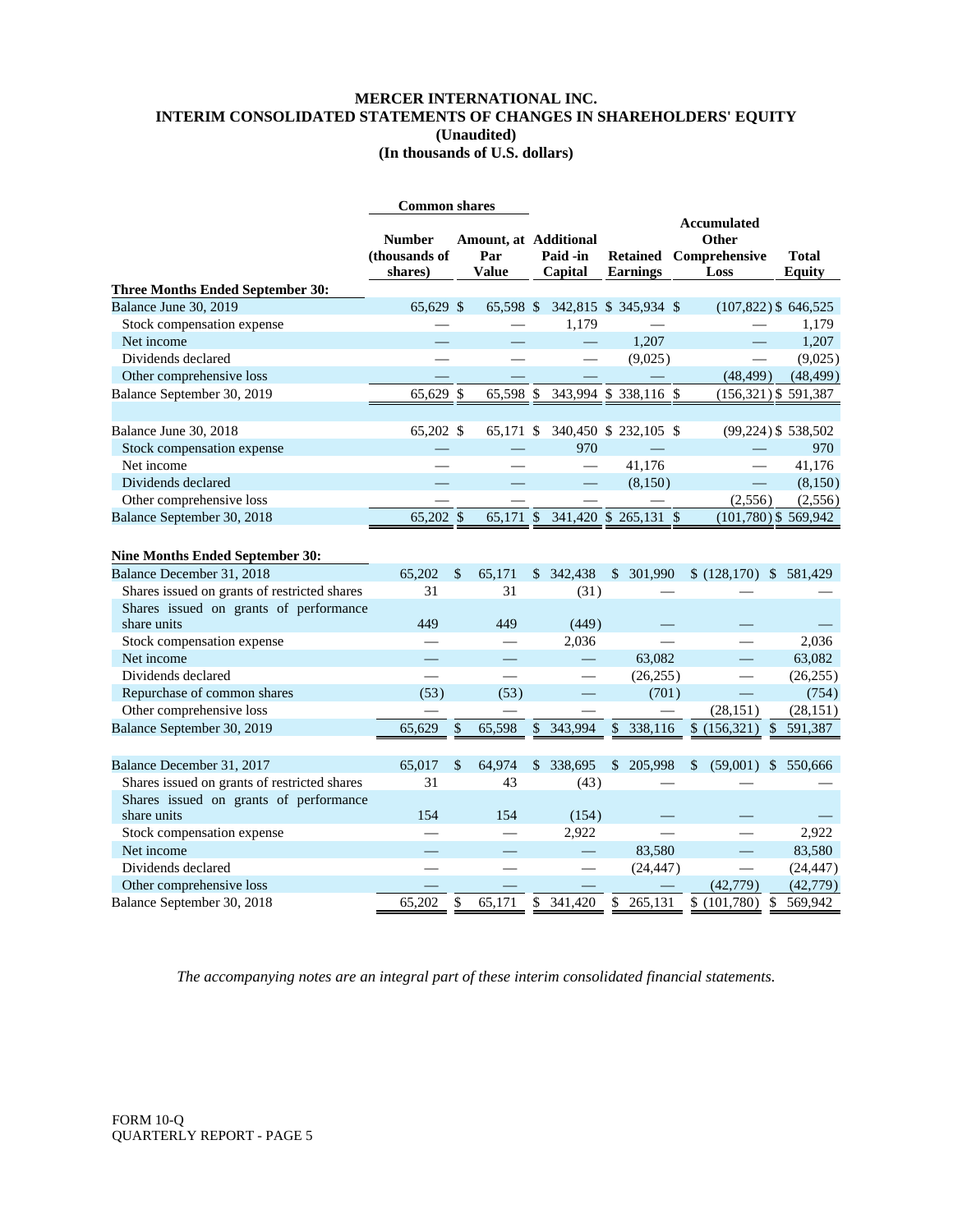# MERCER INTERNATIONAL INC.
## INTERIM CONSOLIDATED STATEMENTS OF CHANGES IN SHAREHOLDERS' EQUITY
### (Unaudited)
### (In thousands of U.S. dollars)

| | Common shares | | | | | |
|---|---|---|---|---|---|---|
| | Number (thousands of shares) | Amount, at Par Value | Additional Paid -in Capital | Retained Earnings | Accumulated Other Comprehensive Loss | Total Equity |
| **Three Months Ended September 30:** | | | | | | |
| Balance June 30, 2019 | 65,629 | $ 65,598 | $ 342,815 | $ 345,934 | $ (107,822) | $ 646,525 |
| Stock compensation expense | — | — | 1,179 | — | — | 1,179 |
| Net income | — | — | — | 1,207 | — | 1,207 |
| Dividends declared | — | — | — | (9,025) | — | (9,025) |
| Other comprehensive loss | — | — | — | — | (48,499) | (48,499) |
| Balance September 30, 2019 | 65,629 | $ 65,598 | $ 343,994 | $ 338,116 | $ (156,321) | $ 591,387 |
| | | | | | | |
| Balance June 30, 2018 | 65,202 | $ 65,171 | $ 340,450 | $ 232,105 | $ (99,224) | $ 538,502 |
| Stock compensation expense | — | — | 970 | — | — | 970 |
| Net income | — | — | — | 41,176 | — | 41,176 |
| Dividends declared | — | — | — | (8,150) | — | (8,150) |
| Other comprehensive loss | — | — | — | — | (2,556) | (2,556) |
| Balance September 30, 2018 | 65,202 | $ 65,171 | $ 341,420 | $ 265,131 | $ (101,780) | $ 569,942 |
| | | | | | | |
| **Nine Months Ended September 30:** | | | | | | |
| Balance December 31, 2018 | 65,202 | $ 65,171 | $ 342,438 | $ 301,990 | $ (128,170) | $ 581,429 |
| Shares issued on grants of restricted shares | 31 | 31 | (31) | — | — | — |
| Shares issued on grants of performance share units | 449 | 449 | (449) | — | — | — |
| Stock compensation expense | — | — | 2,036 | — | — | 2,036 |
| Net income | — | — | — | 63,082 | — | 63,082 |
| Dividends declared | — | — | — | (26,255) | — | (26,255) |
| Repurchase of common shares | (53) | (53) | — | (701) | — | (754) |
| Other comprehensive loss | — | — | — | — | (28,151) | (28,151) |
| Balance September 30, 2019 | 65,629 | $ 65,598 | $ 343,994 | $ 338,116 | $ (156,321) | $ 591,387 |
| | | | | | | |
| Balance December 31, 2017 | 65,017 | $ 64,974 | $ 338,695 | $ 205,998 | $ (59,001) | $ 550,666 |
| Shares issued on grants of restricted shares | 31 | 43 | (43) | — | — | — |
| Shares issued on grants of performance share units | 154 | 154 | (154) | — | — | — |
| Stock compensation expense | — | — | 2,922 | — | — | 2,922 |
| Net income | — | — | — | 83,580 | — | 83,580 |
| Dividends declared | — | — | — | (24,447) | — | (24,447) |
| Other comprehensive loss | — | — | — | — | (42,779) | (42,779) |
| Balance September 30, 2018 | 65,202 | $ 65,171 | $ 341,420 | $ 265,131 | $ (101,780) | $ 569,942 |

*The accompanying notes are an integral part of these interim consolidated financial statements.*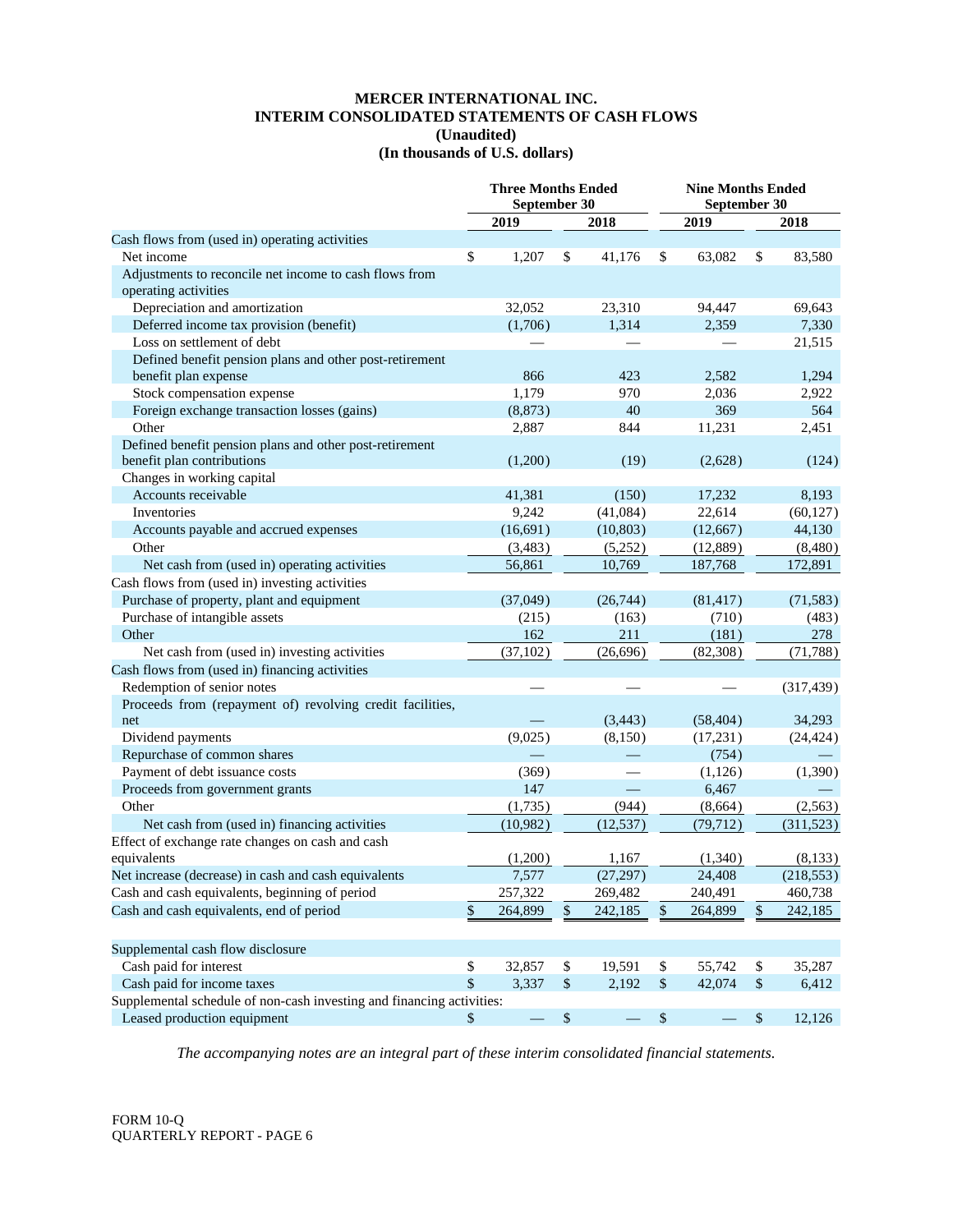**MERCER INTERNATIONAL INC.**
**INTERIM CONSOLIDATED STATEMENTS OF CASH FLOWS**
**(Unaudited)**
**(In thousands of U.S. dollars)**

| | Three Months Ended September 30 | | Nine Months Ended September 30 | |
|---|---|---|---|---|
| | 2019 | 2018 | 2019 | 2018 |
| Cash flows from (used in) operating activities | | | | |
| Net income | $ 1,207 | $ 41,176 | $ 63,082 | $ 83,580 |
| Adjustments to reconcile net income to cash flows from operating activities | | | | |
| Depreciation and amortization | 32,052 | 23,310 | 94,447 | 69,643 |
| Deferred income tax provision (benefit) | (1,706) | 1,314 | 2,359 | 7,330 |
| Loss on settlement of debt | — | — | — | 21,515 |
| Defined benefit pension plans and other post-retirement benefit plan expense | 866 | 423 | 2,582 | 1,294 |
| Stock compensation expense | 1,179 | 970 | 2,036 | 2,922 |
| Foreign exchange transaction losses (gains) | (8,873) | 40 | 369 | 564 |
| Other | 2,887 | 844 | 11,231 | 2,451 |
| Defined benefit pension plans and other post-retirement benefit plan contributions | (1,200) | (19) | (2,628) | (124) |
| Changes in working capital | | | | |
| Accounts receivable | 41,381 | (150) | 17,232 | 8,193 |
| Inventories | 9,242 | (41,084) | 22,614 | (60,127) |
| Accounts payable and accrued expenses | (16,691) | (10,803) | (12,667) | 44,130 |
| Other | (3,483) | (5,252) | (12,889) | (8,480) |
| Net cash from (used in) operating activities | 56,861 | 10,769 | 187,768 | 172,891 |
| Cash flows from (used in) investing activities | | | | |
| Purchase of property, plant and equipment | (37,049) | (26,744) | (81,417) | (71,583) |
| Purchase of intangible assets | (215) | (163) | (710) | (483) |
| Other | 162 | 211 | (181) | 278 |
| Net cash from (used in) investing activities | (37,102) | (26,696) | (82,308) | (71,788) |
| Cash flows from (used in) financing activities | | | | |
| Redemption of senior notes | — | — | — | (317,439) |
| Proceeds from (repayment of) revolving credit facilities, net | — | (3,443) | (58,404) | 34,293 |
| Dividend payments | (9,025) | (8,150) | (17,231) | (24,424) |
| Repurchase of common shares | — | — | (754) | — |
| Payment of debt issuance costs | (369) | — | (1,126) | (1,390) |
| Proceeds from government grants | 147 | — | 6,467 | — |
| Other | (1,735) | (944) | (8,664) | (2,563) |
| Net cash from (used in) financing activities | (10,982) | (12,537) | (79,712) | (311,523) |
| Effect of exchange rate changes on cash and cash equivalents | (1,200) | 1,167 | (1,340) | (8,133) |
| Net increase (decrease) in cash and cash equivalents | 7,577 | (27,297) | 24,408 | (218,553) |
| Cash and cash equivalents, beginning of period | 257,322 | 269,482 | 240,491 | 460,738 |
| Cash and cash equivalents, end of period | $ 264,899 | $ 242,185 | $ 264,899 | $ 242,185 |
| | | | | |
| Supplemental cash flow disclosure | | | | |
| Cash paid for interest | $ 32,857 | $ 19,591 | $ 55,742 | $ 35,287 |
| Cash paid for income taxes | $ 3,337 | $ 2,192 | $ 42,074 | $ 6,412 |
| Supplemental schedule of non-cash investing and financing activities: | | | | |
| Leased production equipment | $ — | $ — | $ — | $ 12,126 |

*The accompanying notes are an integral part of these interim consolidated financial statements.*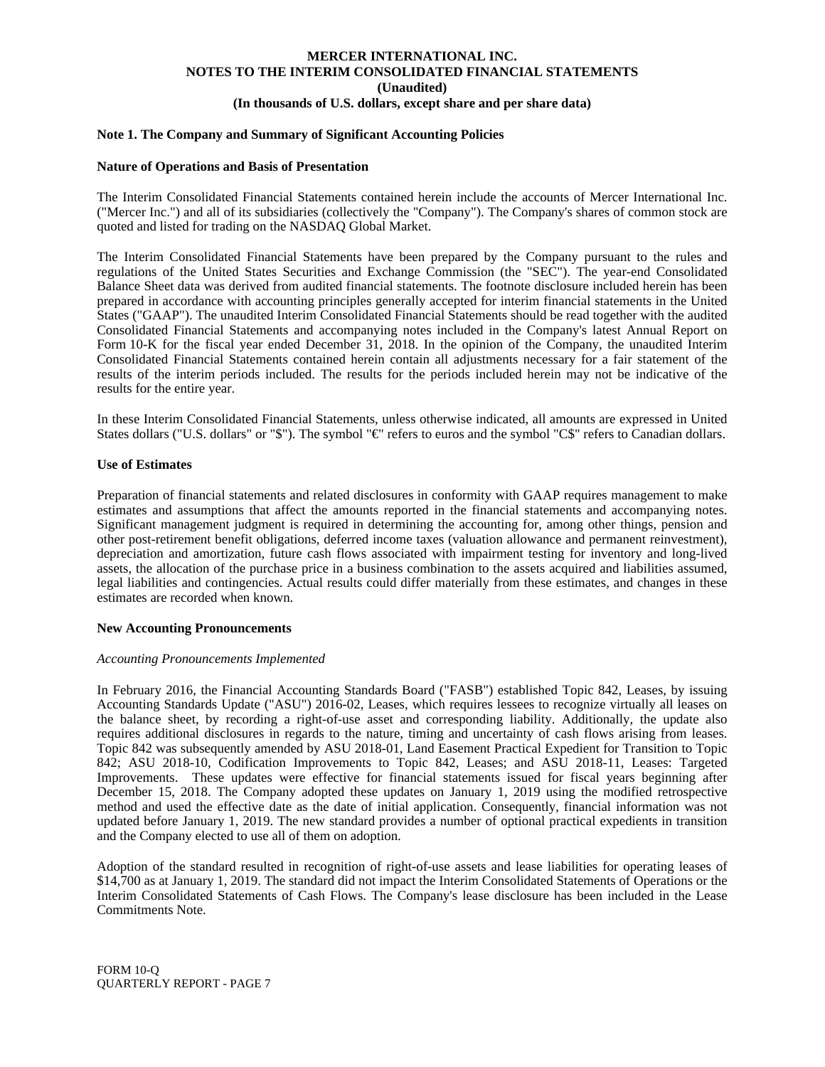**MERCER INTERNATIONAL INC.**
**NOTES TO THE INTERIM CONSOLIDATED FINANCIAL STATEMENTS**
**(Unaudited)**
**(In thousands of U.S. dollars, except share and per share data)**

**Note 1. The Company and Summary of Significant Accounting Policies**

**Nature of Operations and Basis of Presentation**

The Interim Consolidated Financial Statements contained herein include the accounts of Mercer International Inc. ("Mercer Inc.") and all of its subsidiaries (collectively the "Company"). The Company's shares of common stock are quoted and listed for trading on the NASDAQ Global Market.

The Interim Consolidated Financial Statements have been prepared by the Company pursuant to the rules and regulations of the United States Securities and Exchange Commission (the "SEC"). The year-end Consolidated Balance Sheet data was derived from audited financial statements. The footnote disclosure included herein has been prepared in accordance with accounting principles generally accepted for interim financial statements in the United States ("GAAP"). The unaudited Interim Consolidated Financial Statements should be read together with the audited Consolidated Financial Statements and accompanying notes included in the Company's latest Annual Report on Form 10-K for the fiscal year ended December 31, 2018. In the opinion of the Company, the unaudited Interim Consolidated Financial Statements contained herein contain all adjustments necessary for a fair statement of the results of the interim periods included. The results for the periods included herein may not be indicative of the results for the entire year.

In these Interim Consolidated Financial Statements, unless otherwise indicated, all amounts are expressed in United States dollars ("U.S. dollars" or "$"). The symbol "€" refers to euros and the symbol "C$" refers to Canadian dollars.

**Use of Estimates**

Preparation of financial statements and related disclosures in conformity with GAAP requires management to make estimates and assumptions that affect the amounts reported in the financial statements and accompanying notes. Significant management judgment is required in determining the accounting for, among other things, pension and other post-retirement benefit obligations, deferred income taxes (valuation allowance and permanent reinvestment), depreciation and amortization, future cash flows associated with impairment testing for inventory and long-lived assets, the allocation of the purchase price in a business combination to the assets acquired and liabilities assumed, legal liabilities and contingencies. Actual results could differ materially from these estimates, and changes in these estimates are recorded when known.

**New Accounting Pronouncements**

*Accounting Pronouncements Implemented*

In February 2016, the Financial Accounting Standards Board ("FASB") established Topic 842, Leases, by issuing Accounting Standards Update ("ASU") 2016-02, Leases, which requires lessees to recognize virtually all leases on the balance sheet, by recording a right-of-use asset and corresponding liability. Additionally, the update also requires additional disclosures in regards to the nature, timing and uncertainty of cash flows arising from leases. Topic 842 was subsequently amended by ASU 2018-01, Land Easement Practical Expedient for Transition to Topic 842; ASU 2018-10, Codification Improvements to Topic 842, Leases; and ASU 2018-11, Leases: Targeted Improvements. These updates were effective for financial statements issued for fiscal years beginning after December 15, 2018. The Company adopted these updates on January 1, 2019 using the modified retrospective method and used the effective date as the date of initial application. Consequently, financial information was not updated before January 1, 2019. The new standard provides a number of optional practical expedients in transition and the Company elected to use all of them on adoption.

Adoption of the standard resulted in recognition of right-of-use assets and lease liabilities for operating leases of $14,700 as at January 1, 2019. The standard did not impact the Interim Consolidated Statements of Operations or the Interim Consolidated Statements of Cash Flows. The Company's lease disclosure has been included in the Lease Commitments Note.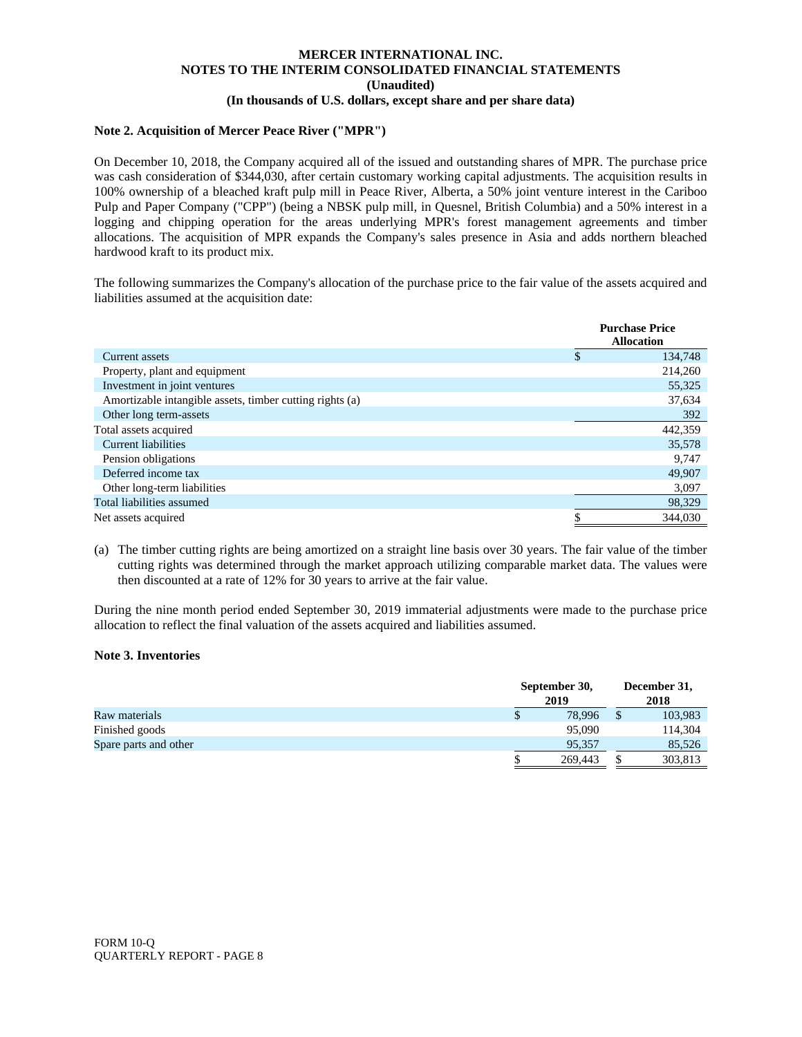**MERCER INTERNATIONAL INC.**
**NOTES TO THE INTERIM CONSOLIDATED FINANCIAL STATEMENTS**
**(Unaudited)**
**(In thousands of U.S. dollars, except share and per share data)**

### Note 2. Acquisition of Mercer Peace River ("MPR")

On December 10, 2018, the Company acquired all of the issued and outstanding shares of MPR. The purchase price was cash consideration of $344,030, after certain customary working capital adjustments. The acquisition results in 100% ownership of a bleached kraft pulp mill in Peace River, Alberta, a 50% joint venture interest in the Cariboo Pulp and Paper Company ("CPP") (being a NBSK pulp mill, in Quesnel, British Columbia) and a 50% interest in a logging and chipping operation for the areas underlying MPR's forest management agreements and timber allocations. The acquisition of MPR expands the Company's sales presence in Asia and adds northern bleached hardwood kraft to its product mix.

The following summarizes the Company's allocation of the purchase price to the fair value of the assets acquired and liabilities assumed at the acquisition date:

| | Purchase Price Allocation |
|---|---|
| Current assets | $ 134,748 |
| Property, plant and equipment | 214,260 |
| Investment in joint ventures | 55,325 |
| Amortizable intangible assets, timber cutting rights (a) | 37,634 |
| Other long term-assets | 392 |
| Total assets acquired | 442,359 |
| Current liabilities | 35,578 |
| Pension obligations | 9,747 |
| Deferred income tax | 49,907 |
| Other long-term liabilities | 3,097 |
| Total liabilities assumed | 98,329 |
| Net assets acquired | $ 344,030 |

(a) The timber cutting rights are being amortized on a straight line basis over 30 years. The fair value of the timber cutting rights was determined through the market approach utilizing comparable market data. The values were then discounted at a rate of 12% for 30 years to arrive at the fair value.

During the nine month period ended September 30, 2019 immaterial adjustments were made to the purchase price allocation to reflect the final valuation of the assets acquired and liabilities assumed.

### Note 3. Inventories

| | September 30, 2019 | December 31, 2018 |
|---|---|---|
| Raw materials | $ 78,996 | $ 103,983 |
| Finished goods | 95,090 | 114,304 |
| Spare parts and other | 95,357 | 85,526 |
| | $ 269,443 | $ 303,813 |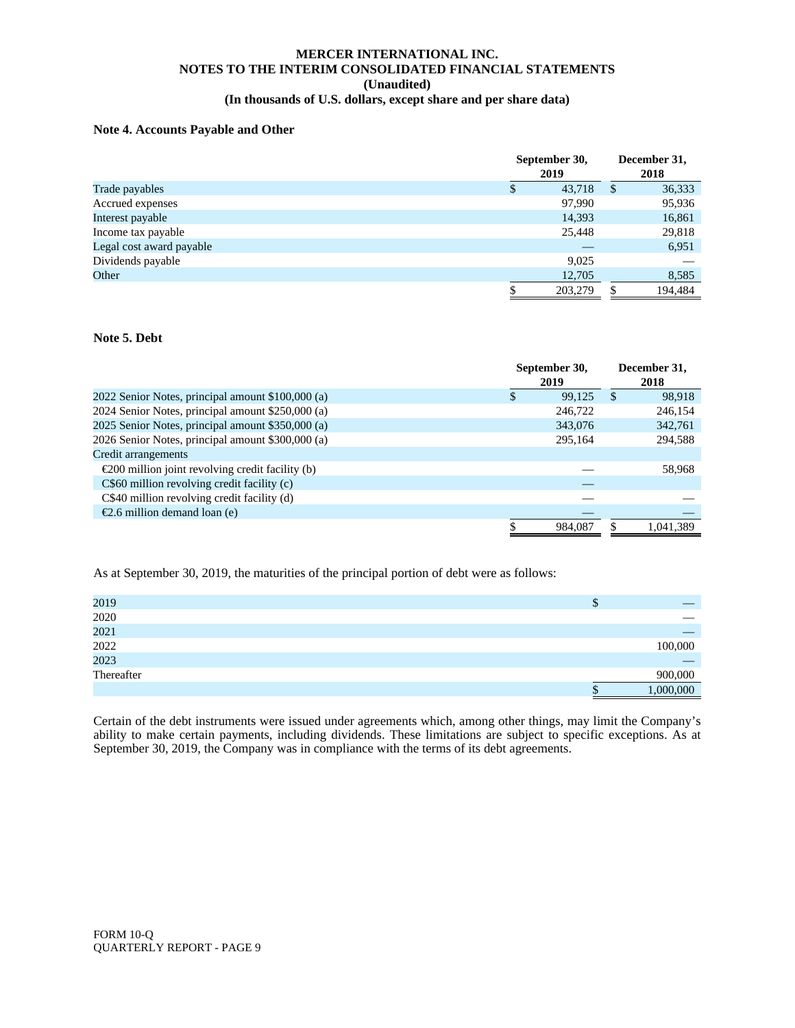**MERCER INTERNATIONAL INC.**
**NOTES TO THE INTERIM CONSOLIDATED FINANCIAL STATEMENTS**
**(Unaudited)**
**(In thousands of U.S. dollars, except share and per share data)**

### Note 4. Accounts Payable and Other

| | September 30, 2019 | December 31, 2018 |
|---|---|---|
| Trade payables | $ 43,718 | $ 36,333 |
| Accrued expenses | 97,990 | 95,936 |
| Interest payable | 14,393 | 16,861 |
| Income tax payable | 25,448 | 29,818 |
| Legal cost award payable | — | 6,951 |
| Dividends payable | 9,025 | — |
| Other | 12,705 | 8,585 |
| | $ 203,279 | $ 194,484 |

### Note 5. Debt

| | September 30, 2019 | December 31, 2018 |
|---|---|---|
| 2022 Senior Notes, principal amount $100,000 (a) | $ 99,125 | $ 98,918 |
| 2024 Senior Notes, principal amount $250,000 (a) | 246,722 | 246,154 |
| 2025 Senior Notes, principal amount $350,000 (a) | 343,076 | 342,761 |
| 2026 Senior Notes, principal amount $300,000 (a) | 295,164 | 294,588 |
| Credit arrangements | | |
| €200 million joint revolving credit facility (b) | — | 58,968 |
| C$60 million revolving credit facility (c) | — | |
| C$40 million revolving credit facility (d) | — | — |
| €2.6 million demand loan (e) | — | — |
| | $ 984,087 | $ 1,041,389 |

As at September 30, 2019, the maturities of the principal portion of debt were as follows:

| | |
|---|---|
| 2019 | $ — |
| 2020 | — |
| 2021 | — |
| 2022 | 100,000 |
| 2023 | — |
| Thereafter | 900,000 |
| | $ 1,000,000 |

Certain of the debt instruments were issued under agreements which, among other things, may limit the Company's ability to make certain payments, including dividends. These limitations are subject to specific exceptions. As at September 30, 2019, the Company was in compliance with the terms of its debt agreements.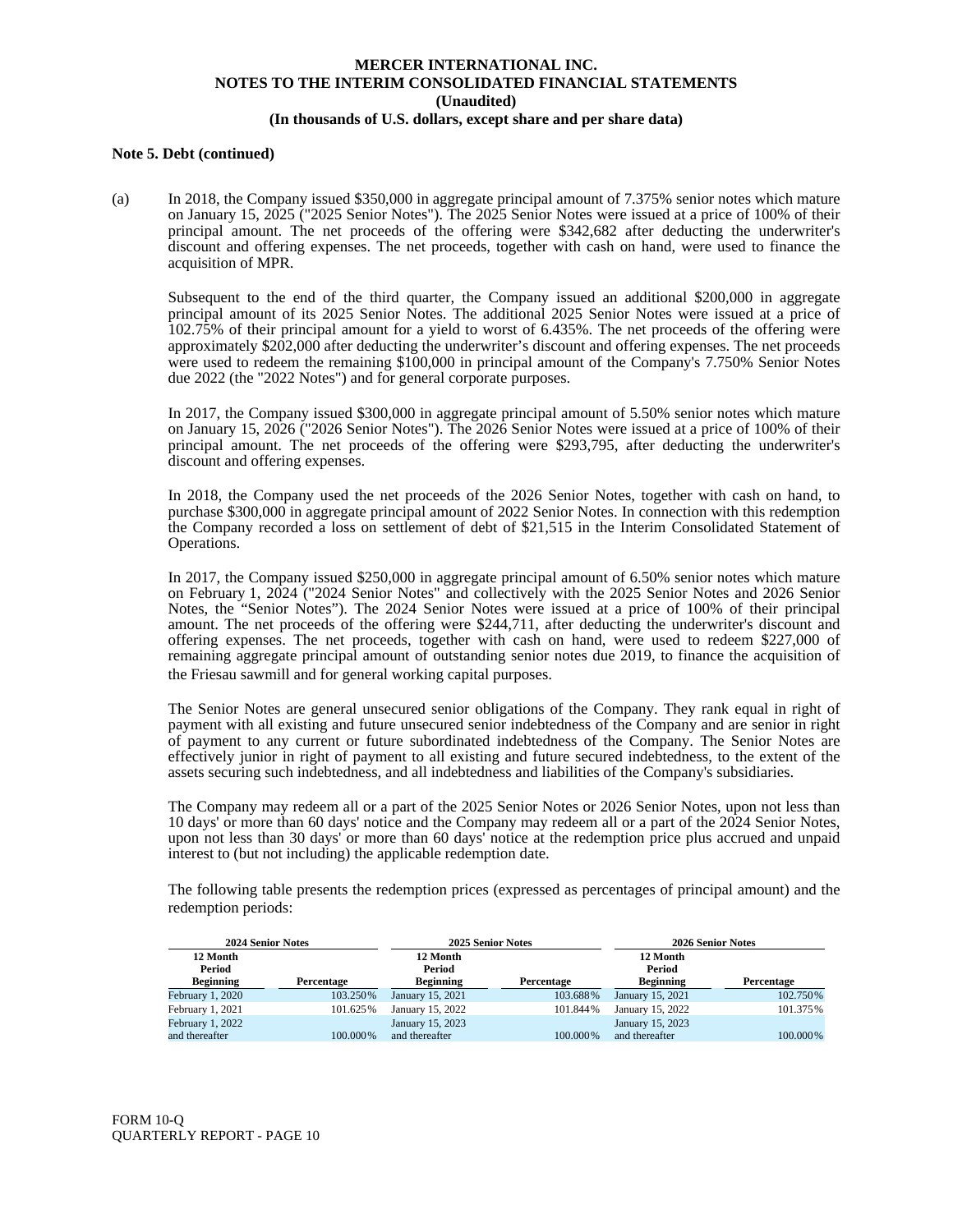**Note 5. Debt (continued)**

(a) In 2018, the Company issued $350,000 in aggregate principal amount of 7.375% senior notes which mature on January 15, 2025 ("2025 Senior Notes"). The 2025 Senior Notes were issued at a price of 100% of their principal amount. The net proceeds of the offering were $342,682 after deducting the underwriter's discount and offering expenses. The net proceeds, together with cash on hand, were used to finance the acquisition of MPR.

Subsequent to the end of the third quarter, the Company issued an additional $200,000 in aggregate principal amount of its 2025 Senior Notes. The additional 2025 Senior Notes were issued at a price of 102.75% of their principal amount for a yield to worst of 6.435%. The net proceeds of the offering were approximately $202,000 after deducting the underwriter's discount and offering expenses. The net proceeds were used to redeem the remaining $100,000 in principal amount of the Company's 7.750% Senior Notes due 2022 (the "2022 Notes") and for general corporate purposes.

In 2017, the Company issued $300,000 in aggregate principal amount of 5.50% senior notes which mature on January 15, 2026 ("2026 Senior Notes"). The 2026 Senior Notes were issued at a price of 100% of their principal amount. The net proceeds of the offering were $293,795, after deducting the underwriter's discount and offering expenses.

In 2018, the Company used the net proceeds of the 2026 Senior Notes, together with cash on hand, to purchase $300,000 in aggregate principal amount of 2022 Senior Notes. In connection with this redemption the Company recorded a loss on settlement of debt of $21,515 in the Interim Consolidated Statement of Operations.

In 2017, the Company issued $250,000 in aggregate principal amount of 6.50% senior notes which mature on February 1, 2024 ("2024 Senior Notes" and collectively with the 2025 Senior Notes and 2026 Senior Notes, the "Senior Notes"). The 2024 Senior Notes were issued at a price of 100% of their principal amount. The net proceeds of the offering were $244,711, after deducting the underwriter's discount and offering expenses. The net proceeds, together with cash on hand, were used to redeem $227,000 of remaining aggregate principal amount of outstanding senior notes due 2019, to finance the acquisition of the Friesau sawmill and for general working capital purposes.

The Senior Notes are general unsecured senior obligations of the Company. They rank equal in right of payment with all existing and future unsecured senior indebtedness of the Company and are senior in right of payment to any current or future subordinated indebtedness of the Company. The Senior Notes are effectively junior in right of payment to all existing and future secured indebtedness, to the extent of the assets securing such indebtedness, and all indebtedness and liabilities of the Company's subsidiaries.

The Company may redeem all or a part of the 2025 Senior Notes or 2026 Senior Notes, upon not less than 10 days' or more than 60 days' notice and the Company may redeem all or a part of the 2024 Senior Notes, upon not less than 30 days' or more than 60 days' notice at the redemption price plus accrued and unpaid interest to (but not including) the applicable redemption date.

The following table presents the redemption prices (expressed as percentages of principal amount) and the redemption periods:

| 2024 Senior Notes | | 2025 Senior Notes | | 2026 Senior Notes | |
|---|---|---|---|---|---|
| 12 Month Period Beginning | Percentage | 12 Month Period Beginning | Percentage | 12 Month Period Beginning | Percentage |
| February 1, 2020 | 103.250% | January 15, 2021 | 103.688% | January 15, 2021 | 102.750% |
| February 1, 2021 | 101.625% | January 15, 2022 | 101.844% | January 15, 2022 | 101.375% |
| February 1, 2022 and thereafter | 100.000% | January 15, 2023 and thereafter | 100.000% | January 15, 2023 and thereafter | 100.000% |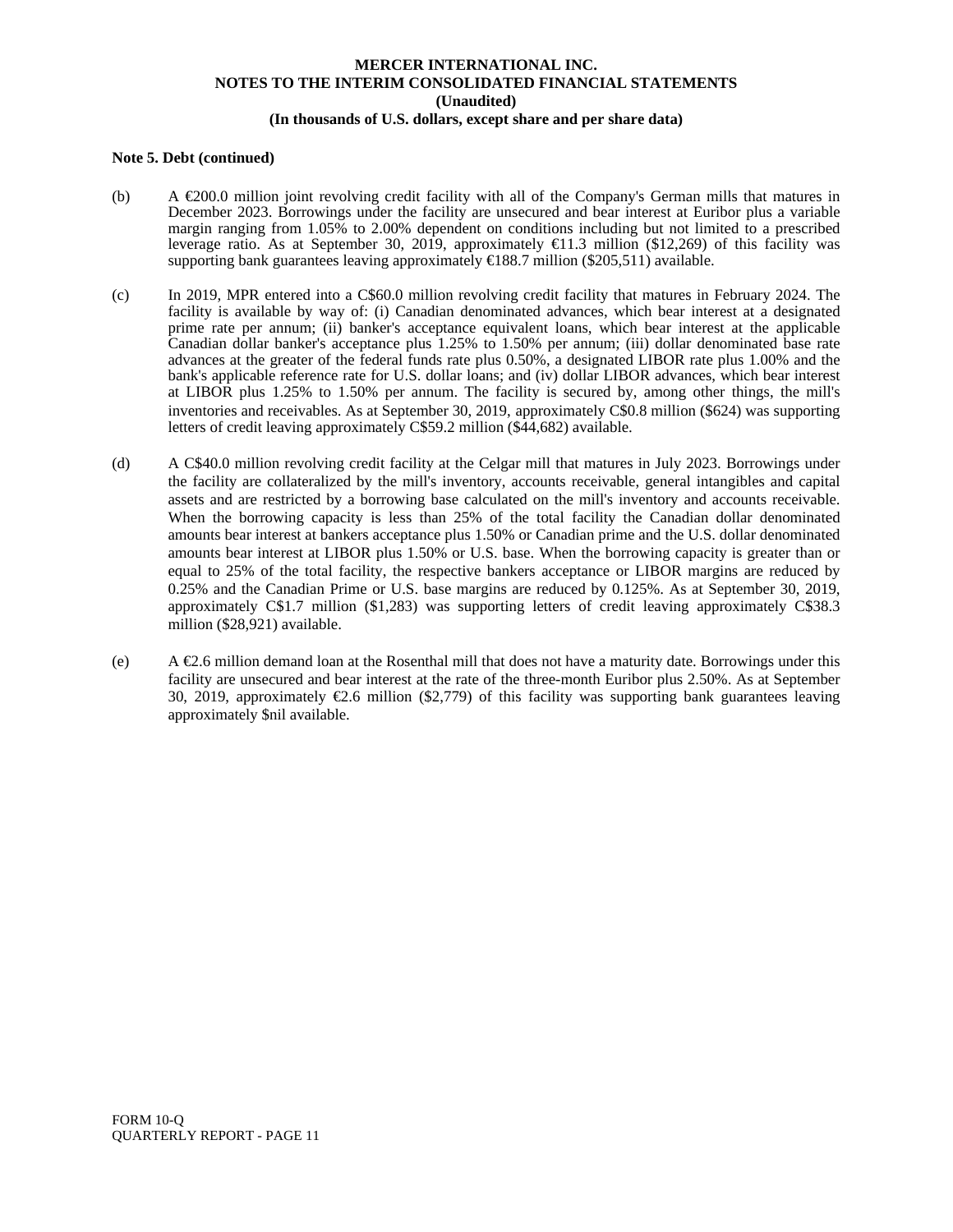**MERCER INTERNATIONAL INC.**
**NOTES TO THE INTERIM CONSOLIDATED FINANCIAL STATEMENTS**
**(Unaudited)**
**(In thousands of U.S. dollars, except share and per share data)**

**Note 5. Debt (continued)**

(b) A €200.0 million joint revolving credit facility with all of the Company's German mills that matures in December 2023. Borrowings under the facility are unsecured and bear interest at Euribor plus a variable margin ranging from 1.05% to 2.00% dependent on conditions including but not limited to a prescribed leverage ratio. As at September 30, 2019, approximately €11.3 million ($12,269) of this facility was supporting bank guarantees leaving approximately €188.7 million ($205,511) available.

(c) In 2019, MPR entered into a C$60.0 million revolving credit facility that matures in February 2024. The facility is available by way of: (i) Canadian denominated advances, which bear interest at a designated prime rate per annum; (ii) banker's acceptance equivalent loans, which bear interest at the applicable Canadian dollar banker's acceptance plus 1.25% to 1.50% per annum; (iii) dollar denominated base rate advances at the greater of the federal funds rate plus 0.50%, a designated LIBOR rate plus 1.00% and the bank's applicable reference rate for U.S. dollar loans; and (iv) dollar LIBOR advances, which bear interest at LIBOR plus 1.25% to 1.50% per annum. The facility is secured by, among other things, the mill's inventories and receivables. As at September 30, 2019, approximately C$0.8 million ($624) was supporting letters of credit leaving approximately C$59.2 million ($44,682) available.

(d) A C$40.0 million revolving credit facility at the Celgar mill that matures in July 2023. Borrowings under the facility are collateralized by the mill's inventory, accounts receivable, general intangibles and capital assets and are restricted by a borrowing base calculated on the mill's inventory and accounts receivable. When the borrowing capacity is less than 25% of the total facility the Canadian dollar denominated amounts bear interest at bankers acceptance plus 1.50% or Canadian prime and the U.S. dollar denominated amounts bear interest at LIBOR plus 1.50% or U.S. base. When the borrowing capacity is greater than or equal to 25% of the total facility, the respective bankers acceptance or LIBOR margins are reduced by 0.25% and the Canadian Prime or U.S. base margins are reduced by 0.125%. As at September 30, 2019, approximately C$1.7 million ($1,283) was supporting letters of credit leaving approximately C$38.3 million ($28,921) available.

(e) A €2.6 million demand loan at the Rosenthal mill that does not have a maturity date. Borrowings under this facility are unsecured and bear interest at the rate of the three-month Euribor plus 2.50%. As at September 30, 2019, approximately €2.6 million ($2,779) of this facility was supporting bank guarantees leaving approximately $nil available.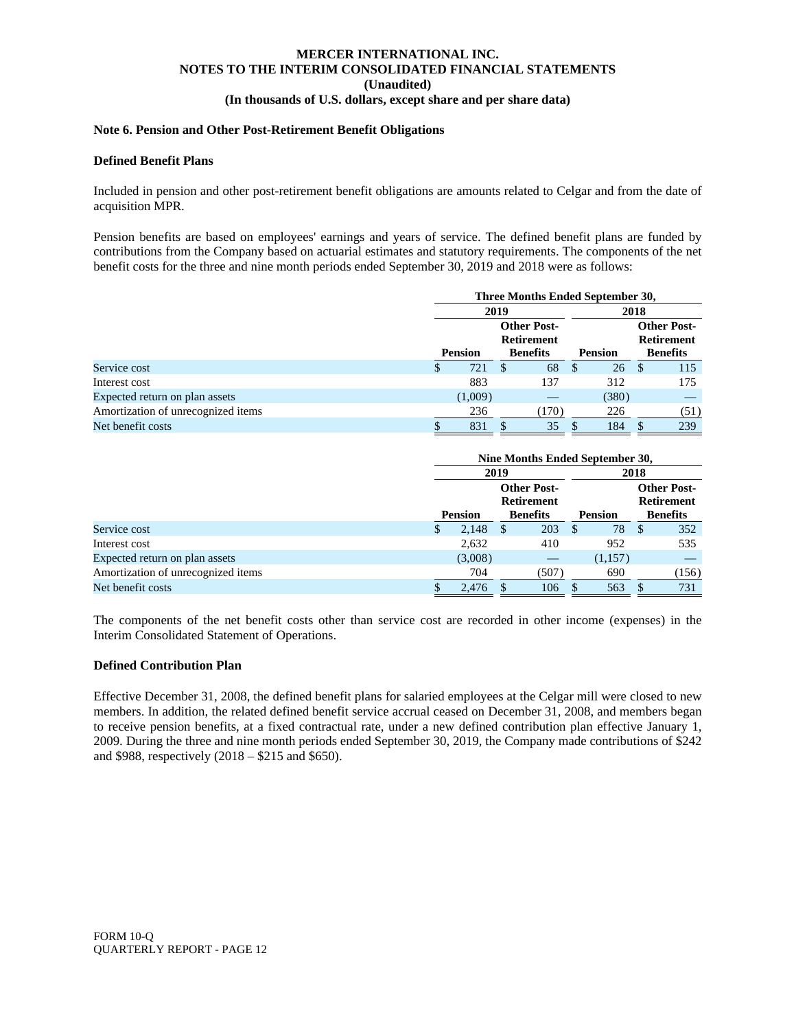**MERCER INTERNATIONAL INC.**
**NOTES TO THE INTERIM CONSOLIDATED FINANCIAL STATEMENTS**
**(Unaudited)**
**(In thousands of U.S. dollars, except share and per share data)**

### Note 6. Pension and Other Post-Retirement Benefit Obligations

#### Defined Benefit Plans

Included in pension and other post-retirement benefit obligations are amounts related to Celgar and from the date of acquisition MPR.

Pension benefits are based on employees' earnings and years of service. The defined benefit plans are funded by contributions from the Company based on actuarial estimates and statutory requirements. The components of the net benefit costs for the three and nine month periods ended September 30, 2019 and 2018 were as follows:

| | Three Months Ended September 30, | | | |
|---|---|---|---|---|
| | 2019 | | 2018 | |
| | Pension | Other Post-Retirement Benefits | Pension | Other Post-Retirement Benefits |
| Service cost | $ 721 | $ 68 | $ 26 | $ 115 |
| Interest cost | 883 | 137 | 312 | 175 |
| Expected return on plan assets | (1,009) | — | (380) | — |
| Amortization of unrecognized items | 236 | (170) | 226 | (51) |
| Net benefit costs | $ 831 | $ 35 | $ 184 | $ 239 |

| | Nine Months Ended September 30, | | | |
|---|---|---|---|---|
| | 2019 | | 2018 | |
| | Pension | Other Post-Retirement Benefits | Pension | Other Post-Retirement Benefits |
| Service cost | $ 2,148 | $ 203 | $ 78 | $ 352 |
| Interest cost | 2,632 | 410 | 952 | 535 |
| Expected return on plan assets | (3,008) | — | (1,157) | — |
| Amortization of unrecognized items | 704 | (507) | 690 | (156) |
| Net benefit costs | $ 2,476 | $ 106 | $ 563 | $ 731 |

The components of the net benefit costs other than service cost are recorded in other income (expenses) in the Interim Consolidated Statement of Operations.

#### Defined Contribution Plan

Effective December 31, 2008, the defined benefit plans for salaried employees at the Celgar mill were closed to new members. In addition, the related defined benefit service accrual ceased on December 31, 2008, and members began to receive pension benefits, at a fixed contractual rate, under a new defined contribution plan effective January 1, 2009. During the three and nine month periods ended September 30, 2019, the Company made contributions of $242 and $988, respectively (2018 – $215 and $650).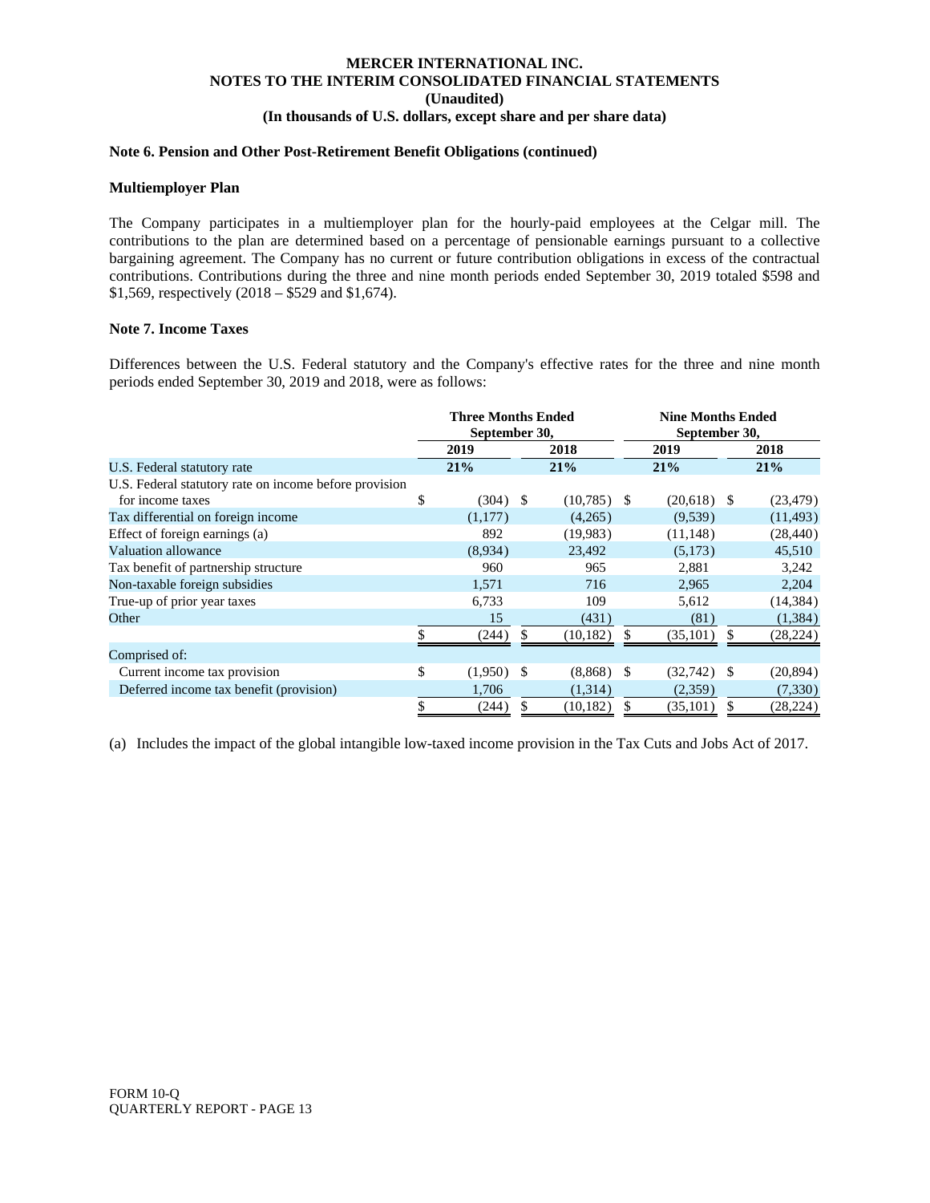**MERCER INTERNATIONAL INC.**
**NOTES TO THE INTERIM CONSOLIDATED FINANCIAL STATEMENTS**
**(Unaudited)**
**(In thousands of U.S. dollars, except share and per share data)**

**Note 6. Pension and Other Post-Retirement Benefit Obligations (continued)**

**Multiemployer Plan**

The Company participates in a multiemployer plan for the hourly-paid employees at the Celgar mill. The contributions to the plan are determined based on a percentage of pensionable earnings pursuant to a collective bargaining agreement. The Company has no current or future contribution obligations in excess of the contractual contributions. Contributions during the three and nine month periods ended September 30, 2019 totaled $598 and $1,569, respectively (2018 – $529 and $1,674).

**Note 7. Income Taxes**

Differences between the U.S. Federal statutory and the Company's effective rates for the three and nine month periods ended September 30, 2019 and 2018, were as follows:

| | Three Months Ended September 30, | | Nine Months Ended September 30, | |
|---|---|---|---|---|
| | 2019 | 2018 | 2019 | 2018 |
| U.S. Federal statutory rate | 21% | 21% | 21% | 21% |
| U.S. Federal statutory rate on income before provision for income taxes | $ (304) | $ (10,785) | $ (20,618) | $ (23,479) |
| Tax differential on foreign income | (1,177) | (4,265) | (9,539) | (11,493) |
| Effect of foreign earnings (a) | 892 | (19,983) | (11,148) | (28,440) |
| Valuation allowance | (8,934) | 23,492 | (5,173) | 45,510 |
| Tax benefit of partnership structure | 960 | 965 | 2,881 | 3,242 |
| Non-taxable foreign subsidies | 1,571 | 716 | 2,965 | 2,204 |
| True-up of prior year taxes | 6,733 | 109 | 5,612 | (14,384) |
| Other | 15 | (431) | (81) | (1,384) |
| | $ (244) | $ (10,182) | $ (35,101) | $ (28,224) |
| Comprised of: | | | | |
| Current income tax provision | $ (1,950) | $ (8,868) | $ (32,742) | $ (20,894) |
| Deferred income tax benefit (provision) | 1,706 | (1,314) | (2,359) | (7,330) |
| | $ (244) | $ (10,182) | $ (35,101) | $ (28,224) |

(a) Includes the impact of the global intangible low-taxed income provision in the Tax Cuts and Jobs Act of 2017.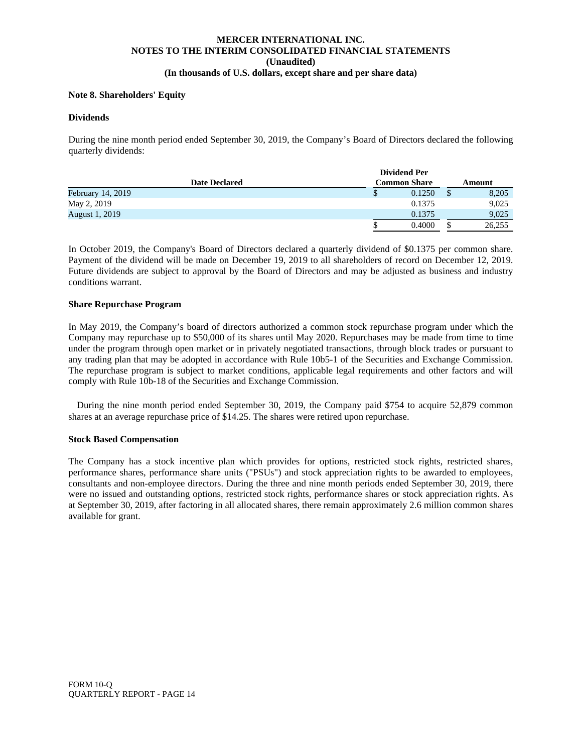# MERCER INTERNATIONAL INC.
## NOTES TO THE INTERIM CONSOLIDATED FINANCIAL STATEMENTS
### (Unaudited)
### (In thousands of U.S. dollars, except share and per share data)

**Note 8. Shareholders' Equity**

**Dividends**

During the nine month period ended September 30, 2019, the Company's Board of Directors declared the following quarterly dividends:

| Date Declared | Dividend Per Common Share | Amount |
|---|---|---|
| February 14, 2019 | $ 0.1250 | $ 8,205 |
| May 2, 2019 | 0.1375 | 9,025 |
| August 1, 2019 | 0.1375 | 9,025 |
| | $ 0.4000 | $ 26,255 |

In October 2019, the Company's Board of Directors declared a quarterly dividend of $0.1375 per common share. Payment of the dividend will be made on December 19, 2019 to all shareholders of record on December 12, 2019. Future dividends are subject to approval by the Board of Directors and may be adjusted as business and industry conditions warrant.

**Share Repurchase Program**

In May 2019, the Company's board of directors authorized a common stock repurchase program under which the Company may repurchase up to $50,000 of its shares until May 2020. Repurchases may be made from time to time under the program through open market or in privately negotiated transactions, through block trades or pursuant to any trading plan that may be adopted in accordance with Rule 10b5-1 of the Securities and Exchange Commission. The repurchase program is subject to market conditions, applicable legal requirements and other factors and will comply with Rule 10b-18 of the Securities and Exchange Commission.

During the nine month period ended September 30, 2019, the Company paid $754 to acquire 52,879 common shares at an average repurchase price of $14.25. The shares were retired upon repurchase.

**Stock Based Compensation**

The Company has a stock incentive plan which provides for options, restricted stock rights, restricted shares, performance shares, performance share units ("PSUs") and stock appreciation rights to be awarded to employees, consultants and non-employee directors. During the three and nine month periods ended September 30, 2019, there were no issued and outstanding options, restricted stock rights, performance shares or stock appreciation rights. As at September 30, 2019, after factoring in all allocated shares, there remain approximately 2.6 million common shares available for grant.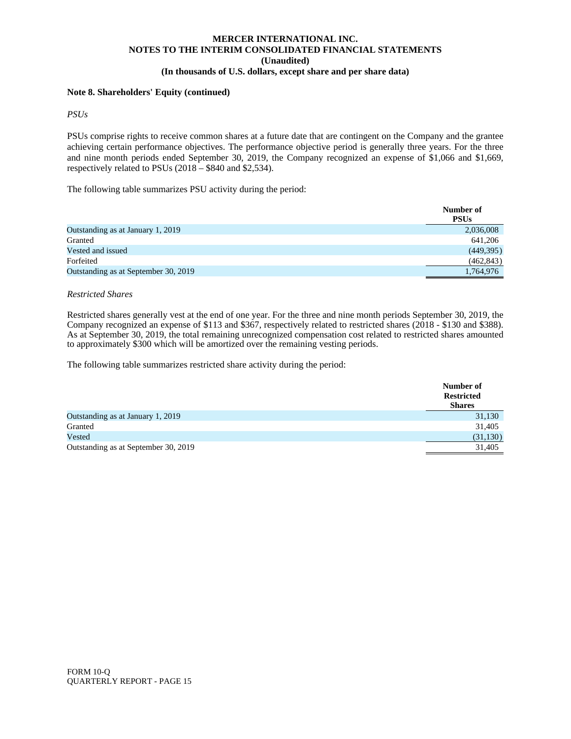**Note 8. Shareholders' Equity (continued)**

*PSUs*

PSUs comprise rights to receive common shares at a future date that are contingent on the Company and the grantee achieving certain performance objectives. The performance objective period is generally three years. For the three and nine month periods ended September 30, 2019, the Company recognized an expense of $1,066 and $1,669, respectively related to PSUs (2018 – $840 and $2,534).

The following table summarizes PSU activity during the period:

| | Number of PSUs |
|---|---|
| Outstanding as at January 1, 2019 | 2,036,008 |
| Granted | 641,206 |
| Vested and issued | (449,395) |
| Forfeited | (462,843) |
| Outstanding as at September 30, 2019 | 1,764,976 |

*Restricted Shares*

Restricted shares generally vest at the end of one year. For the three and nine month periods September 30, 2019, the Company recognized an expense of $113 and $367, respectively related to restricted shares (2018 - $130 and $388). As at September 30, 2019, the total remaining unrecognized compensation cost related to restricted shares amounted to approximately $300 which will be amortized over the remaining vesting periods.

The following table summarizes restricted share activity during the period:

| | Number of Restricted Shares |
|---|---|
| Outstanding as at January 1, 2019 | 31,130 |
| Granted | 31,405 |
| Vested | (31,130) |
| Outstanding as at September 30, 2019 | 31,405 |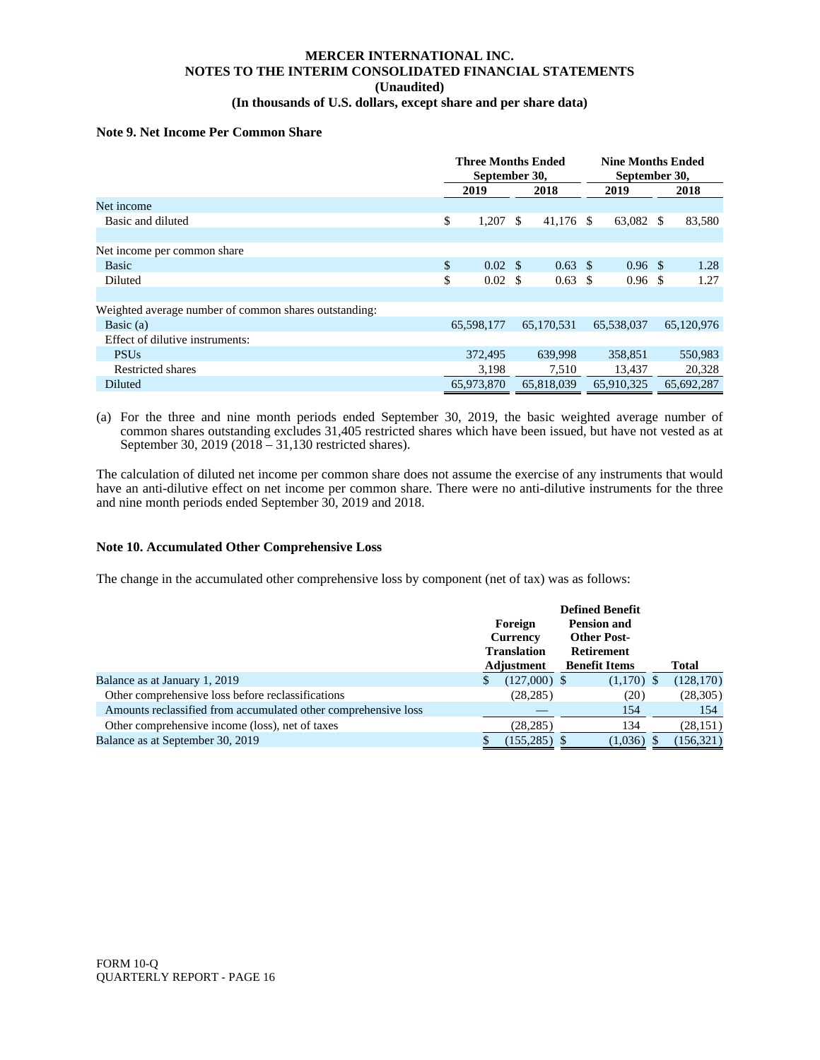**MERCER INTERNATIONAL INC.**
**NOTES TO THE INTERIM CONSOLIDATED FINANCIAL STATEMENTS**
**(Unaudited)**
**(In thousands of U.S. dollars, except share and per share data)**

### Note 9. Net Income Per Common Share

| | Three Months Ended September 30, | | Nine Months Ended September 30, | |
|---|---|---|---|---|
| | 2019 | 2018 | 2019 | 2018 |
| Net income | | | | |
| Basic and diluted | $ 1,207 | $ 41,176 | $ 63,082 | $ 83,580 |
| | | | | |
| Net income per common share | | | | |
| Basic | $ 0.02 | $ 0.63 | $ 0.96 | $ 1.28 |
| Diluted | $ 0.02 | $ 0.63 | $ 0.96 | $ 1.27 |
| | | | | |
| Weighted average number of common shares outstanding: | | | | |
| Basic (a) | 65,598,177 | 65,170,531 | 65,538,037 | 65,120,976 |
| Effect of dilutive instruments: | | | | |
| PSUs | 372,495 | 639,998 | 358,851 | 550,983 |
| Restricted shares | 3,198 | 7,510 | 13,437 | 20,328 |
| Diluted | 65,973,870 | 65,818,039 | 65,910,325 | 65,692,287 |

(a) For the three and nine month periods ended September 30, 2019, the basic weighted average number of common shares outstanding excludes 31,405 restricted shares which have been issued, but have not vested as at September 30, 2019 (2018 – 31,130 restricted shares).

The calculation of diluted net income per common share does not assume the exercise of any instruments that would have an anti-dilutive effect on net income per common share. There were no anti-dilutive instruments for the three and nine month periods ended September 30, 2019 and 2018.

### Note 10. Accumulated Other Comprehensive Loss

The change in the accumulated other comprehensive loss by component (net of tax) was as follows:

| | Foreign Currency Translation Adjustment | Defined Benefit Pension and Other Post-Retirement Benefit Items | Total |
|---|---|---|---|
| Balance as at January 1, 2019 | $ (127,000) | $ (1,170) | $ (128,170) |
| Other comprehensive loss before reclassifications | (28,285) | (20) | (28,305) |
| Amounts reclassified from accumulated other comprehensive loss | — | 154 | 154 |
| Other comprehensive income (loss), net of taxes | (28,285) | 134 | (28,151) |
| Balance as at September 30, 2019 | $ (155,285) | $ (1,036) | $ (156,321) |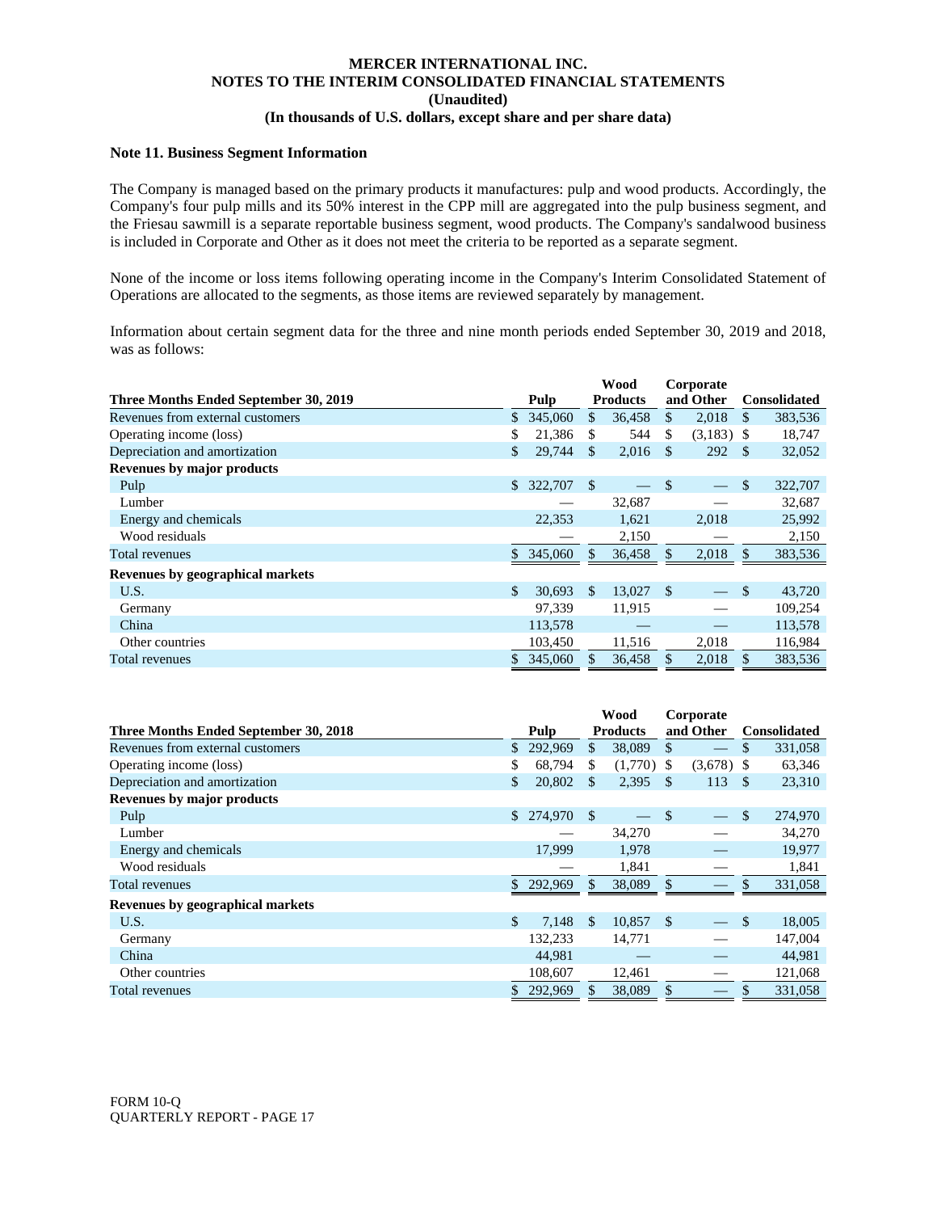MERCER INTERNATIONAL INC.
NOTES TO THE INTERIM CONSOLIDATED FINANCIAL STATEMENTS
(Unaudited)
(In thousands of U.S. dollars, except share and per share data)

**Note 11. Business Segment Information**

The Company is managed based on the primary products it manufactures: pulp and wood products. Accordingly, the Company's four pulp mills and its 50% interest in the CPP mill are aggregated into the pulp business segment, and the Friesau sawmill is a separate reportable business segment, wood products. The Company's sandalwood business is included in Corporate and Other as it does not meet the criteria to be reported as a separate segment.

None of the income or loss items following operating income in the Company's Interim Consolidated Statement of Operations are allocated to the segments, as those items are reviewed separately by management.

Information about certain segment data for the three and nine month periods ended September 30, 2019 and 2018, was as follows:

| Three Months Ended September 30, 2019 | Pulp | Wood Products | Corporate and Other | Consolidated |
|---|---|---|---|---|
| Revenues from external customers | $ 345,060 | $ 36,458 | $ 2,018 | $ 383,536 |
| Operating income (loss) | $ 21,386 | $ 544 | $ (3,183) | $ 18,747 |
| Depreciation and amortization | $ 29,744 | $ 2,016 | $ 292 | $ 32,052 |
| **Revenues by major products** | | | | |
| Pulp | $ 322,707 | $ — | $ — | $ 322,707 |
| Lumber | — | 32,687 | — | 32,687 |
| Energy and chemicals | 22,353 | 1,621 | 2,018 | 25,992 |
| Wood residuals | — | 2,150 | — | 2,150 |
| Total revenues | $ 345,060 | $ 36,458 | $ 2,018 | $ 383,536 |
| **Revenues by geographical markets** | | | | |
| U.S. | $ 30,693 | $ 13,027 | $ — | $ 43,720 |
| Germany | 97,339 | 11,915 | — | 109,254 |
| China | 113,578 | — | — | 113,578 |
| Other countries | 103,450 | 11,516 | 2,018 | 116,984 |
| Total revenues | $ 345,060 | $ 36,458 | $ 2,018 | $ 383,536 |

| Three Months Ended September 30, 2018 | Pulp | Wood Products | Corporate and Other | Consolidated |
|---|---|---|---|---|
| Revenues from external customers | $ 292,969 | $ 38,089 | $ — | $ 331,058 |
| Operating income (loss) | $ 68,794 | $ (1,770) | $ (3,678) | $ 63,346 |
| Depreciation and amortization | $ 20,802 | $ 2,395 | $ 113 | $ 23,310 |
| **Revenues by major products** | | | | |
| Pulp | $ 274,970 | $ — | $ — | $ 274,970 |
| Lumber | — | 34,270 | — | 34,270 |
| Energy and chemicals | 17,999 | 1,978 | — | 19,977 |
| Wood residuals | — | 1,841 | — | 1,841 |
| Total revenues | $ 292,969 | $ 38,089 | $ — | $ 331,058 |
| **Revenues by geographical markets** | | | | |
| U.S. | $ 7,148 | $ 10,857 | $ — | $ 18,005 |
| Germany | 132,233 | 14,771 | — | 147,004 |
| China | 44,981 | — | — | 44,981 |
| Other countries | 108,607 | 12,461 | — | 121,068 |
| Total revenues | $ 292,969 | $ 38,089 | $ — | $ 331,058 |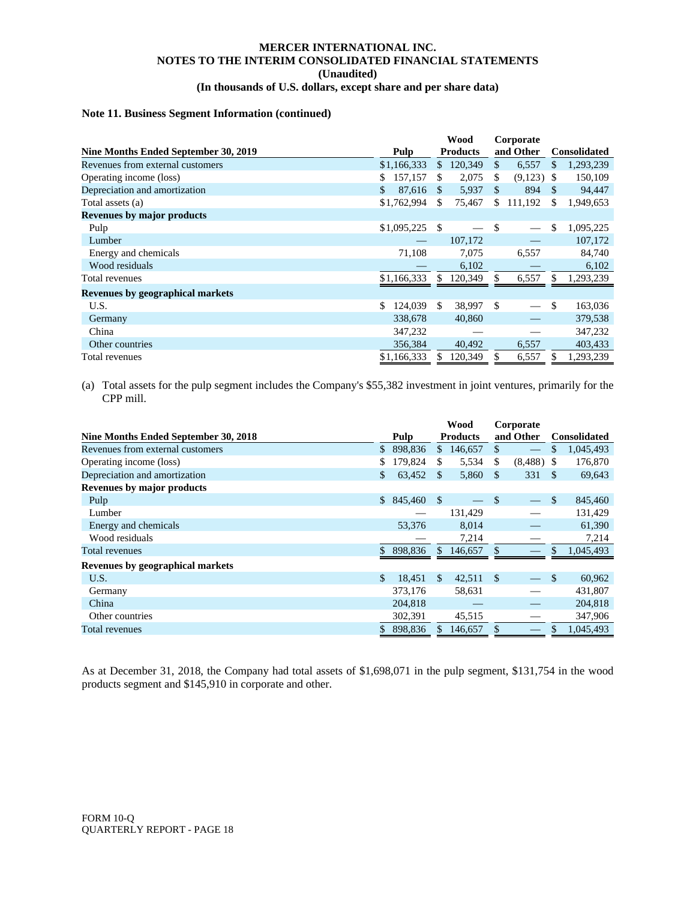**MERCER INTERNATIONAL INC.**
**NOTES TO THE INTERIM CONSOLIDATED FINANCIAL STATEMENTS**
**(Unaudited)**
**(In thousands of U.S. dollars, except share and per share data)**

**Note 11. Business Segment Information (continued)**

| Nine Months Ended September 30, 2019 | Pulp | Wood Products | Corporate and Other | Consolidated |
|---|---|---|---|---|
| Revenues from external customers | $1,166,333 | $ 120,349 | $ 6,557 | $ 1,293,239 |
| Operating income (loss) | $ 157,157 | $ 2,075 | $ (9,123) | $ 150,109 |
| Depreciation and amortization | $ 87,616 | $ 5,937 | $ 894 | $ 94,447 |
| Total assets (a) | $1,762,994 | $ 75,467 | $ 111,192 | $ 1,949,653 |
| **Revenues by major products** | | | | |
| Pulp | $1,095,225 | $ — | $ — | $ 1,095,225 |
| Lumber | — | 107,172 | — | 107,172 |
| Energy and chemicals | 71,108 | 7,075 | 6,557 | 84,740 |
| Wood residuals | — | 6,102 | — | 6,102 |
| Total revenues | $1,166,333 | $ 120,349 | $ 6,557 | $ 1,293,239 |
| **Revenues by geographical markets** | | | | |
| U.S. | $ 124,039 | $ 38,997 | $ — | $ 163,036 |
| Germany | 338,678 | 40,860 | — | 379,538 |
| China | 347,232 | — | — | 347,232 |
| Other countries | 356,384 | 40,492 | 6,557 | 403,433 |
| Total revenues | $1,166,333 | $ 120,349 | $ 6,557 | $ 1,293,239 |

(a) Total assets for the pulp segment includes the Company's $55,382 investment in joint ventures, primarily for the CPP mill.

| Nine Months Ended September 30, 2018 | Pulp | Wood Products | Corporate and Other | Consolidated |
|---|---|---|---|---|
| Revenues from external customers | $ 898,836 | $ 146,657 | $ — | $ 1,045,493 |
| Operating income (loss) | $ 179,824 | $ 5,534 | $ (8,488) | $ 176,870 |
| Depreciation and amortization | $ 63,452 | $ 5,860 | $ 331 | $ 69,643 |
| **Revenues by major products** | | | | |
| Pulp | $ 845,460 | $ — | $ — | $ 845,460 |
| Lumber | — | 131,429 | — | 131,429 |
| Energy and chemicals | 53,376 | 8,014 | — | 61,390 |
| Wood residuals | — | 7,214 | — | 7,214 |
| Total revenues | $ 898,836 | $ 146,657 | $ — | $ 1,045,493 |
| **Revenues by geographical markets** | | | | |
| U.S. | $ 18,451 | $ 42,511 | $ — | $ 60,962 |
| Germany | 373,176 | 58,631 | — | 431,807 |
| China | 204,818 | — | — | 204,818 |
| Other countries | 302,391 | 45,515 | — | 347,906 |
| Total revenues | $ 898,836 | $ 146,657 | $ — | $ 1,045,493 |

As at December 31, 2018, the Company had total assets of $1,698,071 in the pulp segment, $131,754 in the wood products segment and $145,910 in corporate and other.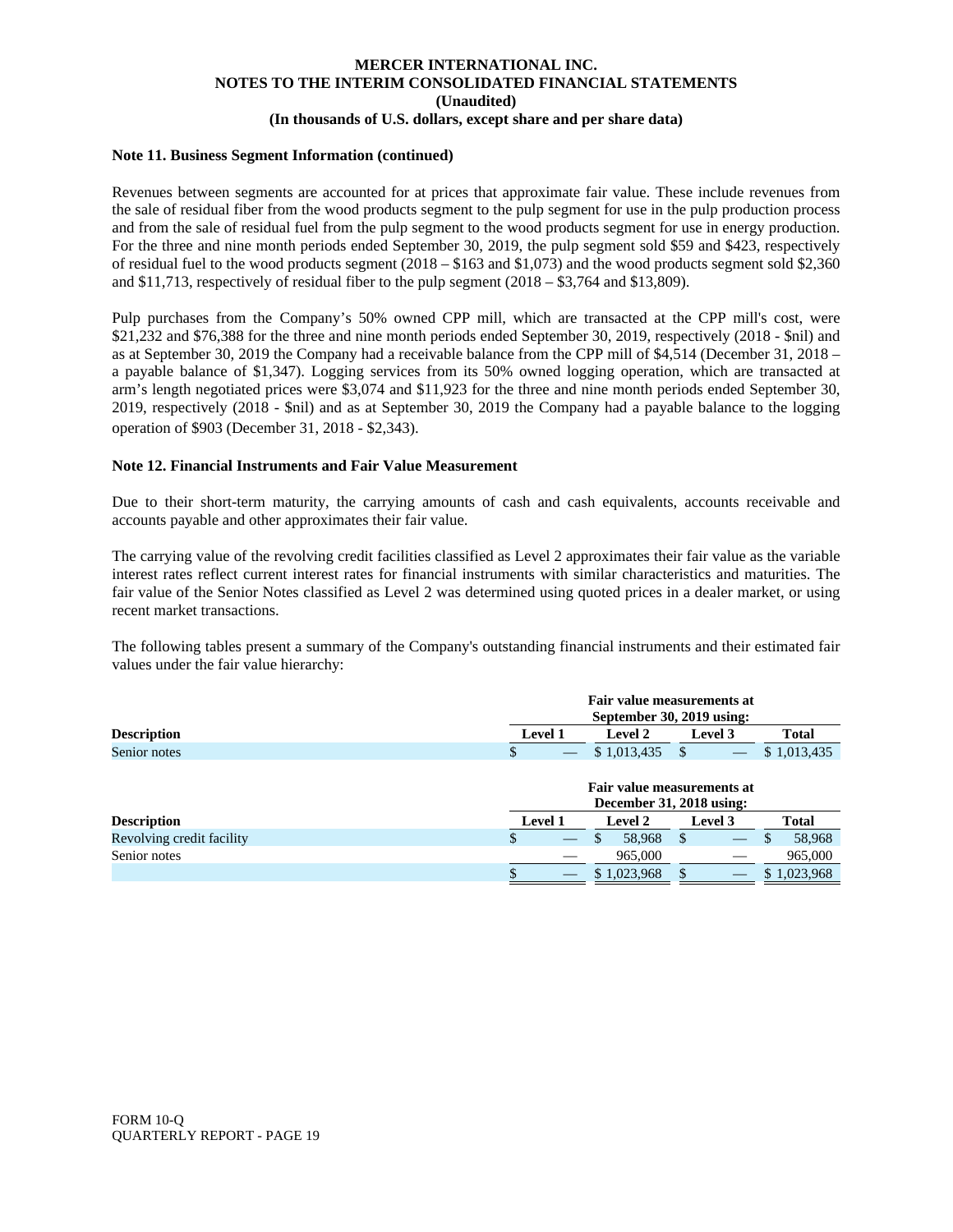**Note 11. Business Segment Information (continued)**

Revenues between segments are accounted for at prices that approximate fair value. These include revenues from the sale of residual fiber from the wood products segment to the pulp segment for use in the pulp production process and from the sale of residual fuel from the pulp segment to the wood products segment for use in energy production. For the three and nine month periods ended September 30, 2019, the pulp segment sold $59 and $423, respectively of residual fuel to the wood products segment (2018 – $163 and $1,073) and the wood products segment sold $2,360 and $11,713, respectively of residual fiber to the pulp segment (2018 – $3,764 and $13,809).

Pulp purchases from the Company's 50% owned CPP mill, which are transacted at the CPP mill's cost, were $21,232 and $76,388 for the three and nine month periods ended September 30, 2019, respectively (2018 - $nil) and as at September 30, 2019 the Company had a receivable balance from the CPP mill of $4,514 (December 31, 2018 – a payable balance of $1,347). Logging services from its 50% owned logging operation, which are transacted at arm's length negotiated prices were $3,074 and $11,923 for the three and nine month periods ended September 30, 2019, respectively (2018 - $nil) and as at September 30, 2019 the Company had a payable balance to the logging operation of $903 (December 31, 2018 - $2,343).

**Note 12. Financial Instruments and Fair Value Measurement**

Due to their short-term maturity, the carrying amounts of cash and cash equivalents, accounts receivable and accounts payable and other approximates their fair value.

The carrying value of the revolving credit facilities classified as Level 2 approximates their fair value as the variable interest rates reflect current interest rates for financial instruments with similar characteristics and maturities. The fair value of the Senior Notes classified as Level 2 was determined using quoted prices in a dealer market, or using recent market transactions.

The following tables present a summary of the Company's outstanding financial instruments and their estimated fair values under the fair value hierarchy:

| | Fair value measurements at September 30, 2019 using: | | | |
|---|---|---|---|---|
| **Description** | **Level 1** | **Level 2** | **Level 3** | **Total** |
| Senior notes | $ — | $ 1,013,435 | $ — | $ 1,013,435 |

| | Fair value measurements at December 31, 2018 using: | | | |
|---|---|---|---|---|
| **Description** | **Level 1** | **Level 2** | **Level 3** | **Total** |
| Revolving credit facility | $ — | $ 58,968 | $ — | $ 58,968 |
| Senior notes | — | 965,000 | — | 965,000 |
| | $ — | $ 1,023,968 | $ — | $ 1,023,968 |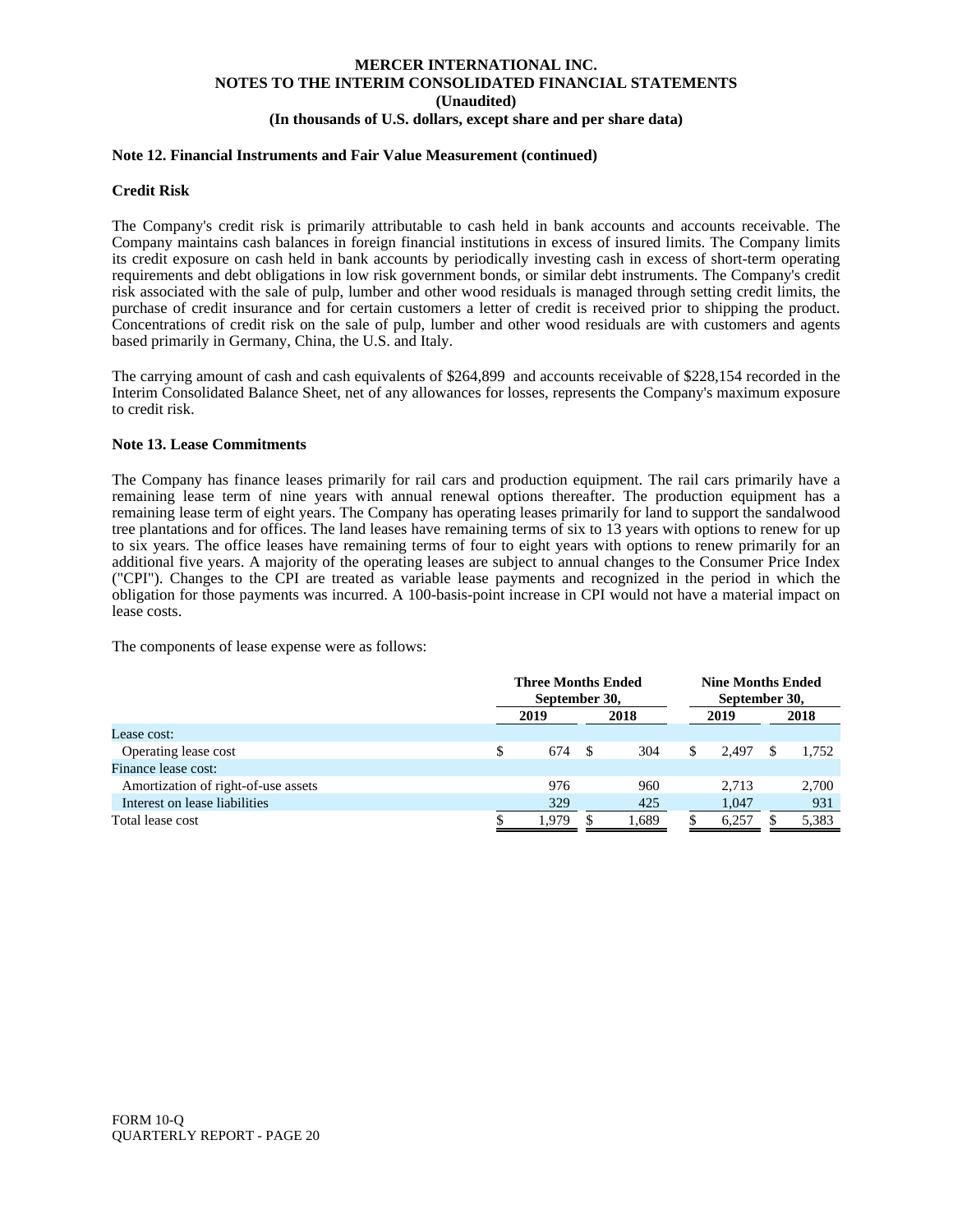**MERCER INTERNATIONAL INC.**
**NOTES TO THE INTERIM CONSOLIDATED FINANCIAL STATEMENTS**
**(Unaudited)**
**(In thousands of U.S. dollars, except share and per share data)**

**Note 12. Financial Instruments and Fair Value Measurement (continued)**

**Credit Risk**

The Company's credit risk is primarily attributable to cash held in bank accounts and accounts receivable. The Company maintains cash balances in foreign financial institutions in excess of insured limits. The Company limits its credit exposure on cash held in bank accounts by periodically investing cash in excess of short-term operating requirements and debt obligations in low risk government bonds, or similar debt instruments. The Company's credit risk associated with the sale of pulp, lumber and other wood residuals is managed through setting credit limits, the purchase of credit insurance and for certain customers a letter of credit is received prior to shipping the product. Concentrations of credit risk on the sale of pulp, lumber and other wood residuals are with customers and agents based primarily in Germany, China, the U.S. and Italy.

The carrying amount of cash and cash equivalents of $264,899 and accounts receivable of $228,154 recorded in the Interim Consolidated Balance Sheet, net of any allowances for losses, represents the Company's maximum exposure to credit risk.

**Note 13. Lease Commitments**

The Company has finance leases primarily for rail cars and production equipment. The rail cars primarily have a remaining lease term of nine years with annual renewal options thereafter. The production equipment has a remaining lease term of eight years. The Company has operating leases primarily for land to support the sandalwood tree plantations and for offices. The land leases have remaining terms of six to 13 years with options to renew for up to six years. The office leases have remaining terms of four to eight years with options to renew primarily for an additional five years. A majority of the operating leases are subject to annual changes to the Consumer Price Index ("CPI"). Changes to the CPI are treated as variable lease payments and recognized in the period in which the obligation for those payments was incurred. A 100-basis-point increase in CPI would not have a material impact on lease costs.

The components of lease expense were as follows:

| | Three Months Ended September 30, | | Nine Months Ended September 30, | |
|---|---|---|---|---|
| | 2019 | 2018 | 2019 | 2018 |
| Lease cost: | | | | |
| Operating lease cost | $ 674 | $ 304 | $ 2,497 | $ 1,752 |
| Finance lease cost: | | | | |
| Amortization of right-of-use assets | 976 | 960 | 2,713 | 2,700 |
| Interest on lease liabilities | 329 | 425 | 1,047 | 931 |
| Total lease cost | $ 1,979 | $ 1,689 | $ 6,257 | $ 5,383 |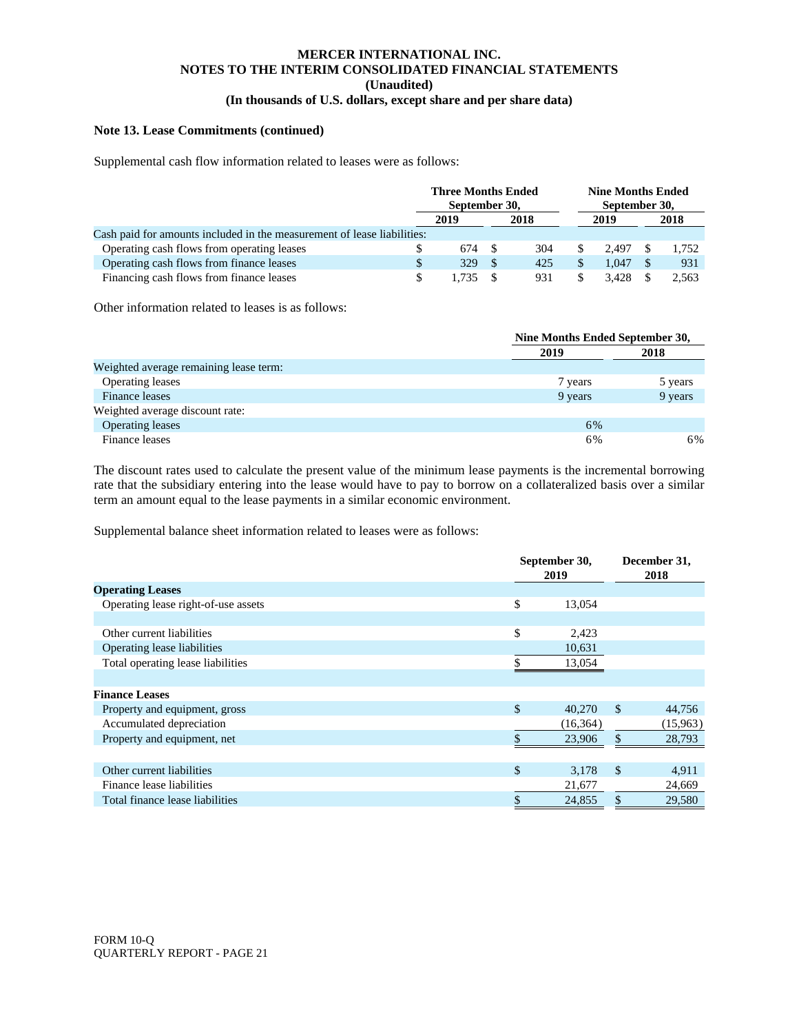MERCER INTERNATIONAL INC.
NOTES TO THE INTERIM CONSOLIDATED FINANCIAL STATEMENTS
(Unaudited)
(In thousands of U.S. dollars, except share and per share data)

**Note 13. Lease Commitments (continued)**

Supplemental cash flow information related to leases were as follows:

| | Three Months Ended September 30, | | Nine Months Ended September 30, | |
|---|---|---|---|---|
| | 2019 | 2018 | 2019 | 2018 |
| Cash paid for amounts included in the measurement of lease liabilities: | | | | |
| Operating cash flows from operating leases | $ 674 | $ 304 | $ 2,497 | $ 1,752 |
| Operating cash flows from finance leases | $ 329 | $ 425 | $ 1,047 | $ 931 |
| Financing cash flows from finance leases | $ 1,735 | $ 931 | $ 3,428 | $ 2,563 |

Other information related to leases is as follows:

| | Nine Months Ended September 30, | |
|---|---|---|
| | 2019 | 2018 |
| Weighted average remaining lease term: | | |
| Operating leases | 7 years | 5 years |
| Finance leases | 9 years | 9 years |
| Weighted average discount rate: | | |
| Operating leases | 6% | |
| Finance leases | 6% | 6% |

The discount rates used to calculate the present value of the minimum lease payments is the incremental borrowing rate that the subsidiary entering into the lease would have to pay to borrow on a collateralized basis over a similar term an amount equal to the lease payments in a similar economic environment.

Supplemental balance sheet information related to leases were as follows:

| | September 30, 2019 | December 31, 2018 |
|---|---|---|
| **Operating Leases** | | |
| Operating lease right-of-use assets | $ 13,054 | |
| | | |
| Other current liabilities | $ 2,423 | |
| Operating lease liabilities | 10,631 | |
| Total operating lease liabilities | $ 13,054 | |
| | | |
| **Finance Leases** | | |
| Property and equipment, gross | $ 40,270 | $ 44,756 |
| Accumulated depreciation | (16,364) | (15,963) |
| Property and equipment, net | $ 23,906 | $ 28,793 |
| | | |
| Other current liabilities | $ 3,178 | $ 4,911 |
| Finance lease liabilities | 21,677 | 24,669 |
| Total finance lease liabilities | $ 24,855 | $ 29,580 |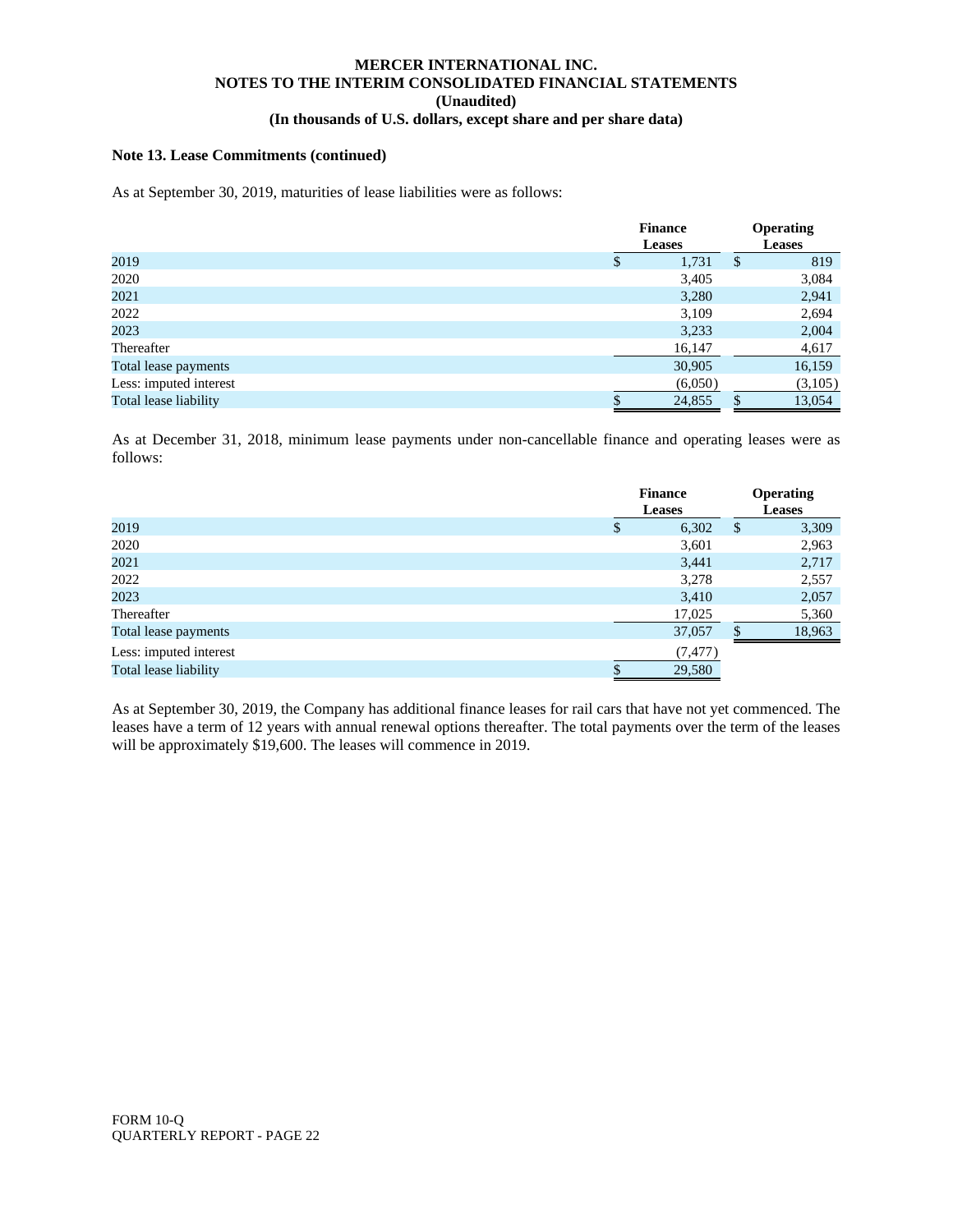**MERCER INTERNATIONAL INC.**
**NOTES TO THE INTERIM CONSOLIDATED FINANCIAL STATEMENTS**
**(Unaudited)**
**(In thousands of U.S. dollars, except share and per share data)**

**Note 13. Lease Commitments (continued)**

As at September 30, 2019, maturities of lease liabilities were as follows:

| | Finance Leases | Operating Leases |
|---|---|---|
| 2019 | $ 1,731 | $ 819 |
| 2020 | 3,405 | 3,084 |
| 2021 | 3,280 | 2,941 |
| 2022 | 3,109 | 2,694 |
| 2023 | 3,233 | 2,004 |
| Thereafter | 16,147 | 4,617 |
| Total lease payments | 30,905 | 16,159 |
| Less: imputed interest | (6,050) | (3,105) |
| Total lease liability | $ 24,855 | $ 13,054 |

As at December 31, 2018, minimum lease payments under non-cancellable finance and operating leases were as follows:

| | Finance Leases | Operating Leases |
|---|---|---|
| 2019 | $ 6,302 | $ 3,309 |
| 2020 | 3,601 | 2,963 |
| 2021 | 3,441 | 2,717 |
| 2022 | 3,278 | 2,557 |
| 2023 | 3,410 | 2,057 |
| Thereafter | 17,025 | 5,360 |
| Total lease payments | 37,057 | $ 18,963 |
| Less: imputed interest | (7,477) | |
| Total lease liability | $ 29,580 | |

As at September 30, 2019, the Company has additional finance leases for rail cars that have not yet commenced. The leases have a term of 12 years with annual renewal options thereafter. The total payments over the term of the leases will be approximately $19,600. The leases will commence in 2019.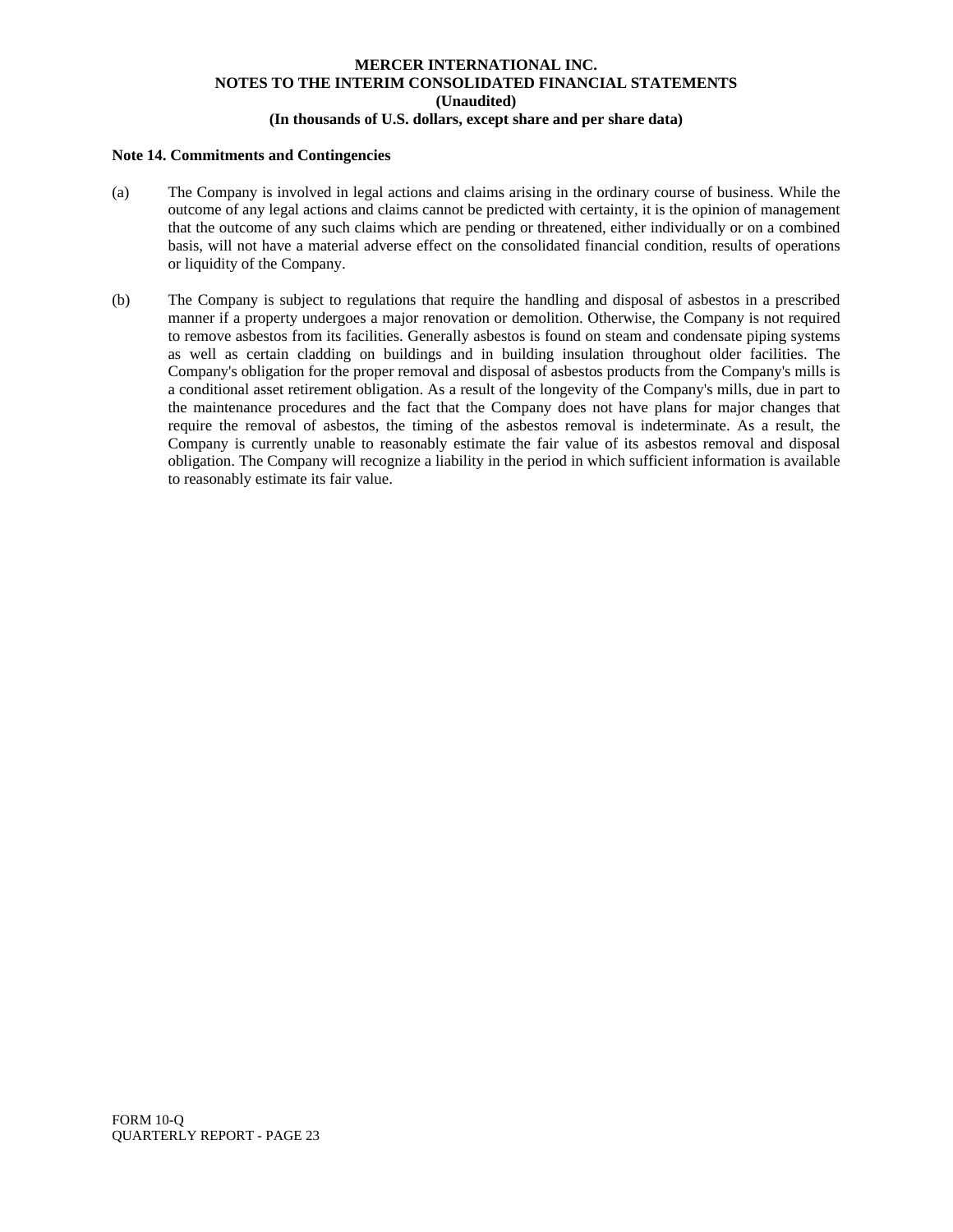**Note 14. Commitments and Contingencies**

(a) The Company is involved in legal actions and claims arising in the ordinary course of business. While the outcome of any legal actions and claims cannot be predicted with certainty, it is the opinion of management that the outcome of any such claims which are pending or threatened, either individually or on a combined basis, will not have a material adverse effect on the consolidated financial condition, results of operations or liquidity of the Company.

(b) The Company is subject to regulations that require the handling and disposal of asbestos in a prescribed manner if a property undergoes a major renovation or demolition. Otherwise, the Company is not required to remove asbestos from its facilities. Generally asbestos is found on steam and condensate piping systems as well as certain cladding on buildings and in building insulation throughout older facilities. The Company's obligation for the proper removal and disposal of asbestos products from the Company's mills is a conditional asset retirement obligation. As a result of the longevity of the Company's mills, due in part to the maintenance procedures and the fact that the Company does not have plans for major changes that require the removal of asbestos, the timing of the asbestos removal is indeterminate. As a result, the Company is currently unable to reasonably estimate the fair value of its asbestos removal and disposal obligation. The Company will recognize a liability in the period in which sufficient information is available to reasonably estimate its fair value.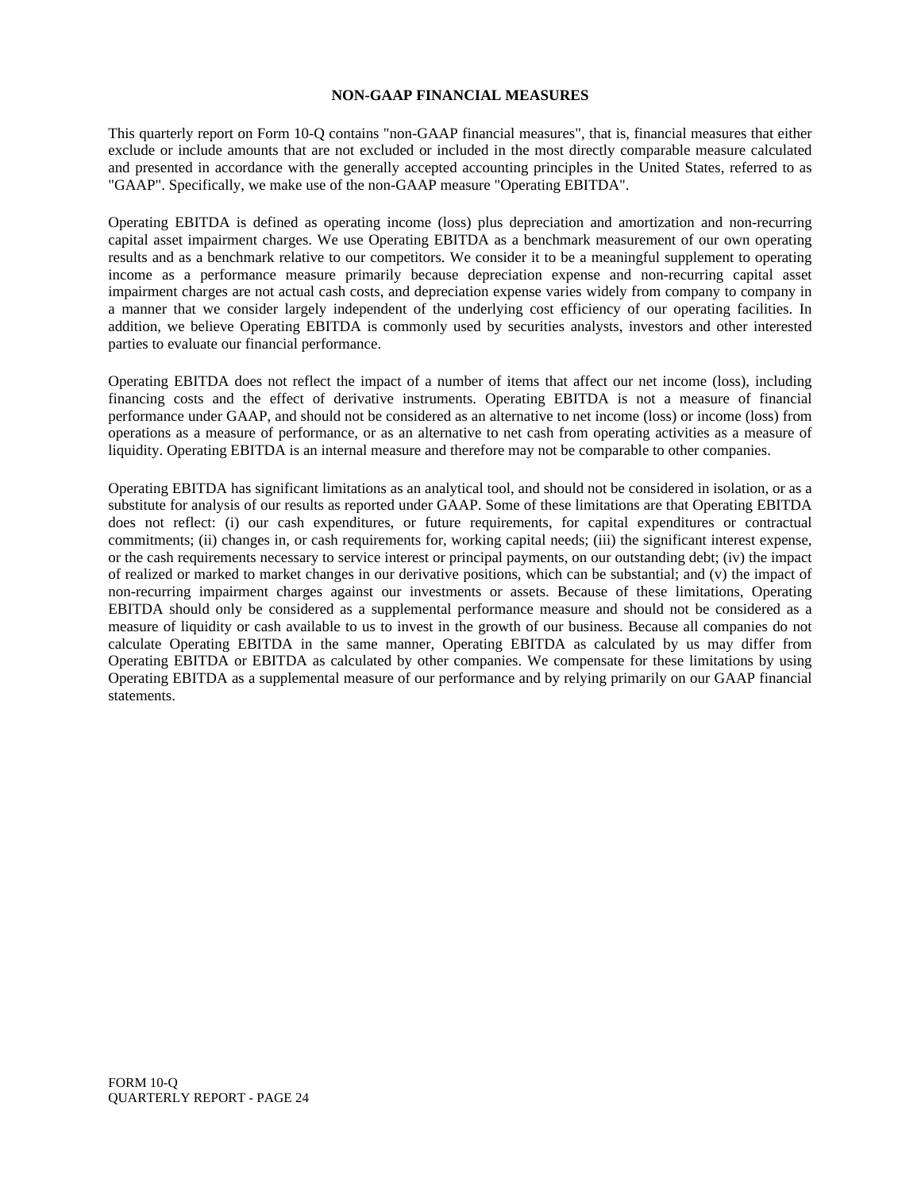## NON-GAAP FINANCIAL MEASURES

This quarterly report on Form 10-Q contains "non-GAAP financial measures", that is, financial measures that either exclude or include amounts that are not excluded or included in the most directly comparable measure calculated and presented in accordance with the generally accepted accounting principles in the United States, referred to as "GAAP". Specifically, we make use of the non-GAAP measure "Operating EBITDA".

Operating EBITDA is defined as operating income (loss) plus depreciation and amortization and non-recurring capital asset impairment charges. We use Operating EBITDA as a benchmark measurement of our own operating results and as a benchmark relative to our competitors. We consider it to be a meaningful supplement to operating income as a performance measure primarily because depreciation expense and non-recurring capital asset impairment charges are not actual cash costs, and depreciation expense varies widely from company to company in a manner that we consider largely independent of the underlying cost efficiency of our operating facilities. In addition, we believe Operating EBITDA is commonly used by securities analysts, investors and other interested parties to evaluate our financial performance.

Operating EBITDA does not reflect the impact of a number of items that affect our net income (loss), including financing costs and the effect of derivative instruments. Operating EBITDA is not a measure of financial performance under GAAP, and should not be considered as an alternative to net income (loss) or income (loss) from operations as a measure of performance, or as an alternative to net cash from operating activities as a measure of liquidity. Operating EBITDA is an internal measure and therefore may not be comparable to other companies.

Operating EBITDA has significant limitations as an analytical tool, and should not be considered in isolation, or as a substitute for analysis of our results as reported under GAAP. Some of these limitations are that Operating EBITDA does not reflect: (i) our cash expenditures, or future requirements, for capital expenditures or contractual commitments; (ii) changes in, or cash requirements for, working capital needs; (iii) the significant interest expense, or the cash requirements necessary to service interest or principal payments, on our outstanding debt; (iv) the impact of realized or marked to market changes in our derivative positions, which can be substantial; and (v) the impact of non-recurring impairment charges against our investments or assets. Because of these limitations, Operating EBITDA should only be considered as a supplemental performance measure and should not be considered as a measure of liquidity or cash available to us to invest in the growth of our business. Because all companies do not calculate Operating EBITDA in the same manner, Operating EBITDA as calculated by us may differ from Operating EBITDA or EBITDA as calculated by other companies. We compensate for these limitations by using Operating EBITDA as a supplemental measure of our performance and by relying primarily on our GAAP financial statements.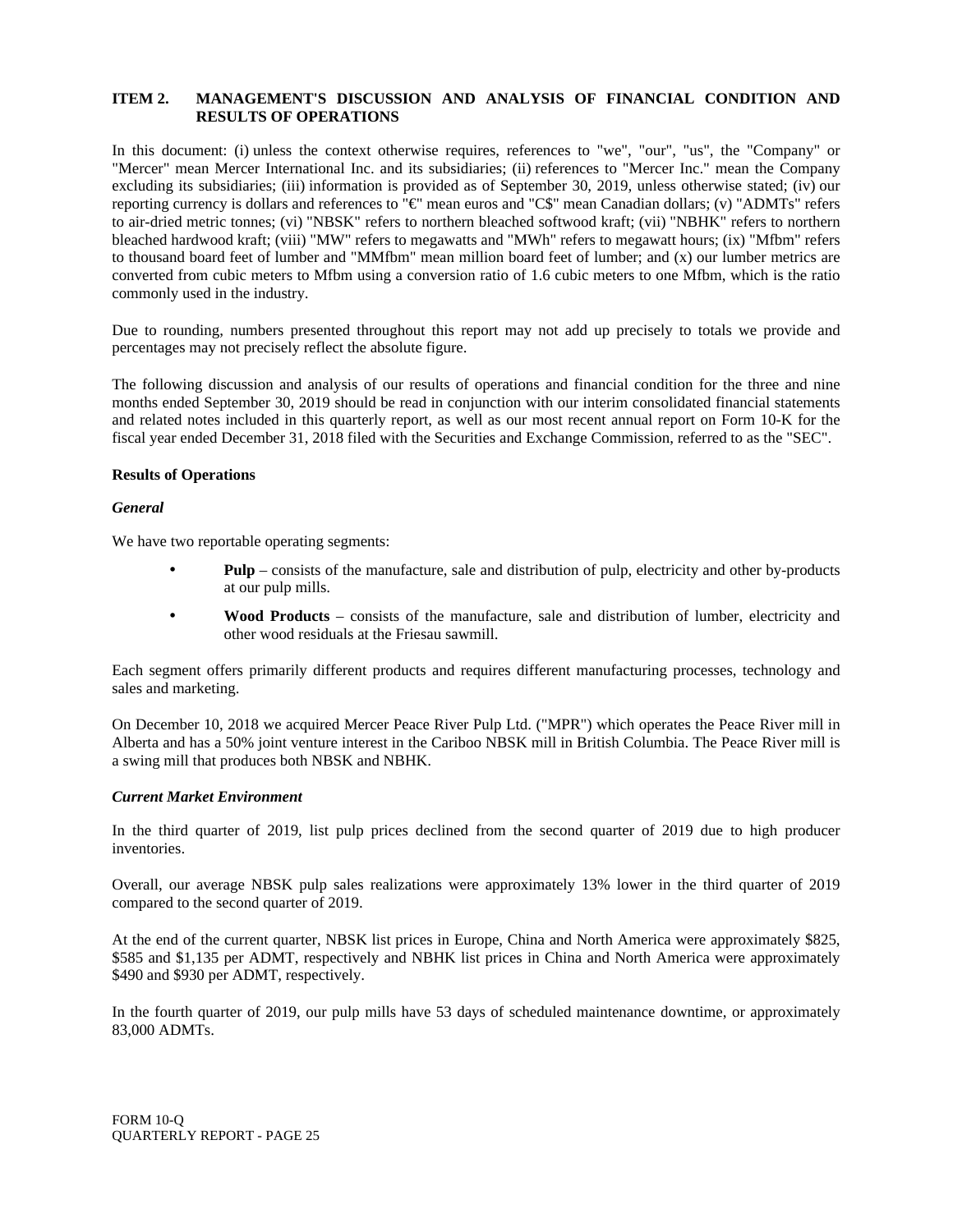## ITEM 2. MANAGEMENT'S DISCUSSION AND ANALYSIS OF FINANCIAL CONDITION AND RESULTS OF OPERATIONS

In this document: (i) unless the context otherwise requires, references to "we", "our", "us", the "Company" or "Mercer" mean Mercer International Inc. and its subsidiaries; (ii) references to "Mercer Inc." mean the Company excluding its subsidiaries; (iii) information is provided as of September 30, 2019, unless otherwise stated; (iv) our reporting currency is dollars and references to "€" mean euros and "C$" mean Canadian dollars; (v) "ADMTs" refers to air-dried metric tonnes; (vi) "NBSK" refers to northern bleached softwood kraft; (vii) "NBHK" refers to northern bleached hardwood kraft; (viii) "MW" refers to megawatts and "MWh" refers to megawatt hours; (ix) "Mfbm" refers to thousand board feet of lumber and "MMfbm" mean million board feet of lumber; and (x) our lumber metrics are converted from cubic meters to Mfbm using a conversion ratio of 1.6 cubic meters to one Mfbm, which is the ratio commonly used in the industry.

Due to rounding, numbers presented throughout this report may not add up precisely to totals we provide and percentages may not precisely reflect the absolute figure.

The following discussion and analysis of our results of operations and financial condition for the three and nine months ended September 30, 2019 should be read in conjunction with our interim consolidated financial statements and related notes included in this quarterly report, as well as our most recent annual report on Form 10-K for the fiscal year ended December 31, 2018 filed with the Securities and Exchange Commission, referred to as the "SEC".

**Results of Operations**

***General***

We have two reportable operating segments:

- **Pulp** – consists of the manufacture, sale and distribution of pulp, electricity and other by-products at our pulp mills.
- **Wood Products** – consists of the manufacture, sale and distribution of lumber, electricity and other wood residuals at the Friesau sawmill.

Each segment offers primarily different products and requires different manufacturing processes, technology and sales and marketing.

On December 10, 2018 we acquired Mercer Peace River Pulp Ltd. ("MPR") which operates the Peace River mill in Alberta and has a 50% joint venture interest in the Cariboo NBSK mill in British Columbia. The Peace River mill is a swing mill that produces both NBSK and NBHK.

***Current Market Environment***

In the third quarter of 2019, list pulp prices declined from the second quarter of 2019 due to high producer inventories.

Overall, our average NBSK pulp sales realizations were approximately 13% lower in the third quarter of 2019 compared to the second quarter of 2019.

At the end of the current quarter, NBSK list prices in Europe, China and North America were approximately $825, $585 and $1,135 per ADMT, respectively and NBHK list prices in China and North America were approximately $490 and $930 per ADMT, respectively.

In the fourth quarter of 2019, our pulp mills have 53 days of scheduled maintenance downtime, or approximately 83,000 ADMTs.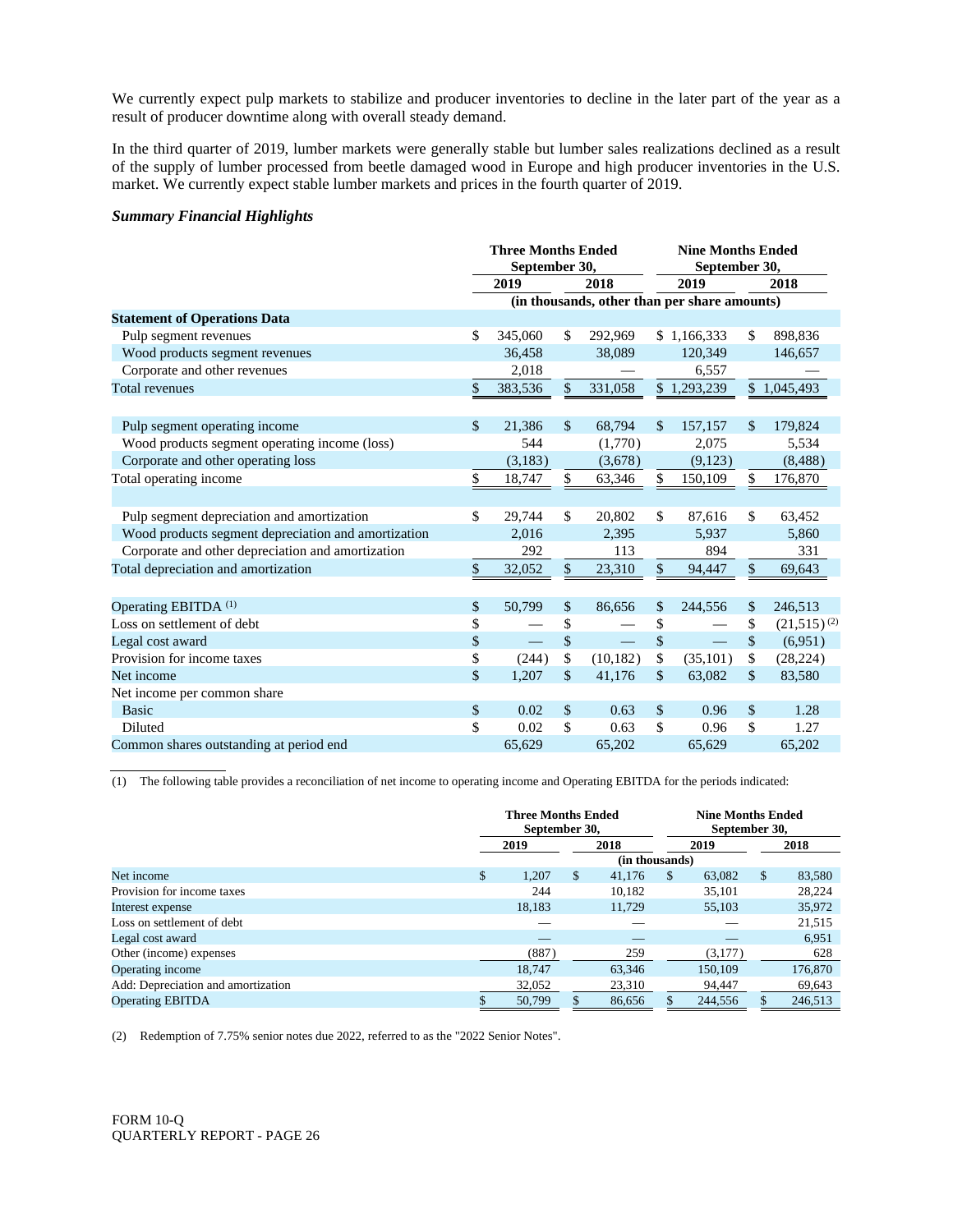We currently expect pulp markets to stabilize and producer inventories to decline in the later part of the year as a result of producer downtime along with overall steady demand.

In the third quarter of 2019, lumber markets were generally stable but lumber sales realizations declined as a result of the supply of lumber processed from beetle damaged wood in Europe and high producer inventories in the U.S. market. We currently expect stable lumber markets and prices in the fourth quarter of 2019.

***Summary Financial Highlights***

| | Three Months Ended September 30, | | Nine Months Ended September 30, | |
|---|---|---|---|---|
| | 2019 | 2018 | 2019 | 2018 |
| | (in thousands, other than per share amounts) | | | |
| **Statement of Operations Data** | | | | |
| Pulp segment revenues | $ 345,060 | $ 292,969 | $ 1,166,333 | $ 898,836 |
| Wood products segment revenues | 36,458 | 38,089 | 120,349 | 146,657 |
| Corporate and other revenues | 2,018 | — | 6,557 | — |
| Total revenues | $ 383,536 | $ 331,058 | $ 1,293,239 | $ 1,045,493 |
| | | | | |
| Pulp segment operating income | $ 21,386 | $ 68,794 | $ 157,157 | $ 179,824 |
| Wood products segment operating income (loss) | 544 | (1,770) | 2,075 | 5,534 |
| Corporate and other operating loss | (3,183) | (3,678) | (9,123) | (8,488) |
| Total operating income | $ 18,747 | $ 63,346 | $ 150,109 | $ 176,870 |
| | | | | |
| Pulp segment depreciation and amortization | $ 29,744 | $ 20,802 | $ 87,616 | $ 63,452 |
| Wood products segment depreciation and amortization | 2,016 | 2,395 | 5,937 | 5,860 |
| Corporate and other depreciation and amortization | 292 | 113 | 894 | 331 |
| Total depreciation and amortization | $ 32,052 | $ 23,310 | $ 94,447 | $ 69,643 |
| | | | | |
| Operating EBITDA [(1)] | $ 50,799 | $ 86,656 | $ 244,556 | $ 246,513 |
| Loss on settlement of debt | $ — | $ — | $ — | $ (21,515) [(2)] |
| Legal cost award | $ — | $ — | $ — | $ (6,951) |
| Provision for income taxes | $ (244) | $ (10,182) | $ (35,101) | $ (28,224) |
| Net income | $ 1,207 | $ 41,176 | $ 63,082 | $ 83,580 |
| Net income per common share | | | | |
| Basic | $ 0.02 | $ 0.63 | $ 0.96 | $ 1.28 |
| Diluted | $ 0.02 | $ 0.63 | $ 0.96 | $ 1.27 |
| Common shares outstanding at period end | 65,629 | 65,202 | 65,629 | 65,202 |

(1) The following table provides a reconciliation of net income to operating income and Operating EBITDA for the periods indicated:

| | Three Months Ended September 30, | | Nine Months Ended September 30, | |
|---|---|---|---|---|
| | 2019 | 2018 | 2019 | 2018 |
| | (in thousands) | | | |
| Net income | $ 1,207 | $ 41,176 | $ 63,082 | $ 83,580 |
| Provision for income taxes | 244 | 10,182 | 35,101 | 28,224 |
| Interest expense | 18,183 | 11,729 | 55,103 | 35,972 |
| Loss on settlement of debt | — | — | — | 21,515 |
| Legal cost award | — | — | — | 6,951 |
| Other (income) expenses | (887) | 259 | (3,177) | 628 |
| Operating income | 18,747 | 63,346 | 150,109 | 176,870 |
| Add: Depreciation and amortization | 32,052 | 23,310 | 94,447 | 69,643 |
| Operating EBITDA | $ 50,799 | $ 86,656 | $ 244,556 | $ 246,513 |

(2) Redemption of 7.75% senior notes due 2022, referred to as the "2022 Senior Notes".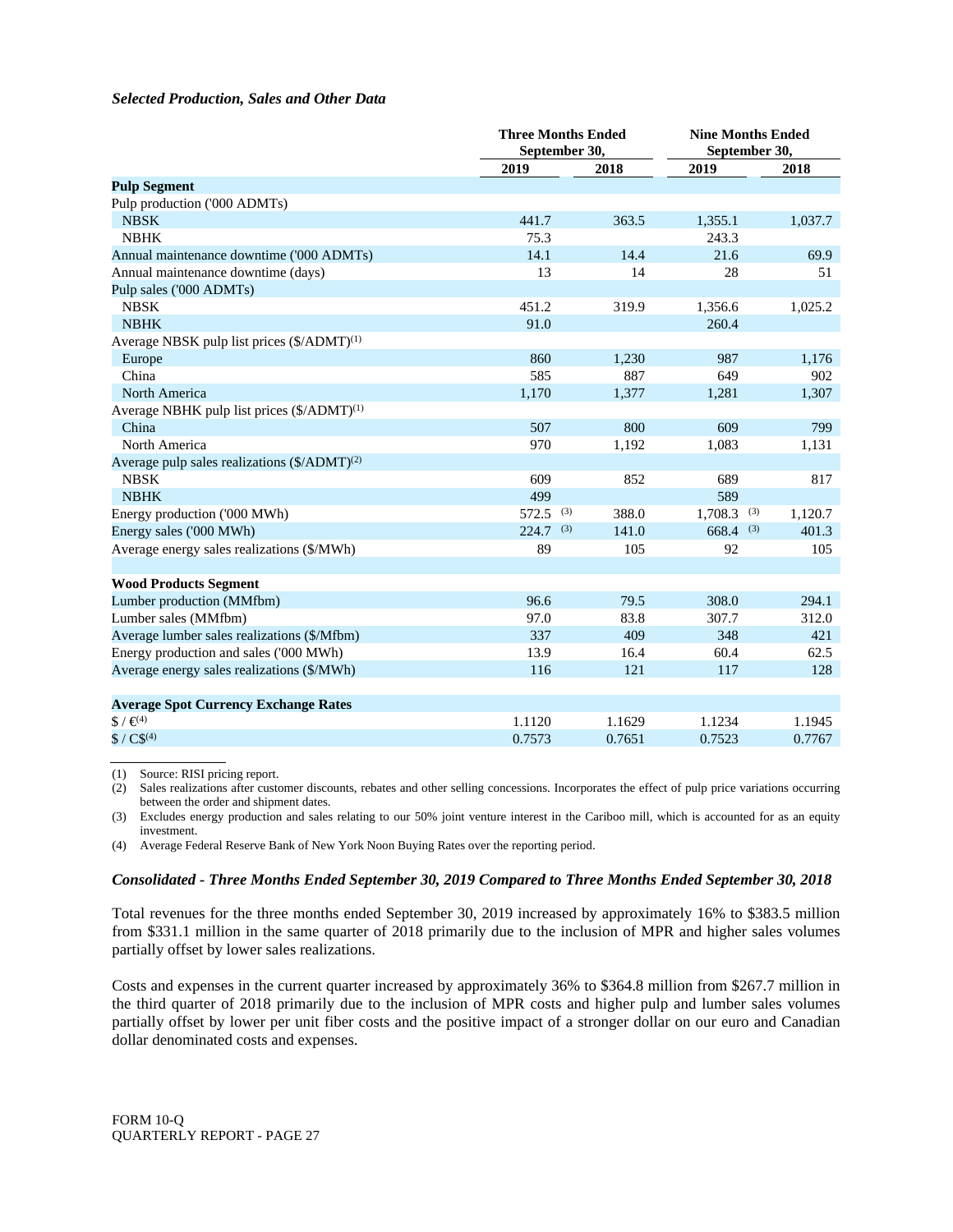***Selected Production, Sales and Other Data***

| | Three Months Ended September 30, | | Nine Months Ended September 30, | |
|---|---|---|---|---|
| | 2019 | 2018 | 2019 | 2018 |
| **Pulp Segment** | | | | |
| Pulp production ('000 ADMTs) | | | | |
| NBSK | 441.7 | 363.5 | 1,355.1 | 1,037.7 |
| NBHK | 75.3 | | 243.3 | |
| Annual maintenance downtime ('000 ADMTs) | 14.1 | 14.4 | 21.6 | 69.9 |
| Annual maintenance downtime (days) | 13 | 14 | 28 | 51 |
| Pulp sales ('000 ADMTs) | | | | |
| NBSK | 451.2 | 319.9 | 1,356.6 | 1,025.2 |
| NBHK | 91.0 | | 260.4 | |
| Average NBSK pulp list prices ($/ADMT)[(1)] | | | | |
| Europe | 860 | 1,230 | 987 | 1,176 |
| China | 585 | 887 | 649 | 902 |
| North America | 1,170 | 1,377 | 1,281 | 1,307 |
| Average NBHK pulp list prices ($/ADMT)[(1)] | | | | |
| China | 507 | 800 | 609 | 799 |
| North America | 970 | 1,192 | 1,083 | 1,131 |
| Average pulp sales realizations ($/ADMT)[(2)] | | | | |
| NBSK | 609 | 852 | 689 | 817 |
| NBHK | 499 | | 589 | |
| Energy production ('000 MWh) | 572.5 [(3)] | 388.0 | 1,708.3 [(3)] | 1,120.7 |
| Energy sales ('000 MWh) | 224.7 [(3)] | 141.0 | 668.4 [(3)] | 401.3 |
| Average energy sales realizations ($/MWh) | 89 | 105 | 92 | 105 |
| | | | | |
| **Wood Products Segment** | | | | |
| Lumber production (MMfbm) | 96.6 | 79.5 | 308.0 | 294.1 |
| Lumber sales (MMfbm) | 97.0 | 83.8 | 307.7 | 312.0 |
| Average lumber sales realizations ($/Mfbm) | 337 | 409 | 348 | 421 |
| Energy production and sales ('000 MWh) | 13.9 | 16.4 | 60.4 | 62.5 |
| Average energy sales realizations ($/MWh) | 116 | 121 | 117 | 128 |
| | | | | |
| **Average Spot Currency Exchange Rates** | | | | |
| $ / €[(4)] | 1.1120 | 1.1629 | 1.1234 | 1.1945 |
| $ / C$[(4)] | 0.7573 | 0.7651 | 0.7523 | 0.7767 |

(1) Source: RISI pricing report.

(2) Sales realizations after customer discounts, rebates and other selling concessions. Incorporates the effect of pulp price variations occurring between the order and shipment dates.

(3) Excludes energy production and sales relating to our 50% joint venture interest in the Cariboo mill, which is accounted for as an equity investment.

(4) Average Federal Reserve Bank of New York Noon Buying Rates over the reporting period.

***Consolidated - Three Months Ended September 30, 2019 Compared to Three Months Ended September 30, 2018***

Total revenues for the three months ended September 30, 2019 increased by approximately 16% to $383.5 million from $331.1 million in the same quarter of 2018 primarily due to the inclusion of MPR and higher sales volumes partially offset by lower sales realizations.

Costs and expenses in the current quarter increased by approximately 36% to $364.8 million from $267.7 million in the third quarter of 2018 primarily due to the inclusion of MPR costs and higher pulp and lumber sales volumes partially offset by lower per unit fiber costs and the positive impact of a stronger dollar on our euro and Canadian dollar denominated costs and expenses.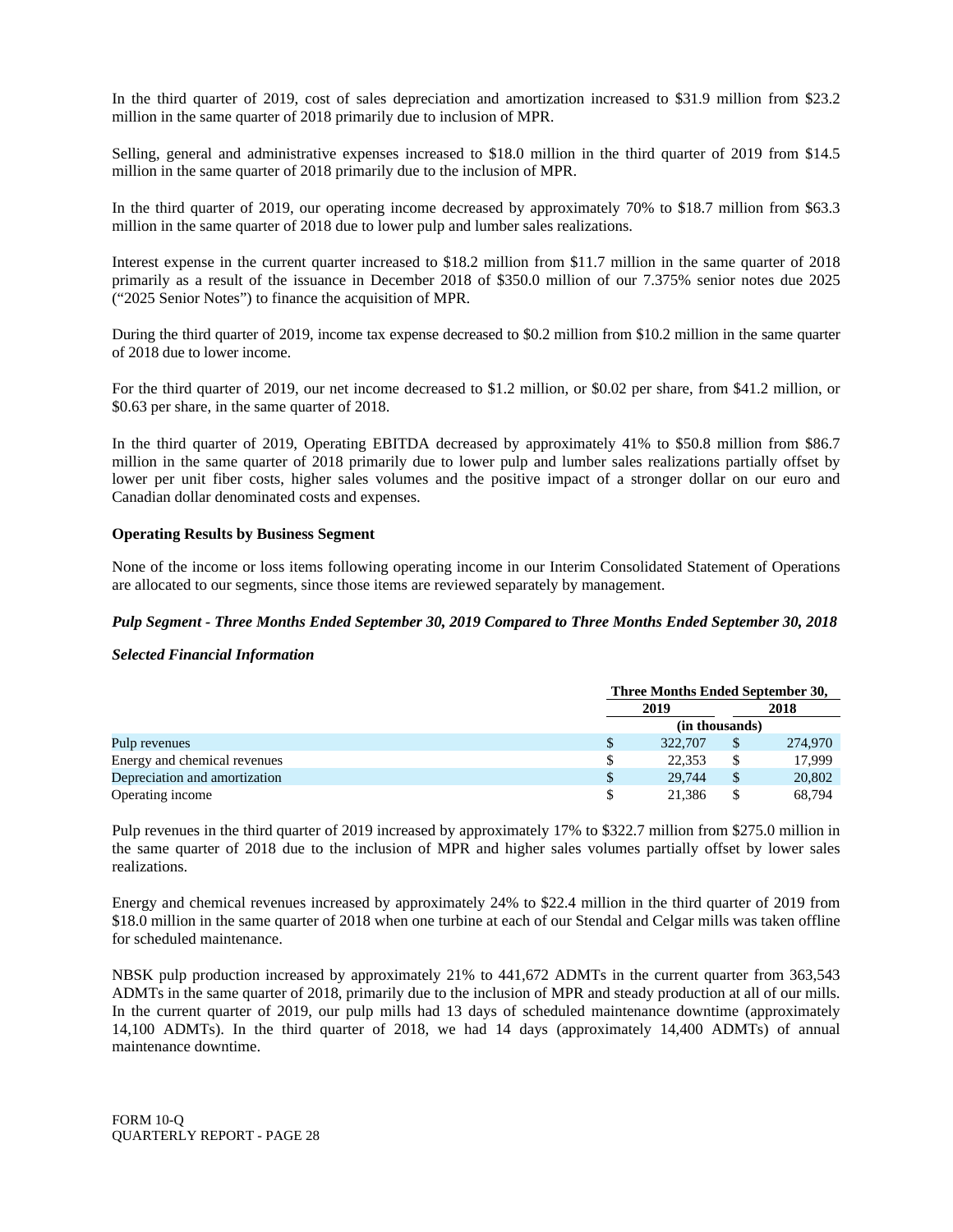In the third quarter of 2019, cost of sales depreciation and amortization increased to $31.9 million from $23.2 million in the same quarter of 2018 primarily due to inclusion of MPR.

Selling, general and administrative expenses increased to $18.0 million in the third quarter of 2019 from $14.5 million in the same quarter of 2018 primarily due to the inclusion of MPR.

In the third quarter of 2019, our operating income decreased by approximately 70% to $18.7 million from $63.3 million in the same quarter of 2018 due to lower pulp and lumber sales realizations.

Interest expense in the current quarter increased to $18.2 million from $11.7 million in the same quarter of 2018 primarily as a result of the issuance in December 2018 of $350.0 million of our 7.375% senior notes due 2025 ("2025 Senior Notes") to finance the acquisition of MPR.

During the third quarter of 2019, income tax expense decreased to $0.2 million from $10.2 million in the same quarter of 2018 due to lower income.

For the third quarter of 2019, our net income decreased to $1.2 million, or $0.02 per share, from $41.2 million, or $0.63 per share, in the same quarter of 2018.

In the third quarter of 2019, Operating EBITDA decreased by approximately 41% to $50.8 million from $86.7 million in the same quarter of 2018 primarily due to lower pulp and lumber sales realizations partially offset by lower per unit fiber costs, higher sales volumes and the positive impact of a stronger dollar on our euro and Canadian dollar denominated costs and expenses.

**Operating Results by Business Segment**

None of the income or loss items following operating income in our Interim Consolidated Statement of Operations are allocated to our segments, since those items are reviewed separately by management.

***Pulp Segment - Three Months Ended September 30, 2019 Compared to Three Months Ended September 30, 2018***

***Selected Financial Information***

| | Three Months Ended September 30, | |
|---|---|---|
| | 2019 | 2018 |
| | (in thousands) | |
| Pulp revenues | $ 322,707 | $ 274,970 |
| Energy and chemical revenues | $ 22,353 | $ 17,999 |
| Depreciation and amortization | $ 29,744 | $ 20,802 |
| Operating income | $ 21,386 | $ 68,794 |

Pulp revenues in the third quarter of 2019 increased by approximately 17% to $322.7 million from $275.0 million in the same quarter of 2018 due to the inclusion of MPR and higher sales volumes partially offset by lower sales realizations.

Energy and chemical revenues increased by approximately 24% to $22.4 million in the third quarter of 2019 from $18.0 million in the same quarter of 2018 when one turbine at each of our Stendal and Celgar mills was taken offline for scheduled maintenance.

NBSK pulp production increased by approximately 21% to 441,672 ADMTs in the current quarter from 363,543 ADMTs in the same quarter of 2018, primarily due to the inclusion of MPR and steady production at all of our mills. In the current quarter of 2019, our pulp mills had 13 days of scheduled maintenance downtime (approximately 14,100 ADMTs). In the third quarter of 2018, we had 14 days (approximately 14,400 ADMTs) of annual maintenance downtime.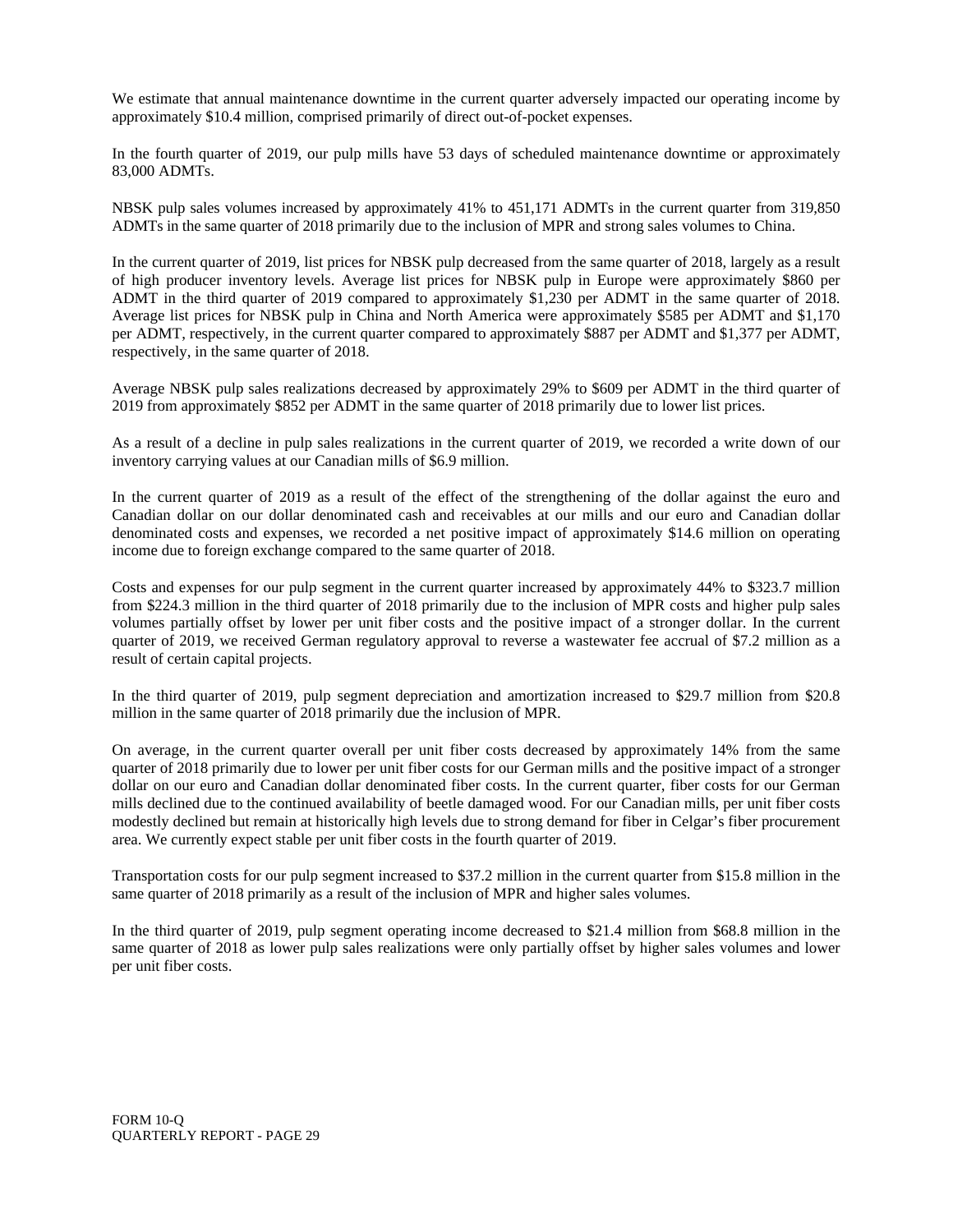We estimate that annual maintenance downtime in the current quarter adversely impacted our operating income by approximately $10.4 million, comprised primarily of direct out-of-pocket expenses.

In the fourth quarter of 2019, our pulp mills have 53 days of scheduled maintenance downtime or approximately 83,000 ADMTs.

NBSK pulp sales volumes increased by approximately 41% to 451,171 ADMTs in the current quarter from 319,850 ADMTs in the same quarter of 2018 primarily due to the inclusion of MPR and strong sales volumes to China.

In the current quarter of 2019, list prices for NBSK pulp decreased from the same quarter of 2018, largely as a result of high producer inventory levels. Average list prices for NBSK pulp in Europe were approximately $860 per ADMT in the third quarter of 2019 compared to approximately $1,230 per ADMT in the same quarter of 2018. Average list prices for NBSK pulp in China and North America were approximately $585 per ADMT and $1,170 per ADMT, respectively, in the current quarter compared to approximately $887 per ADMT and $1,377 per ADMT, respectively, in the same quarter of 2018.

Average NBSK pulp sales realizations decreased by approximately 29% to $609 per ADMT in the third quarter of 2019 from approximately $852 per ADMT in the same quarter of 2018 primarily due to lower list prices.

As a result of a decline in pulp sales realizations in the current quarter of 2019, we recorded a write down of our inventory carrying values at our Canadian mills of $6.9 million.

In the current quarter of 2019 as a result of the effect of the strengthening of the dollar against the euro and Canadian dollar on our dollar denominated cash and receivables at our mills and our euro and Canadian dollar denominated costs and expenses, we recorded a net positive impact of approximately $14.6 million on operating income due to foreign exchange compared to the same quarter of 2018.

Costs and expenses for our pulp segment in the current quarter increased by approximately 44% to $323.7 million from $224.3 million in the third quarter of 2018 primarily due to the inclusion of MPR costs and higher pulp sales volumes partially offset by lower per unit fiber costs and the positive impact of a stronger dollar. In the current quarter of 2019, we received German regulatory approval to reverse a wastewater fee accrual of $7.2 million as a result of certain capital projects.

In the third quarter of 2019, pulp segment depreciation and amortization increased to $29.7 million from $20.8 million in the same quarter of 2018 primarily due the inclusion of MPR.

On average, in the current quarter overall per unit fiber costs decreased by approximately 14% from the same quarter of 2018 primarily due to lower per unit fiber costs for our German mills and the positive impact of a stronger dollar on our euro and Canadian dollar denominated fiber costs. In the current quarter, fiber costs for our German mills declined due to the continued availability of beetle damaged wood. For our Canadian mills, per unit fiber costs modestly declined but remain at historically high levels due to strong demand for fiber in Celgar's fiber procurement area. We currently expect stable per unit fiber costs in the fourth quarter of 2019.

Transportation costs for our pulp segment increased to $37.2 million in the current quarter from $15.8 million in the same quarter of 2018 primarily as a result of the inclusion of MPR and higher sales volumes.

In the third quarter of 2019, pulp segment operating income decreased to $21.4 million from $68.8 million in the same quarter of 2018 as lower pulp sales realizations were only partially offset by higher sales volumes and lower per unit fiber costs.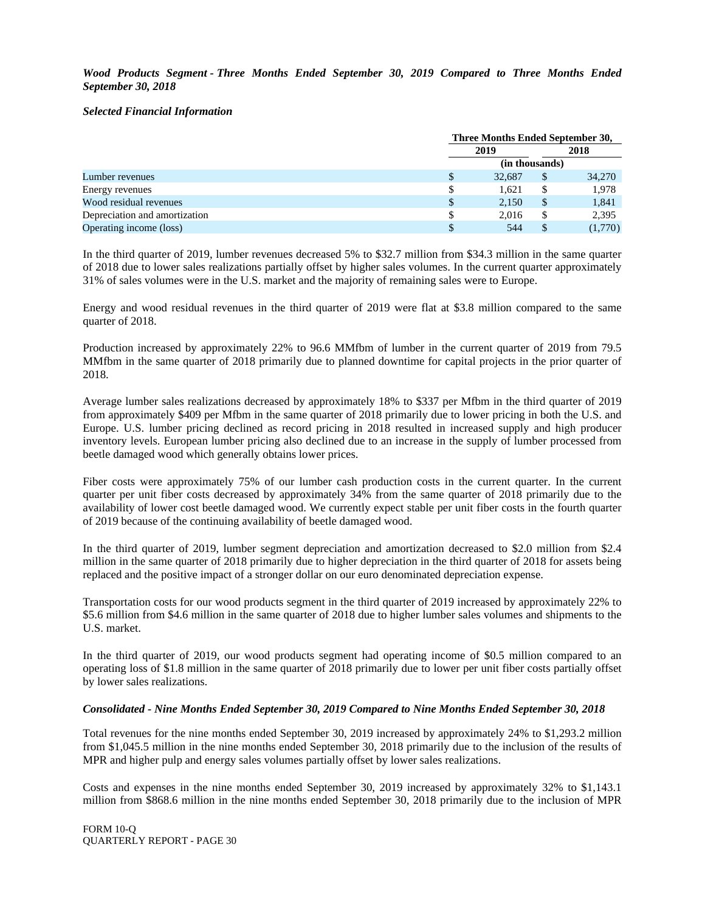***Wood Products Segment - Three Months Ended September 30, 2019 Compared to Three Months Ended September 30, 2018***

***Selected Financial Information***

| | Three Months Ended September 30, | |
|---|---|---|
| | 2019 | 2018 |
| | (in thousands) | |
| Lumber revenues | $ 32,687 | $ 34,270 |
| Energy revenues | $ 1,621 | $ 1,978 |
| Wood residual revenues | $ 2,150 | $ 1,841 |
| Depreciation and amortization | $ 2,016 | $ 2,395 |
| Operating income (loss) | $ 544 | $ (1,770) |

In the third quarter of 2019, lumber revenues decreased 5% to $32.7 million from $34.3 million in the same quarter of 2018 due to lower sales realizations partially offset by higher sales volumes. In the current quarter approximately 31% of sales volumes were in the U.S. market and the majority of remaining sales were to Europe.

Energy and wood residual revenues in the third quarter of 2019 were flat at $3.8 million compared to the same quarter of 2018.

Production increased by approximately 22% to 96.6 MMfbm of lumber in the current quarter of 2019 from 79.5 MMfbm in the same quarter of 2018 primarily due to planned downtime for capital projects in the prior quarter of 2018.

Average lumber sales realizations decreased by approximately 18% to $337 per Mfbm in the third quarter of 2019 from approximately $409 per Mfbm in the same quarter of 2018 primarily due to lower pricing in both the U.S. and Europe. U.S. lumber pricing declined as record pricing in 2018 resulted in increased supply and high producer inventory levels. European lumber pricing also declined due to an increase in the supply of lumber processed from beetle damaged wood which generally obtains lower prices.

Fiber costs were approximately 75% of our lumber cash production costs in the current quarter. In the current quarter per unit fiber costs decreased by approximately 34% from the same quarter of 2018 primarily due to the availability of lower cost beetle damaged wood. We currently expect stable per unit fiber costs in the fourth quarter of 2019 because of the continuing availability of beetle damaged wood.

In the third quarter of 2019, lumber segment depreciation and amortization decreased to $2.0 million from $2.4 million in the same quarter of 2018 primarily due to higher depreciation in the third quarter of 2018 for assets being replaced and the positive impact of a stronger dollar on our euro denominated depreciation expense.

Transportation costs for our wood products segment in the third quarter of 2019 increased by approximately 22% to $5.6 million from $4.6 million in the same quarter of 2018 due to higher lumber sales volumes and shipments to the U.S. market.

In the third quarter of 2019, our wood products segment had operating income of $0.5 million compared to an operating loss of $1.8 million in the same quarter of 2018 primarily due to lower per unit fiber costs partially offset by lower sales realizations.

***Consolidated - Nine Months Ended September 30, 2019 Compared to Nine Months Ended September 30, 2018***

Total revenues for the nine months ended September 30, 2019 increased by approximately 24% to $1,293.2 million from $1,045.5 million in the nine months ended September 30, 2018 primarily due to the inclusion of the results of MPR and higher pulp and energy sales volumes partially offset by lower sales realizations.

Costs and expenses in the nine months ended September 30, 2019 increased by approximately 32% to $1,143.1 million from $868.6 million in the nine months ended September 30, 2018 primarily due to the inclusion of MPR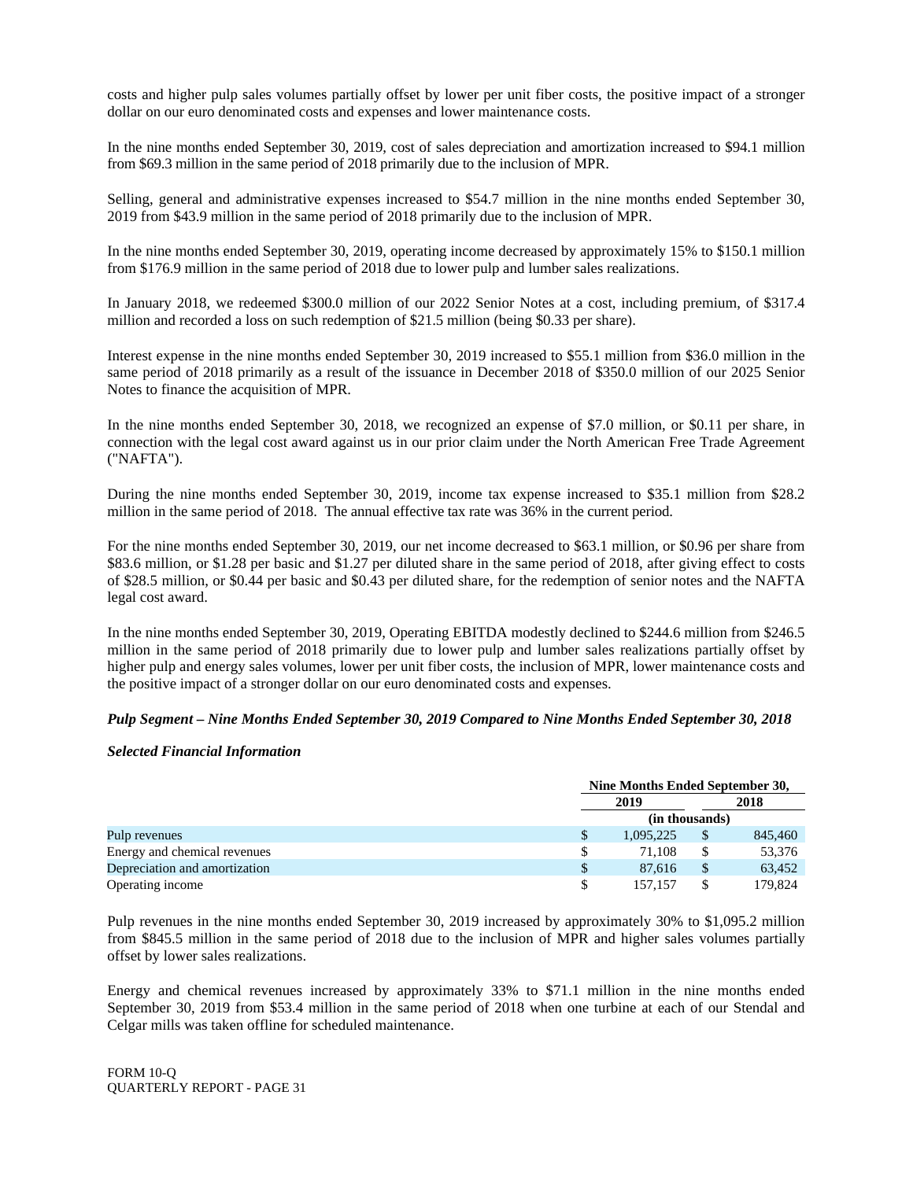costs and higher pulp sales volumes partially offset by lower per unit fiber costs, the positive impact of a stronger dollar on our euro denominated costs and expenses and lower maintenance costs.

In the nine months ended September 30, 2019, cost of sales depreciation and amortization increased to $94.1 million from $69.3 million in the same period of 2018 primarily due to the inclusion of MPR.

Selling, general and administrative expenses increased to $54.7 million in the nine months ended September 30, 2019 from $43.9 million in the same period of 2018 primarily due to the inclusion of MPR.

In the nine months ended September 30, 2019, operating income decreased by approximately 15% to $150.1 million from $176.9 million in the same period of 2018 due to lower pulp and lumber sales realizations.

In January 2018, we redeemed $300.0 million of our 2022 Senior Notes at a cost, including premium, of $317.4 million and recorded a loss on such redemption of $21.5 million (being $0.33 per share).

Interest expense in the nine months ended September 30, 2019 increased to $55.1 million from $36.0 million in the same period of 2018 primarily as a result of the issuance in December 2018 of $350.0 million of our 2025 Senior Notes to finance the acquisition of MPR.

In the nine months ended September 30, 2018, we recognized an expense of $7.0 million, or $0.11 per share, in connection with the legal cost award against us in our prior claim under the North American Free Trade Agreement ("NAFTA").

During the nine months ended September 30, 2019, income tax expense increased to $35.1 million from $28.2 million in the same period of 2018. The annual effective tax rate was 36% in the current period.

For the nine months ended September 30, 2019, our net income decreased to $63.1 million, or $0.96 per share from $83.6 million, or $1.28 per basic and $1.27 per diluted share in the same period of 2018, after giving effect to costs of $28.5 million, or $0.44 per basic and $0.43 per diluted share, for the redemption of senior notes and the NAFTA legal cost award.

In the nine months ended September 30, 2019, Operating EBITDA modestly declined to $244.6 million from $246.5 million in the same period of 2018 primarily due to lower pulp and lumber sales realizations partially offset by higher pulp and energy sales volumes, lower per unit fiber costs, the inclusion of MPR, lower maintenance costs and the positive impact of a stronger dollar on our euro denominated costs and expenses.

***Pulp Segment – Nine Months Ended September 30, 2019 Compared to Nine Months Ended September 30, 2018***

***Selected Financial Information***

| | Nine Months Ended September 30, | |
|---|---|---|
| | 2019 | 2018 |
| | (in thousands) | |
| Pulp revenues | $ 1,095,225 | $ 845,460 |
| Energy and chemical revenues | $ 71,108 | $ 53,376 |
| Depreciation and amortization | $ 87,616 | $ 63,452 |
| Operating income | $ 157,157 | $ 179,824 |

Pulp revenues in the nine months ended September 30, 2019 increased by approximately 30% to $1,095.2 million from $845.5 million in the same period of 2018 due to the inclusion of MPR and higher sales volumes partially offset by lower sales realizations.

Energy and chemical revenues increased by approximately 33% to $71.1 million in the nine months ended September 30, 2019 from $53.4 million in the same period of 2018 when one turbine at each of our Stendal and Celgar mills was taken offline for scheduled maintenance.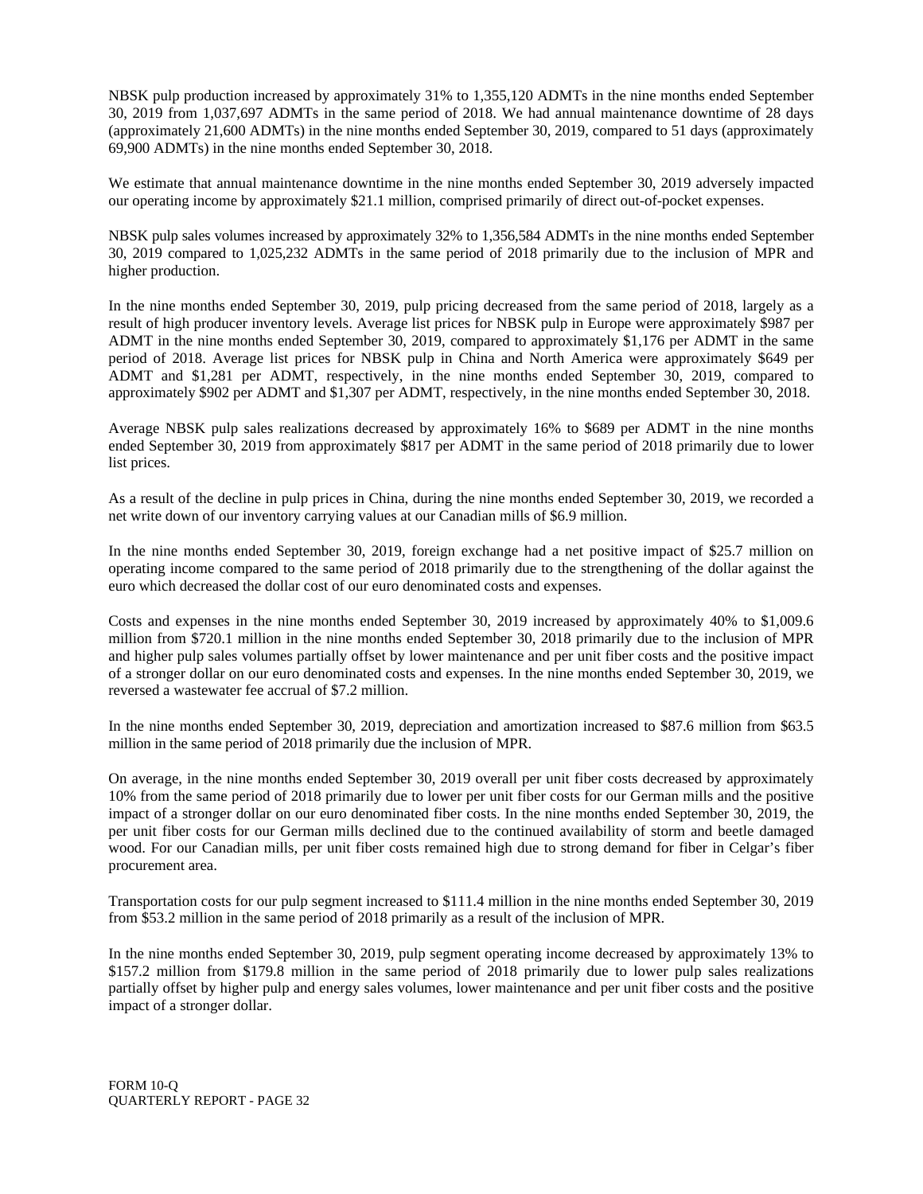NBSK pulp production increased by approximately 31% to 1,355,120 ADMTs in the nine months ended September 30, 2019 from 1,037,697 ADMTs in the same period of 2018. We had annual maintenance downtime of 28 days (approximately 21,600 ADMTs) in the nine months ended September 30, 2019, compared to 51 days (approximately 69,900 ADMTs) in the nine months ended September 30, 2018.

We estimate that annual maintenance downtime in the nine months ended September 30, 2019 adversely impacted our operating income by approximately $21.1 million, comprised primarily of direct out-of-pocket expenses.

NBSK pulp sales volumes increased by approximately 32% to 1,356,584 ADMTs in the nine months ended September 30, 2019 compared to 1,025,232 ADMTs in the same period of 2018 primarily due to the inclusion of MPR and higher production.

In the nine months ended September 30, 2019, pulp pricing decreased from the same period of 2018, largely as a result of high producer inventory levels. Average list prices for NBSK pulp in Europe were approximately $987 per ADMT in the nine months ended September 30, 2019, compared to approximately $1,176 per ADMT in the same period of 2018. Average list prices for NBSK pulp in China and North America were approximately $649 per ADMT and $1,281 per ADMT, respectively, in the nine months ended September 30, 2019, compared to approximately $902 per ADMT and $1,307 per ADMT, respectively, in the nine months ended September 30, 2018.

Average NBSK pulp sales realizations decreased by approximately 16% to $689 per ADMT in the nine months ended September 30, 2019 from approximately $817 per ADMT in the same period of 2018 primarily due to lower list prices.

As a result of the decline in pulp prices in China, during the nine months ended September 30, 2019, we recorded a net write down of our inventory carrying values at our Canadian mills of $6.9 million.

In the nine months ended September 30, 2019, foreign exchange had a net positive impact of $25.7 million on operating income compared to the same period of 2018 primarily due to the strengthening of the dollar against the euro which decreased the dollar cost of our euro denominated costs and expenses.

Costs and expenses in the nine months ended September 30, 2019 increased by approximately 40% to $1,009.6 million from $720.1 million in the nine months ended September 30, 2018 primarily due to the inclusion of MPR and higher pulp sales volumes partially offset by lower maintenance and per unit fiber costs and the positive impact of a stronger dollar on our euro denominated costs and expenses. In the nine months ended September 30, 2019, we reversed a wastewater fee accrual of $7.2 million.

In the nine months ended September 30, 2019, depreciation and amortization increased to $87.6 million from $63.5 million in the same period of 2018 primarily due the inclusion of MPR.

On average, in the nine months ended September 30, 2019 overall per unit fiber costs decreased by approximately 10% from the same period of 2018 primarily due to lower per unit fiber costs for our German mills and the positive impact of a stronger dollar on our euro denominated fiber costs. In the nine months ended September 30, 2019, the per unit fiber costs for our German mills declined due to the continued availability of storm and beetle damaged wood. For our Canadian mills, per unit fiber costs remained high due to strong demand for fiber in Celgar's fiber procurement area.

Transportation costs for our pulp segment increased to $111.4 million in the nine months ended September 30, 2019 from $53.2 million in the same period of 2018 primarily as a result of the inclusion of MPR.

In the nine months ended September 30, 2019, pulp segment operating income decreased by approximately 13% to $157.2 million from $179.8 million in the same period of 2018 primarily due to lower pulp sales realizations partially offset by higher pulp and energy sales volumes, lower maintenance and per unit fiber costs and the positive impact of a stronger dollar.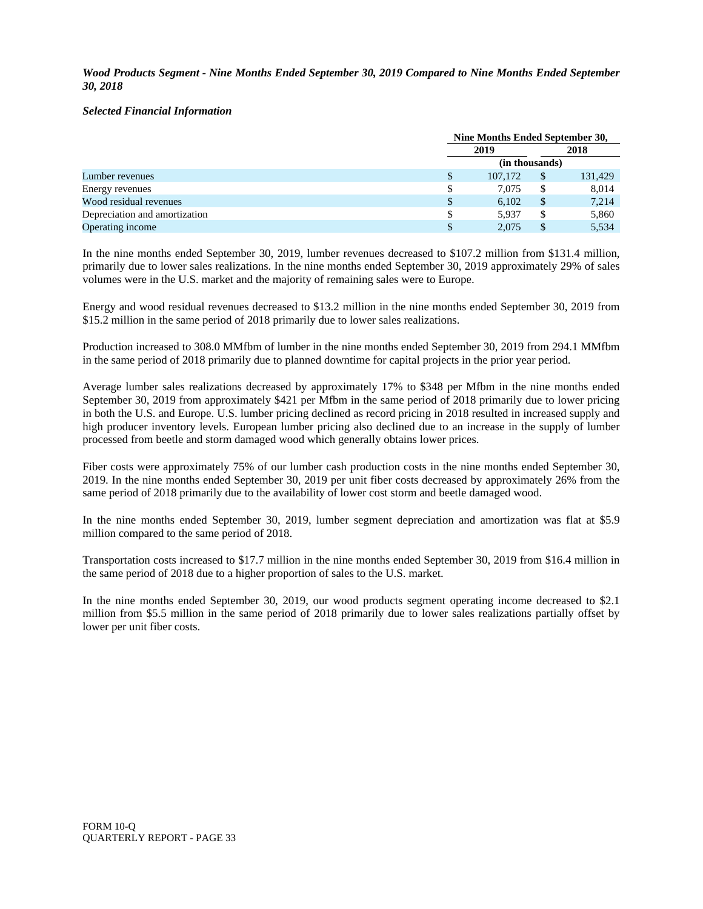***Wood Products Segment - Nine Months Ended September 30, 2019 Compared to Nine Months Ended September 30, 2018***

***Selected Financial Information***

| | Nine Months Ended September 30, | |
|---|---|---|
| | 2019 | 2018 |
| | (in thousands) | |
| Lumber revenues | $ 107,172 | $ 131,429 |
| Energy revenues | $ 7,075 | $ 8,014 |
| Wood residual revenues | $ 6,102 | $ 7,214 |
| Depreciation and amortization | $ 5,937 | $ 5,860 |
| Operating income | $ 2,075 | $ 5,534 |

In the nine months ended September 30, 2019, lumber revenues decreased to $107.2 million from $131.4 million, primarily due to lower sales realizations. In the nine months ended September 30, 2019 approximately 29% of sales volumes were in the U.S. market and the majority of remaining sales were to Europe.

Energy and wood residual revenues decreased to $13.2 million in the nine months ended September 30, 2019 from $15.2 million in the same period of 2018 primarily due to lower sales realizations.

Production increased to 308.0 MMfbm of lumber in the nine months ended September 30, 2019 from 294.1 MMfbm in the same period of 2018 primarily due to planned downtime for capital projects in the prior year period.

Average lumber sales realizations decreased by approximately 17% to $348 per Mfbm in the nine months ended September 30, 2019 from approximately $421 per Mfbm in the same period of 2018 primarily due to lower pricing in both the U.S. and Europe. U.S. lumber pricing declined as record pricing in 2018 resulted in increased supply and high producer inventory levels. European lumber pricing also declined due to an increase in the supply of lumber processed from beetle and storm damaged wood which generally obtains lower prices.

Fiber costs were approximately 75% of our lumber cash production costs in the nine months ended September 30, 2019. In the nine months ended September 30, 2019 per unit fiber costs decreased by approximately 26% from the same period of 2018 primarily due to the availability of lower cost storm and beetle damaged wood.

In the nine months ended September 30, 2019, lumber segment depreciation and amortization was flat at $5.9 million compared to the same period of 2018.

Transportation costs increased to $17.7 million in the nine months ended September 30, 2019 from $16.4 million in the same period of 2018 due to a higher proportion of sales to the U.S. market.

In the nine months ended September 30, 2019, our wood products segment operating income decreased to $2.1 million from $5.5 million in the same period of 2018 primarily due to lower sales realizations partially offset by lower per unit fiber costs.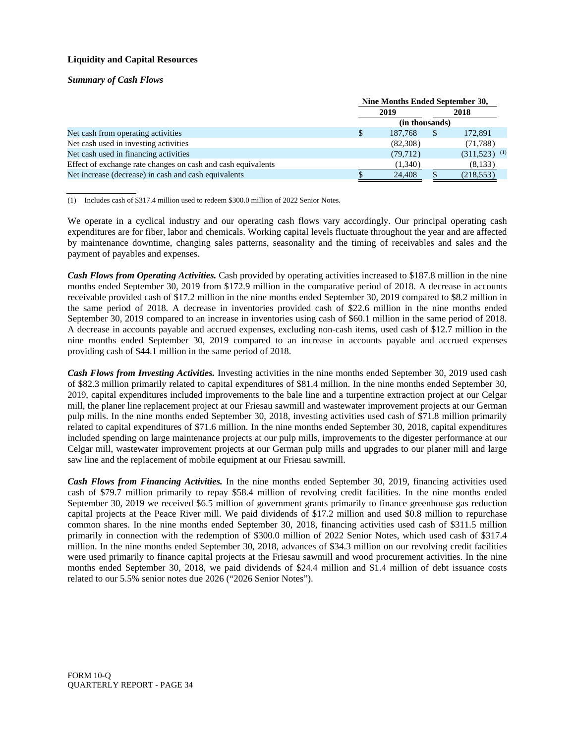### Liquidity and Capital Resources

#### *Summary of Cash Flows*

| | Nine Months Ended September 30, | |
|---|---|---|
| | 2019 | 2018 |
| | (in thousands) | |
| Net cash from operating activities | $ 187,768 | $ 172,891 |
| Net cash used in investing activities | (82,308) | (71,788) |
| Net cash used in financing activities | (79,712) | (311,523) [(1)] |
| Effect of exchange rate changes on cash and cash equivalents | (1,340) | (8,133) |
| Net increase (decrease) in cash and cash equivalents | $ 24,408 | $ (218,553) |

(1) Includes cash of $317.4 million used to redeem $300.0 million of 2022 Senior Notes.

We operate in a cyclical industry and our operating cash flows vary accordingly. Our principal operating cash expenditures are for fiber, labor and chemicals. Working capital levels fluctuate throughout the year and are affected by maintenance downtime, changing sales patterns, seasonality and the timing of receivables and sales and the payment of payables and expenses.

***Cash Flows from Operating Activities.*** Cash provided by operating activities increased to $187.8 million in the nine months ended September 30, 2019 from $172.9 million in the comparative period of 2018. A decrease in accounts receivable provided cash of $17.2 million in the nine months ended September 30, 2019 compared to $8.2 million in the same period of 2018. A decrease in inventories provided cash of $22.6 million in the nine months ended September 30, 2019 compared to an increase in inventories using cash of $60.1 million in the same period of 2018. A decrease in accounts payable and accrued expenses, excluding non-cash items, used cash of $12.7 million in the nine months ended September 30, 2019 compared to an increase in accounts payable and accrued expenses providing cash of $44.1 million in the same period of 2018.

***Cash Flows from Investing Activities.*** Investing activities in the nine months ended September 30, 2019 used cash of $82.3 million primarily related to capital expenditures of $81.4 million. In the nine months ended September 30, 2019, capital expenditures included improvements to the bale line and a turpentine extraction project at our Celgar mill, the planer line replacement project at our Friesau sawmill and wastewater improvement projects at our German pulp mills. In the nine months ended September 30, 2018, investing activities used cash of $71.8 million primarily related to capital expenditures of $71.6 million. In the nine months ended September 30, 2018, capital expenditures included spending on large maintenance projects at our pulp mills, improvements to the digester performance at our Celgar mill, wastewater improvement projects at our German pulp mills and upgrades to our planer mill and large saw line and the replacement of mobile equipment at our Friesau sawmill.

***Cash Flows from Financing Activities.*** In the nine months ended September 30, 2019, financing activities used cash of $79.7 million primarily to repay $58.4 million of revolving credit facilities. In the nine months ended September 30, 2019 we received $6.5 million of government grants primarily to finance greenhouse gas reduction capital projects at the Peace River mill. We paid dividends of $17.2 million and used $0.8 million to repurchase common shares. In the nine months ended September 30, 2018, financing activities used cash of $311.5 million primarily in connection with the redemption of $300.0 million of 2022 Senior Notes, which used cash of $317.4 million. In the nine months ended September 30, 2018, advances of $34.3 million on our revolving credit facilities were used primarily to finance capital projects at the Friesau sawmill and wood procurement activities. In the nine months ended September 30, 2018, we paid dividends of $24.4 million and $1.4 million of debt issuance costs related to our 5.5% senior notes due 2026 ("2026 Senior Notes").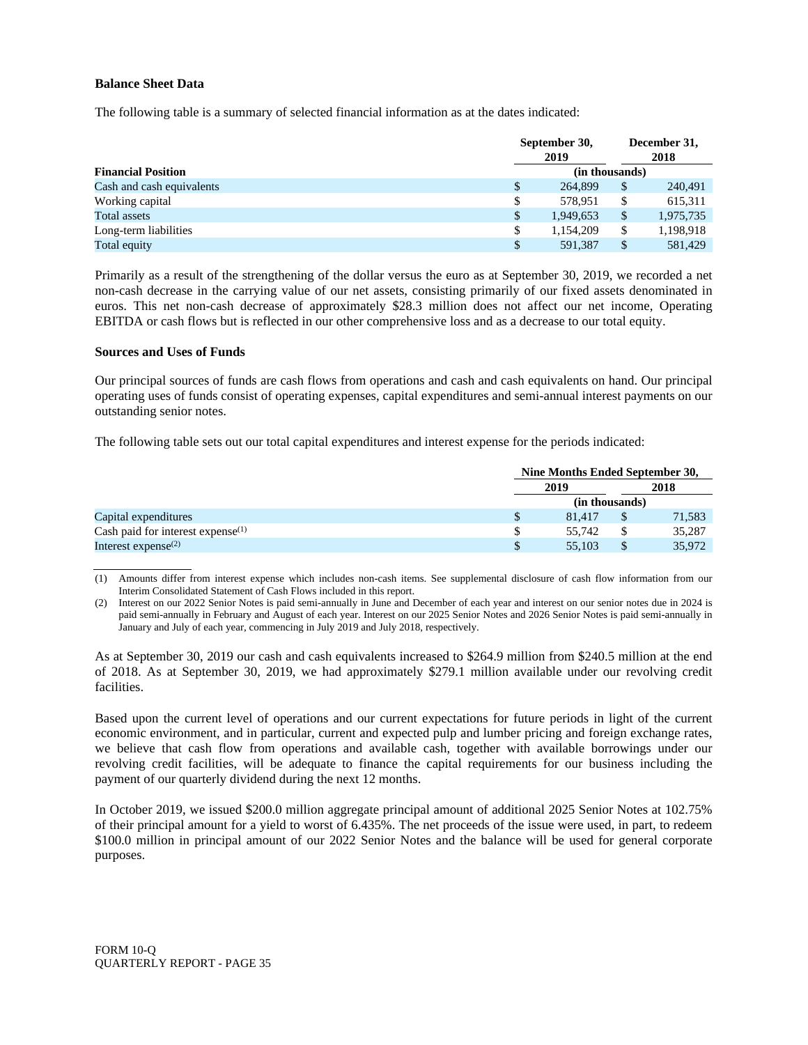### Balance Sheet Data

The following table is a summary of selected financial information as at the dates indicated:

| Financial Position | September 30, 2019 | December 31, 2018 |
|---|---|---|
| | (in thousands) | |
| Cash and cash equivalents | $ 264,899 | $ 240,491 |
| Working capital | $ 578,951 | $ 615,311 |
| Total assets | $ 1,949,653 | $ 1,975,735 |
| Long-term liabilities | $ 1,154,209 | $ 1,198,918 |
| Total equity | $ 591,387 | $ 581,429 |

Primarily as a result of the strengthening of the dollar versus the euro as at September 30, 2019, we recorded a net non-cash decrease in the carrying value of our net assets, consisting primarily of our fixed assets denominated in euros. This net non-cash decrease of approximately $28.3 million does not affect our net income, Operating EBITDA or cash flows but is reflected in our other comprehensive loss and as a decrease to our total equity.

### Sources and Uses of Funds

Our principal sources of funds are cash flows from operations and cash and cash equivalents on hand. Our principal operating uses of funds consist of operating expenses, capital expenditures and semi-annual interest payments on our outstanding senior notes.

The following table sets out our total capital expenditures and interest expense for the periods indicated:

| | Nine Months Ended September 30, | |
|---|---|---|
| | 2019 | 2018 |
| | (in thousands) | |
| Capital expenditures | $ 81,417 | $ 71,583 |
| Cash paid for interest expense[(1)] | $ 55,742 | $ 35,287 |
| Interest expense[(2)] | $ 55,103 | $ 35,972 |

(1) Amounts differ from interest expense which includes non-cash items. See supplemental disclosure of cash flow information from our Interim Consolidated Statement of Cash Flows included in this report.

(2) Interest on our 2022 Senior Notes is paid semi-annually in June and December of each year and interest on our senior notes due in 2024 is paid semi-annually in February and August of each year. Interest on our 2025 Senior Notes and 2026 Senior Notes is paid semi-annually in January and July of each year, commencing in July 2019 and July 2018, respectively.

As at September 30, 2019 our cash and cash equivalents increased to $264.9 million from $240.5 million at the end of 2018. As at September 30, 2019, we had approximately $279.1 million available under our revolving credit facilities.

Based upon the current level of operations and our current expectations for future periods in light of the current economic environment, and in particular, current and expected pulp and lumber pricing and foreign exchange rates, we believe that cash flow from operations and available cash, together with available borrowings under our revolving credit facilities, will be adequate to finance the capital requirements for our business including the payment of our quarterly dividend during the next 12 months.

In October 2019, we issued $200.0 million aggregate principal amount of additional 2025 Senior Notes at 102.75% of their principal amount for a yield to worst of 6.435%. The net proceeds of the issue were used, in part, to redeem $100.0 million in principal amount of our 2022 Senior Notes and the balance will be used for general corporate purposes.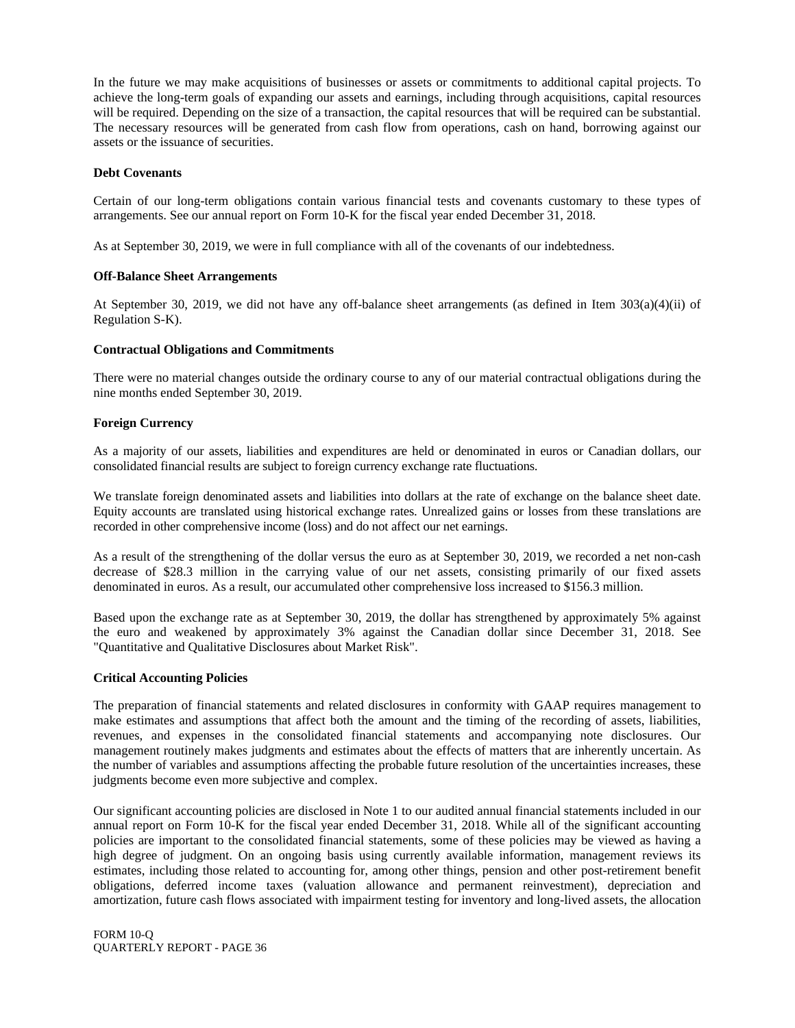In the future we may make acquisitions of businesses or assets or commitments to additional capital projects. To achieve the long-term goals of expanding our assets and earnings, including through acquisitions, capital resources will be required. Depending on the size of a transaction, the capital resources that will be required can be substantial. The necessary resources will be generated from cash flow from operations, cash on hand, borrowing against our assets or the issuance of securities.

**Debt Covenants**

Certain of our long-term obligations contain various financial tests and covenants customary to these types of arrangements. See our annual report on Form 10-K for the fiscal year ended December 31, 2018.

As at September 30, 2019, we were in full compliance with all of the covenants of our indebtedness.

**Off-Balance Sheet Arrangements**

At September 30, 2019, we did not have any off-balance sheet arrangements (as defined in Item 303(a)(4)(ii) of Regulation S-K).

**Contractual Obligations and Commitments**

There were no material changes outside the ordinary course to any of our material contractual obligations during the nine months ended September 30, 2019.

**Foreign Currency**

As a majority of our assets, liabilities and expenditures are held or denominated in euros or Canadian dollars, our consolidated financial results are subject to foreign currency exchange rate fluctuations.

We translate foreign denominated assets and liabilities into dollars at the rate of exchange on the balance sheet date. Equity accounts are translated using historical exchange rates. Unrealized gains or losses from these translations are recorded in other comprehensive income (loss) and do not affect our net earnings.

As a result of the strengthening of the dollar versus the euro as at September 30, 2019, we recorded a net non-cash decrease of $28.3 million in the carrying value of our net assets, consisting primarily of our fixed assets denominated in euros. As a result, our accumulated other comprehensive loss increased to $156.3 million.

Based upon the exchange rate as at September 30, 2019, the dollar has strengthened by approximately 5% against the euro and weakened by approximately 3% against the Canadian dollar since December 31, 2018. See "Quantitative and Qualitative Disclosures about Market Risk".

**Critical Accounting Policies**

The preparation of financial statements and related disclosures in conformity with GAAP requires management to make estimates and assumptions that affect both the amount and the timing of the recording of assets, liabilities, revenues, and expenses in the consolidated financial statements and accompanying note disclosures. Our management routinely makes judgments and estimates about the effects of matters that are inherently uncertain. As the number of variables and assumptions affecting the probable future resolution of the uncertainties increases, these judgments become even more subjective and complex.

Our significant accounting policies are disclosed in Note 1 to our audited annual financial statements included in our annual report on Form 10-K for the fiscal year ended December 31, 2018. While all of the significant accounting policies are important to the consolidated financial statements, some of these policies may be viewed as having a high degree of judgment. On an ongoing basis using currently available information, management reviews its estimates, including those related to accounting for, among other things, pension and other post-retirement benefit obligations, deferred income taxes (valuation allowance and permanent reinvestment), depreciation and amortization, future cash flows associated with impairment testing for inventory and long-lived assets, the allocation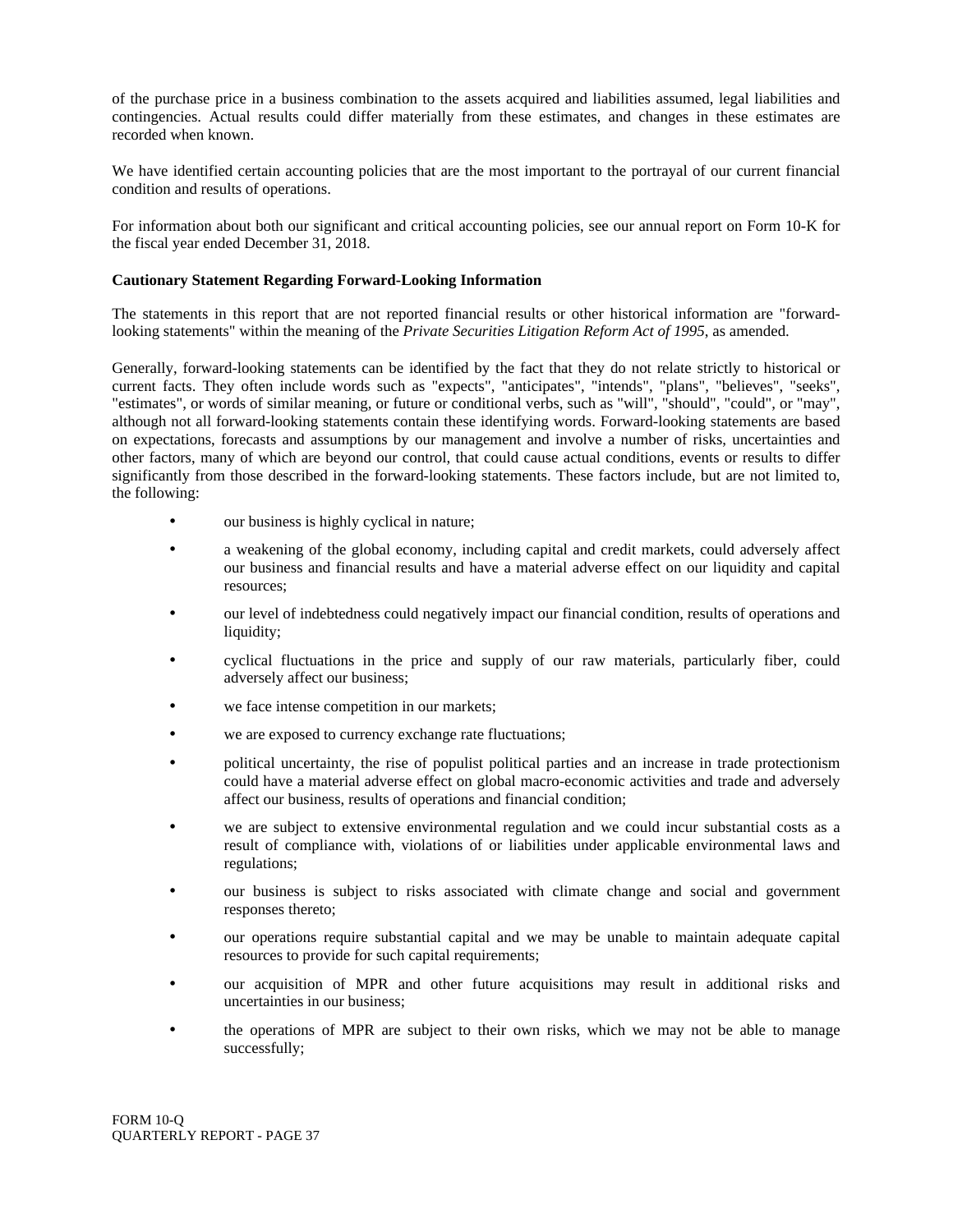of the purchase price in a business combination to the assets acquired and liabilities assumed, legal liabilities and contingencies. Actual results could differ materially from these estimates, and changes in these estimates are recorded when known.

We have identified certain accounting policies that are the most important to the portrayal of our current financial condition and results of operations.

For information about both our significant and critical accounting policies, see our annual report on Form 10-K for the fiscal year ended December 31, 2018.

**Cautionary Statement Regarding Forward-Looking Information**

The statements in this report that are not reported financial results or other historical information are "forward-looking statements" within the meaning of the *Private Securities Litigation Reform Act of 1995*, as amended.

Generally, forward-looking statements can be identified by the fact that they do not relate strictly to historical or current facts. They often include words such as "expects", "anticipates", "intends", "plans", "believes", "seeks", "estimates", or words of similar meaning, or future or conditional verbs, such as "will", "should", "could", or "may", although not all forward-looking statements contain these identifying words. Forward-looking statements are based on expectations, forecasts and assumptions by our management and involve a number of risks, uncertainties and other factors, many of which are beyond our control, that could cause actual conditions, events or results to differ significantly from those described in the forward-looking statements. These factors include, but are not limited to, the following:

- our business is highly cyclical in nature;
- a weakening of the global economy, including capital and credit markets, could adversely affect our business and financial results and have a material adverse effect on our liquidity and capital resources;
- our level of indebtedness could negatively impact our financial condition, results of operations and liquidity;
- cyclical fluctuations in the price and supply of our raw materials, particularly fiber, could adversely affect our business;
- we face intense competition in our markets;
- we are exposed to currency exchange rate fluctuations;
- political uncertainty, the rise of populist political parties and an increase in trade protectionism could have a material adverse effect on global macro-economic activities and trade and adversely affect our business, results of operations and financial condition;
- we are subject to extensive environmental regulation and we could incur substantial costs as a result of compliance with, violations of or liabilities under applicable environmental laws and regulations;
- our business is subject to risks associated with climate change and social and government responses thereto;
- our operations require substantial capital and we may be unable to maintain adequate capital resources to provide for such capital requirements;
- our acquisition of MPR and other future acquisitions may result in additional risks and uncertainties in our business;
- the operations of MPR are subject to their own risks, which we may not be able to manage successfully;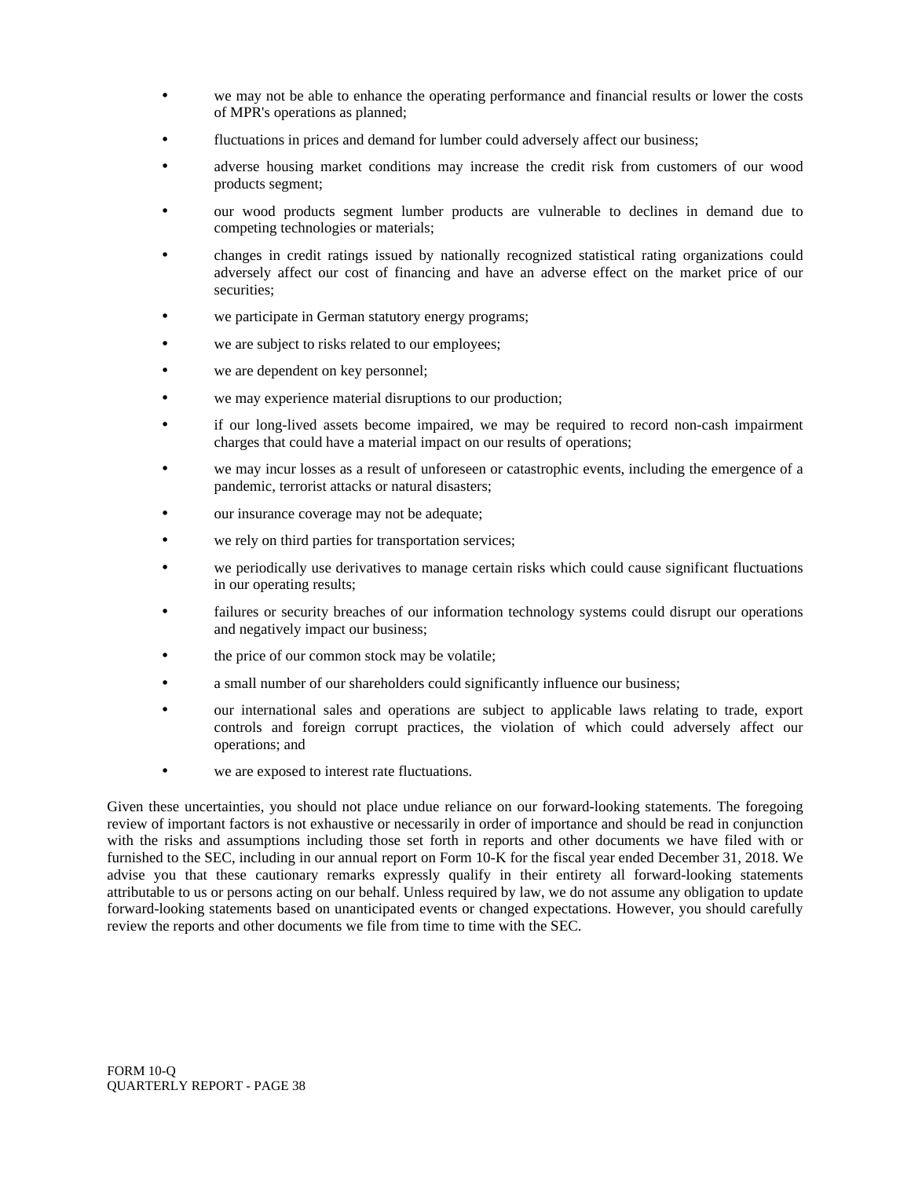- we may not be able to enhance the operating performance and financial results or lower the costs of MPR's operations as planned;
- fluctuations in prices and demand for lumber could adversely affect our business;
- adverse housing market conditions may increase the credit risk from customers of our wood products segment;
- our wood products segment lumber products are vulnerable to declines in demand due to competing technologies or materials;
- changes in credit ratings issued by nationally recognized statistical rating organizations could adversely affect our cost of financing and have an adverse effect on the market price of our securities;
- we participate in German statutory energy programs;
- we are subject to risks related to our employees;
- we are dependent on key personnel;
- we may experience material disruptions to our production;
- if our long-lived assets become impaired, we may be required to record non-cash impairment charges that could have a material impact on our results of operations;
- we may incur losses as a result of unforeseen or catastrophic events, including the emergence of a pandemic, terrorist attacks or natural disasters;
- our insurance coverage may not be adequate;
- we rely on third parties for transportation services;
- we periodically use derivatives to manage certain risks which could cause significant fluctuations in our operating results;
- failures or security breaches of our information technology systems could disrupt our operations and negatively impact our business;
- the price of our common stock may be volatile;
- a small number of our shareholders could significantly influence our business;
- our international sales and operations are subject to applicable laws relating to trade, export controls and foreign corrupt practices, the violation of which could adversely affect our operations; and
- we are exposed to interest rate fluctuations.

Given these uncertainties, you should not place undue reliance on our forward-looking statements. The foregoing review of important factors is not exhaustive or necessarily in order of importance and should be read in conjunction with the risks and assumptions including those set forth in reports and other documents we have filed with or furnished to the SEC, including in our annual report on Form 10-K for the fiscal year ended December 31, 2018. We advise you that these cautionary remarks expressly qualify in their entirety all forward-looking statements attributable to us or persons acting on our behalf. Unless required by law, we do not assume any obligation to update forward-looking statements based on unanticipated events or changed expectations. However, you should carefully review the reports and other documents we file from time to time with the SEC.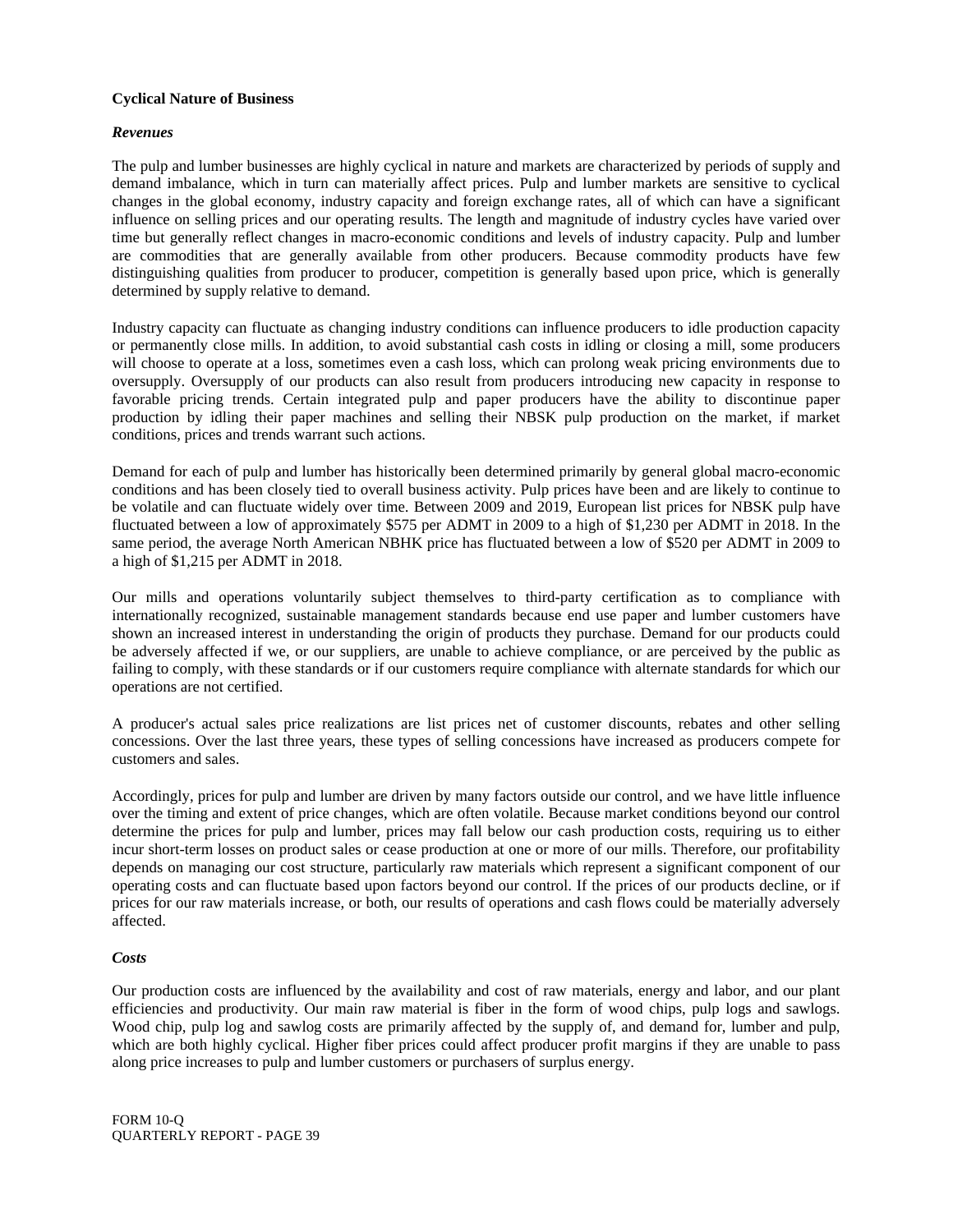**Cyclical Nature of Business**

***Revenues***

The pulp and lumber businesses are highly cyclical in nature and markets are characterized by periods of supply and demand imbalance, which in turn can materially affect prices. Pulp and lumber markets are sensitive to cyclical changes in the global economy, industry capacity and foreign exchange rates, all of which can have a significant influence on selling prices and our operating results. The length and magnitude of industry cycles have varied over time but generally reflect changes in macro-economic conditions and levels of industry capacity. Pulp and lumber are commodities that are generally available from other producers. Because commodity products have few distinguishing qualities from producer to producer, competition is generally based upon price, which is generally determined by supply relative to demand.

Industry capacity can fluctuate as changing industry conditions can influence producers to idle production capacity or permanently close mills. In addition, to avoid substantial cash costs in idling or closing a mill, some producers will choose to operate at a loss, sometimes even a cash loss, which can prolong weak pricing environments due to oversupply. Oversupply of our products can also result from producers introducing new capacity in response to favorable pricing trends. Certain integrated pulp and paper producers have the ability to discontinue paper production by idling their paper machines and selling their NBSK pulp production on the market, if market conditions, prices and trends warrant such actions.

Demand for each of pulp and lumber has historically been determined primarily by general global macro-economic conditions and has been closely tied to overall business activity. Pulp prices have been and are likely to continue to be volatile and can fluctuate widely over time. Between 2009 and 2019, European list prices for NBSK pulp have fluctuated between a low of approximately $575 per ADMT in 2009 to a high of $1,230 per ADMT in 2018. In the same period, the average North American NBHK price has fluctuated between a low of $520 per ADMT in 2009 to a high of $1,215 per ADMT in 2018.

Our mills and operations voluntarily subject themselves to third-party certification as to compliance with internationally recognized, sustainable management standards because end use paper and lumber customers have shown an increased interest in understanding the origin of products they purchase. Demand for our products could be adversely affected if we, or our suppliers, are unable to achieve compliance, or are perceived by the public as failing to comply, with these standards or if our customers require compliance with alternate standards for which our operations are not certified.

A producer's actual sales price realizations are list prices net of customer discounts, rebates and other selling concessions. Over the last three years, these types of selling concessions have increased as producers compete for customers and sales.

Accordingly, prices for pulp and lumber are driven by many factors outside our control, and we have little influence over the timing and extent of price changes, which are often volatile. Because market conditions beyond our control determine the prices for pulp and lumber, prices may fall below our cash production costs, requiring us to either incur short-term losses on product sales or cease production at one or more of our mills. Therefore, our profitability depends on managing our cost structure, particularly raw materials which represent a significant component of our operating costs and can fluctuate based upon factors beyond our control. If the prices of our products decline, or if prices for our raw materials increase, or both, our results of operations and cash flows could be materially adversely affected.

***Costs***

Our production costs are influenced by the availability and cost of raw materials, energy and labor, and our plant efficiencies and productivity. Our main raw material is fiber in the form of wood chips, pulp logs and sawlogs. Wood chip, pulp log and sawlog costs are primarily affected by the supply of, and demand for, lumber and pulp, which are both highly cyclical. Higher fiber prices could affect producer profit margins if they are unable to pass along price increases to pulp and lumber customers or purchasers of surplus energy.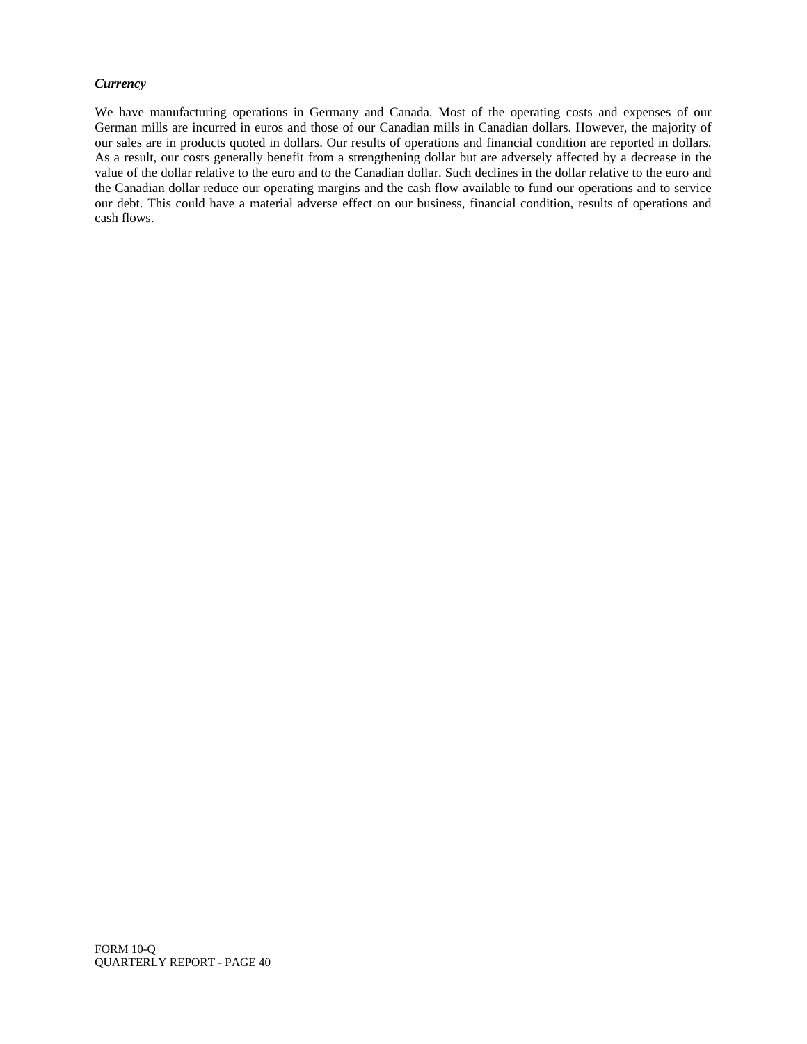***Currency***

We have manufacturing operations in Germany and Canada. Most of the operating costs and expenses of our German mills are incurred in euros and those of our Canadian mills in Canadian dollars. However, the majority of our sales are in products quoted in dollars. Our results of operations and financial condition are reported in dollars. As a result, our costs generally benefit from a strengthening dollar but are adversely affected by a decrease in the value of the dollar relative to the euro and to the Canadian dollar. Such declines in the dollar relative to the euro and the Canadian dollar reduce our operating margins and the cash flow available to fund our operations and to service our debt. This could have a material adverse effect on our business, financial condition, results of operations and cash flows.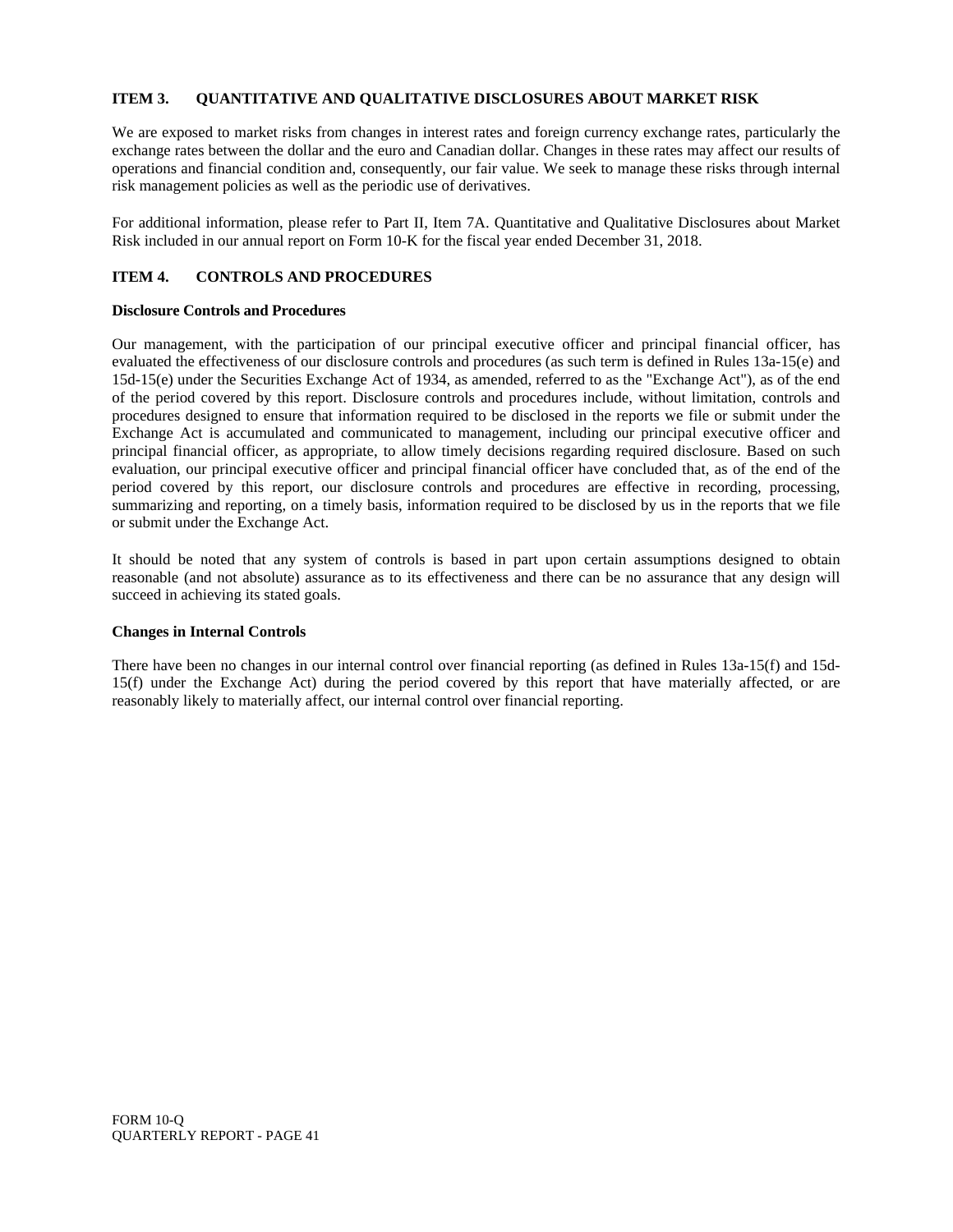## ITEM 3. QUANTITATIVE AND QUALITATIVE DISCLOSURES ABOUT MARKET RISK

We are exposed to market risks from changes in interest rates and foreign currency exchange rates, particularly the exchange rates between the dollar and the euro and Canadian dollar. Changes in these rates may affect our results of operations and financial condition and, consequently, our fair value. We seek to manage these risks through internal risk management policies as well as the periodic use of derivatives.

For additional information, please refer to Part II, Item 7A. Quantitative and Qualitative Disclosures about Market Risk included in our annual report on Form 10-K for the fiscal year ended December 31, 2018.

## ITEM 4. CONTROLS AND PROCEDURES

**Disclosure Controls and Procedures**

Our management, with the participation of our principal executive officer and principal financial officer, has evaluated the effectiveness of our disclosure controls and procedures (as such term is defined in Rules 13a-15(e) and 15d-15(e) under the Securities Exchange Act of 1934, as amended, referred to as the "Exchange Act"), as of the end of the period covered by this report. Disclosure controls and procedures include, without limitation, controls and procedures designed to ensure that information required to be disclosed in the reports we file or submit under the Exchange Act is accumulated and communicated to management, including our principal executive officer and principal financial officer, as appropriate, to allow timely decisions regarding required disclosure. Based on such evaluation, our principal executive officer and principal financial officer have concluded that, as of the end of the period covered by this report, our disclosure controls and procedures are effective in recording, processing, summarizing and reporting, on a timely basis, information required to be disclosed by us in the reports that we file or submit under the Exchange Act.

It should be noted that any system of controls is based in part upon certain assumptions designed to obtain reasonable (and not absolute) assurance as to its effectiveness and there can be no assurance that any design will succeed in achieving its stated goals.

**Changes in Internal Controls**

There have been no changes in our internal control over financial reporting (as defined in Rules 13a-15(f) and 15d-15(f) under the Exchange Act) during the period covered by this report that have materially affected, or are reasonably likely to materially affect, our internal control over financial reporting.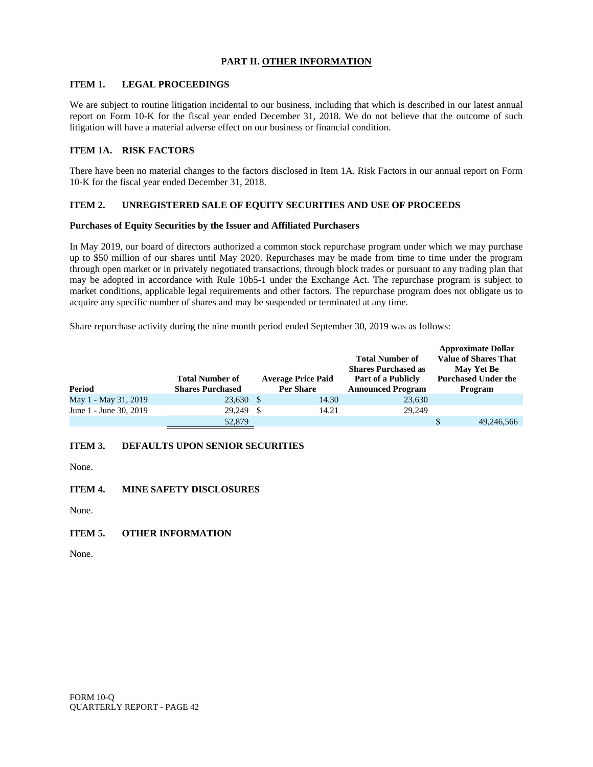# PART II. OTHER INFORMATION

## ITEM 1. LEGAL PROCEEDINGS

We are subject to routine litigation incidental to our business, including that which is described in our latest annual report on Form 10-K for the fiscal year ended December 31, 2018. We do not believe that the outcome of such litigation will have a material adverse effect on our business or financial condition.

## ITEM 1A. RISK FACTORS

There have been no material changes to the factors disclosed in Item 1A. Risk Factors in our annual report on Form 10-K for the fiscal year ended December 31, 2018.

## ITEM 2. UNREGISTERED SALE OF EQUITY SECURITIES AND USE OF PROCEEDS

**Purchases of Equity Securities by the Issuer and Affiliated Purchasers**

In May 2019, our board of directors authorized a common stock repurchase program under which we may purchase up to $50 million of our shares until May 2020. Repurchases may be made from time to time under the program through open market or in privately negotiated transactions, through block trades or pursuant to any trading plan that may be adopted in accordance with Rule 10b5-1 under the Exchange Act. The repurchase program is subject to market conditions, applicable legal requirements and other factors. The repurchase program does not obligate us to acquire any specific number of shares and may be suspended or terminated at any time.

Share repurchase activity during the nine month period ended September 30, 2019 was as follows:

| Period | Total Number of Shares Purchased | Average Price Paid Per Share | Total Number of Shares Purchased as Part of a Publicly Announced Program | Approximate Dollar Value of Shares That May Yet Be Purchased Under the Program |
|---|---|---|---|---|
| May 1 - May 31, 2019 | 23,630 | $ 14.30 | 23,630 | |
| June 1 - June 30, 2019 | 29,249 | $ 14.21 | 29,249 | |
| | 52,879 | | | $ 49,246,566 |

## ITEM 3. DEFAULTS UPON SENIOR SECURITIES

None.

## ITEM 4. MINE SAFETY DISCLOSURES

None.

## ITEM 5. OTHER INFORMATION

None.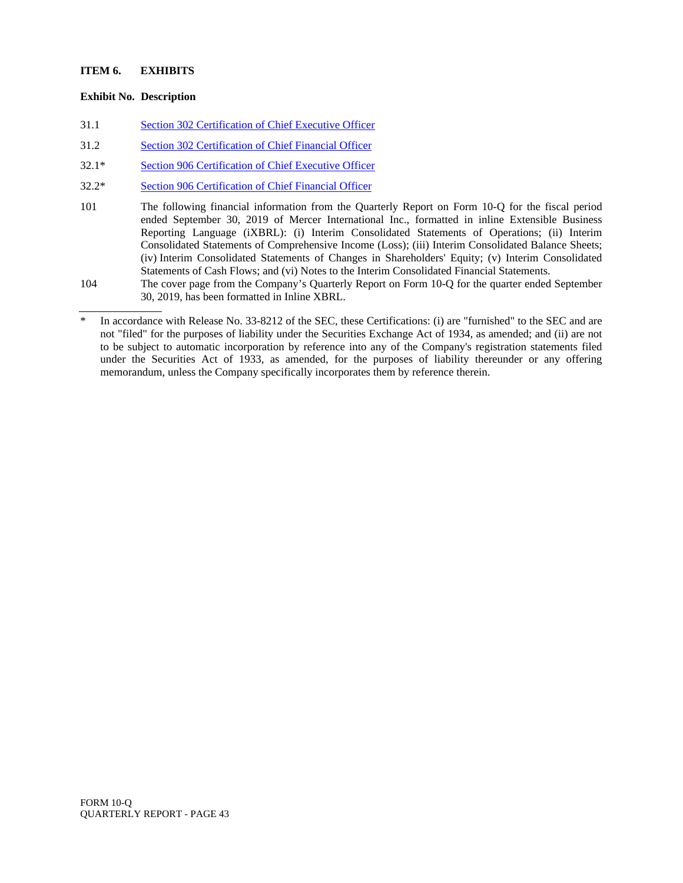## ITEM 6. EXHIBITS

| Exhibit No. | Description |
|---|---|
| 31.1 | Section 302 Certification of Chief Executive Officer |
| 31.2 | Section 302 Certification of Chief Financial Officer |
| 32.1* | Section 906 Certification of Chief Executive Officer |
| 32.2* | Section 906 Certification of Chief Financial Officer |
| 101 | The following financial information from the Quarterly Report on Form 10-Q for the fiscal period ended September 30, 2019 of Mercer International Inc., formatted in inline Extensible Business Reporting Language (iXBRL): (i) Interim Consolidated Statements of Operations; (ii) Interim Consolidated Statements of Comprehensive Income (Loss); (iii) Interim Consolidated Balance Sheets; (iv) Interim Consolidated Statements of Changes in Shareholders' Equity; (v) Interim Consolidated Statements of Cash Flows; and (vi) Notes to the Interim Consolidated Financial Statements. |
| 104 | The cover page from the Company's Quarterly Report on Form 10-Q for the quarter ended September 30, 2019, has been formatted in Inline XBRL. |

---

\* In accordance with Release No. 33-8212 of the SEC, these Certifications: (i) are "furnished" to the SEC and are not "filed" for the purposes of liability under the Securities Exchange Act of 1934, as amended; and (ii) are not to be subject to automatic incorporation by reference into any of the Company's registration statements filed under the Securities Act of 1933, as amended, for the purposes of liability thereunder or any offering memorandum, unless the Company specifically incorporates them by reference therein.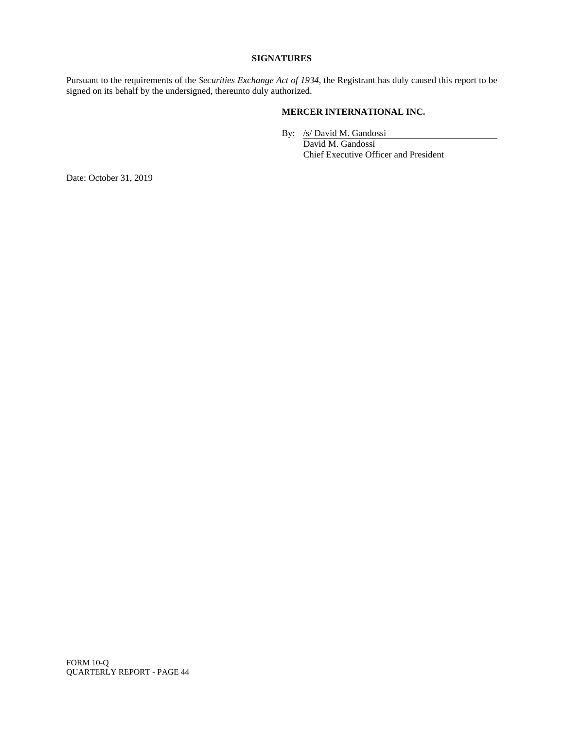**SIGNATURES**

Pursuant to the requirements of the *Securities Exchange Act of 1934*, the Registrant has duly caused this report to be signed on its behalf by the undersigned, thereunto duly authorized.

**MERCER INTERNATIONAL INC.**

By: /s/ David M. Gandossi
David M. Gandossi
Chief Executive Officer and President

Date: October 31, 2019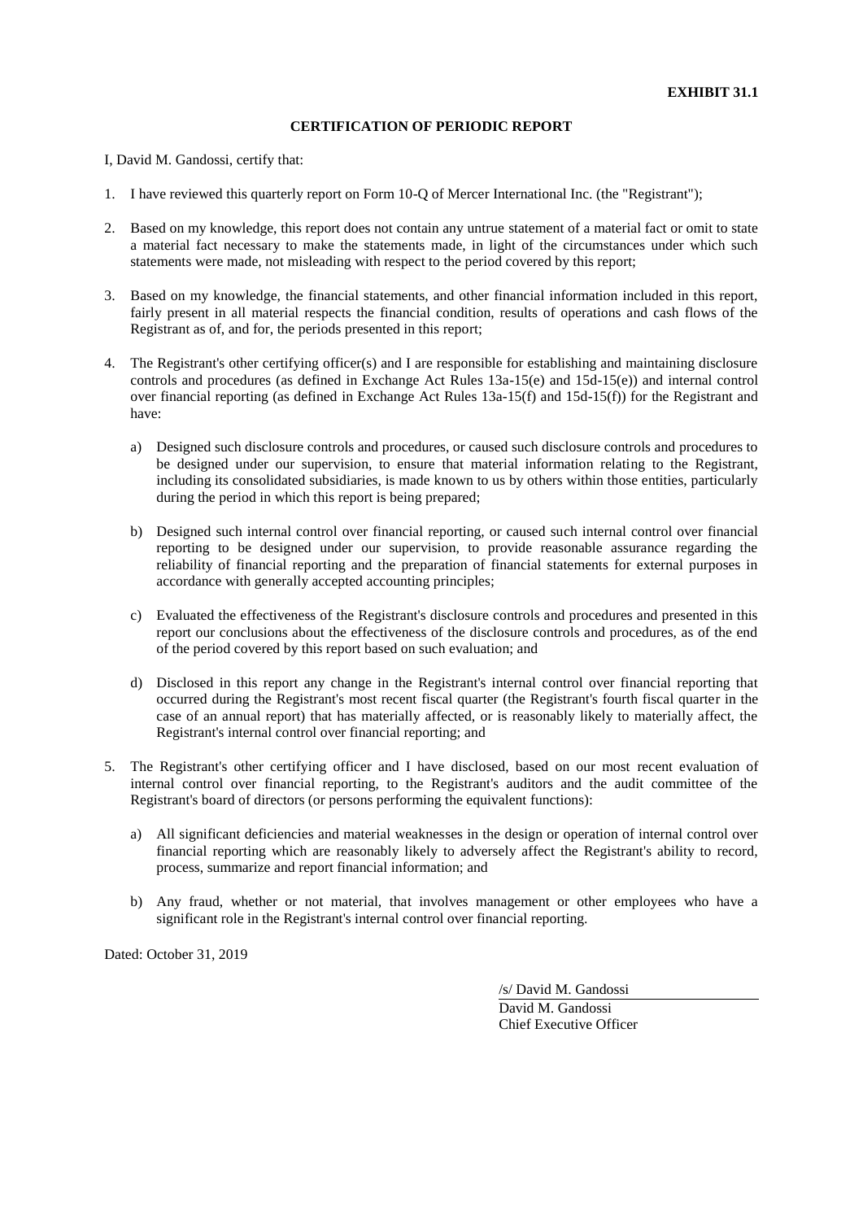**EXHIBIT 31.1**

**CERTIFICATION OF PERIODIC REPORT**

I, David M. Gandossi, certify that:

1. I have reviewed this quarterly report on Form 10-Q of Mercer International Inc. (the "Registrant");

2. Based on my knowledge, this report does not contain any untrue statement of a material fact or omit to state a material fact necessary to make the statements made, in light of the circumstances under which such statements were made, not misleading with respect to the period covered by this report;

3. Based on my knowledge, the financial statements, and other financial information included in this report, fairly present in all material respects the financial condition, results of operations and cash flows of the Registrant as of, and for, the periods presented in this report;

4. The Registrant's other certifying officer(s) and I are responsible for establishing and maintaining disclosure controls and procedures (as defined in Exchange Act Rules 13a-15(e) and 15d-15(e)) and internal control over financial reporting (as defined in Exchange Act Rules 13a-15(f) and 15d-15(f)) for the Registrant and have:

   a) Designed such disclosure controls and procedures, or caused such disclosure controls and procedures to be designed under our supervision, to ensure that material information relating to the Registrant, including its consolidated subsidiaries, is made known to us by others within those entities, particularly during the period in which this report is being prepared;

   b) Designed such internal control over financial reporting, or caused such internal control over financial reporting to be designed under our supervision, to provide reasonable assurance regarding the reliability of financial reporting and the preparation of financial statements for external purposes in accordance with generally accepted accounting principles;

   c) Evaluated the effectiveness of the Registrant's disclosure controls and procedures and presented in this report our conclusions about the effectiveness of the disclosure controls and procedures, as of the end of the period covered by this report based on such evaluation; and

   d) Disclosed in this report any change in the Registrant's internal control over financial reporting that occurred during the Registrant's most recent fiscal quarter (the Registrant's fourth fiscal quarter in the case of an annual report) that has materially affected, or is reasonably likely to materially affect, the Registrant's internal control over financial reporting; and

5. The Registrant's other certifying officer and I have disclosed, based on our most recent evaluation of internal control over financial reporting, to the Registrant's auditors and the audit committee of the Registrant's board of directors (or persons performing the equivalent functions):

   a) All significant deficiencies and material weaknesses in the design or operation of internal control over financial reporting which are reasonably likely to adversely affect the Registrant's ability to record, process, summarize and report financial information; and

   b) Any fraud, whether or not material, that involves management or other employees who have a significant role in the Registrant's internal control over financial reporting.

Dated: October 31, 2019

/s/ David M. Gandossi
David M. Gandossi
Chief Executive Officer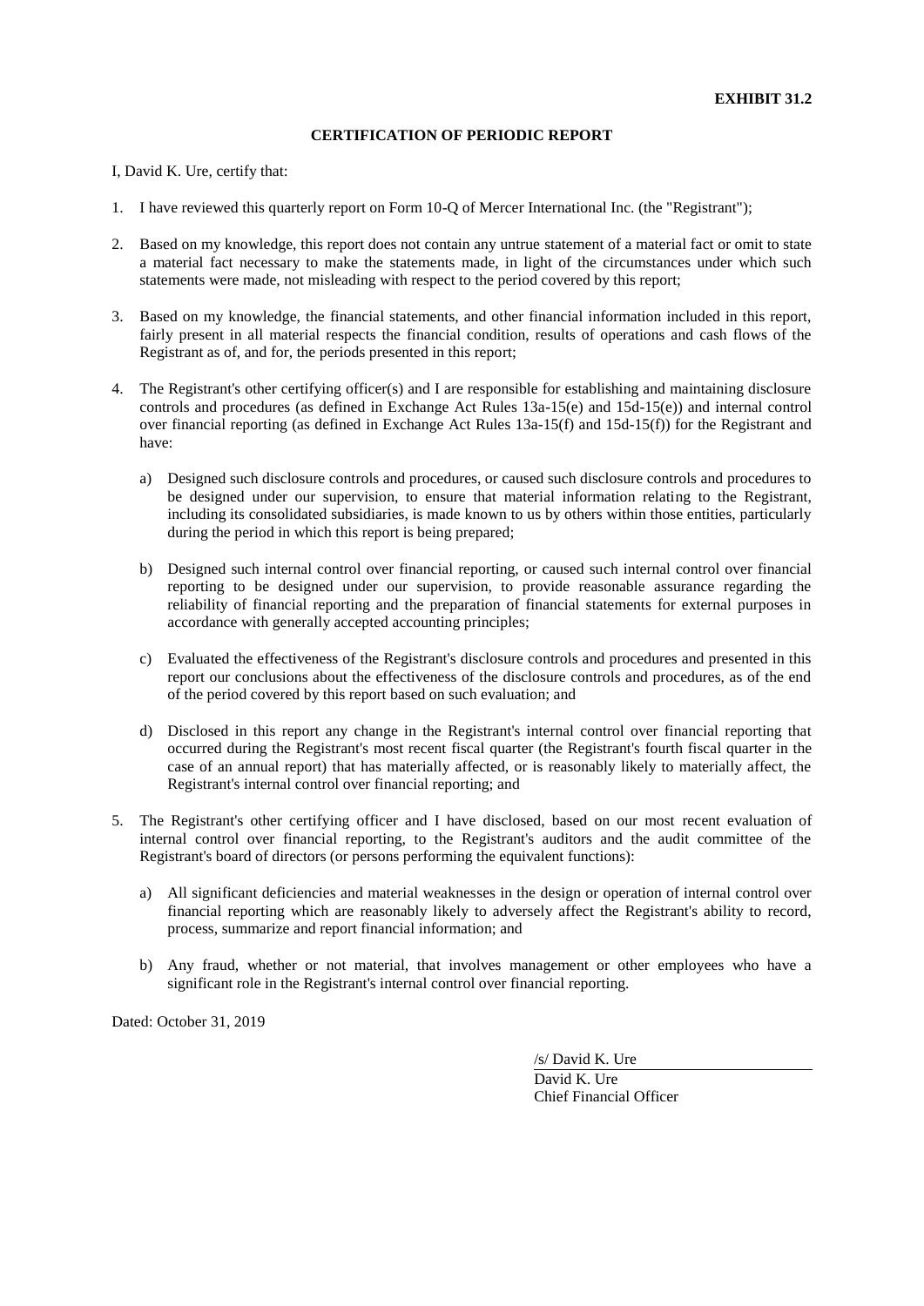**EXHIBIT 31.2**

**CERTIFICATION OF PERIODIC REPORT**

I, David K. Ure, certify that:

1. I have reviewed this quarterly report on Form 10-Q of Mercer International Inc. (the "Registrant");

2. Based on my knowledge, this report does not contain any untrue statement of a material fact or omit to state a material fact necessary to make the statements made, in light of the circumstances under which such statements were made, not misleading with respect to the period covered by this report;

3. Based on my knowledge, the financial statements, and other financial information included in this report, fairly present in all material respects the financial condition, results of operations and cash flows of the Registrant as of, and for, the periods presented in this report;

4. The Registrant's other certifying officer(s) and I are responsible for establishing and maintaining disclosure controls and procedures (as defined in Exchange Act Rules 13a-15(e) and 15d-15(e)) and internal control over financial reporting (as defined in Exchange Act Rules 13a-15(f) and 15d-15(f)) for the Registrant and have:

   a) Designed such disclosure controls and procedures, or caused such disclosure controls and procedures to be designed under our supervision, to ensure that material information relating to the Registrant, including its consolidated subsidiaries, is made known to us by others within those entities, particularly during the period in which this report is being prepared;

   b) Designed such internal control over financial reporting, or caused such internal control over financial reporting to be designed under our supervision, to provide reasonable assurance regarding the reliability of financial reporting and the preparation of financial statements for external purposes in accordance with generally accepted accounting principles;

   c) Evaluated the effectiveness of the Registrant's disclosure controls and procedures and presented in this report our conclusions about the effectiveness of the disclosure controls and procedures, as of the end of the period covered by this report based on such evaluation; and

   d) Disclosed in this report any change in the Registrant's internal control over financial reporting that occurred during the Registrant's most recent fiscal quarter (the Registrant's fourth fiscal quarter in the case of an annual report) that has materially affected, or is reasonably likely to materially affect, the Registrant's internal control over financial reporting; and

5. The Registrant's other certifying officer and I have disclosed, based on our most recent evaluation of internal control over financial reporting, to the Registrant's auditors and the audit committee of the Registrant's board of directors (or persons performing the equivalent functions):

   a) All significant deficiencies and material weaknesses in the design or operation of internal control over financial reporting which are reasonably likely to adversely affect the Registrant's ability to record, process, summarize and report financial information; and

   b) Any fraud, whether or not material, that involves management or other employees who have a significant role in the Registrant's internal control over financial reporting.

Dated: October 31, 2019

/s/ David K. Ure

David K. Ure
Chief Financial Officer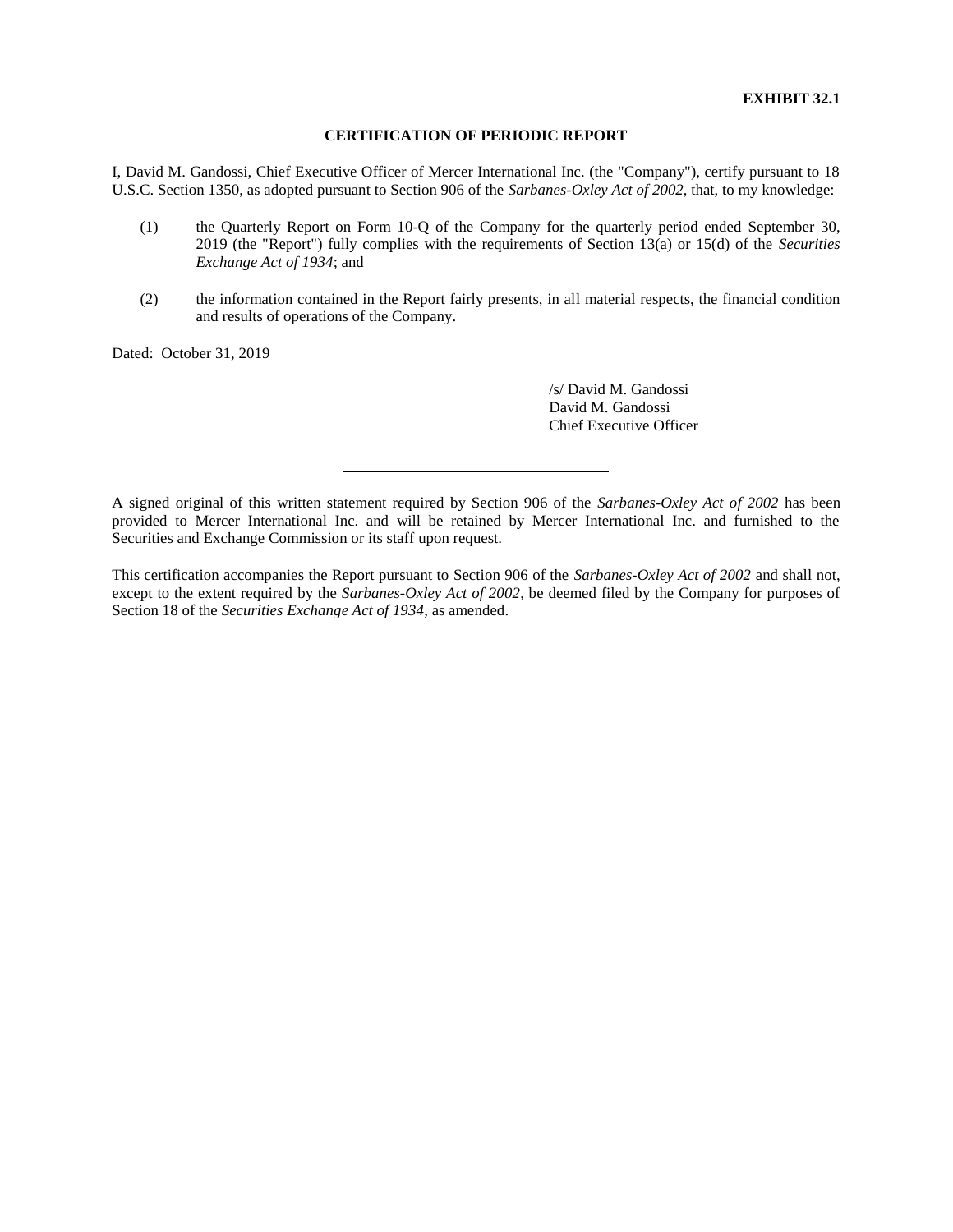**EXHIBIT 32.1**

**CERTIFICATION OF PERIODIC REPORT**

I, David M. Gandossi, Chief Executive Officer of Mercer International Inc. (the "Company"), certify pursuant to 18 U.S.C. Section 1350, as adopted pursuant to Section 906 of the *Sarbanes-Oxley Act of 2002*, that, to my knowledge:

(1) the Quarterly Report on Form 10-Q of the Company for the quarterly period ended September 30, 2019 (the "Report") fully complies with the requirements of Section 13(a) or 15(d) of the *Securities Exchange Act of 1934*; and

(2) the information contained in the Report fairly presents, in all material respects, the financial condition and results of operations of the Company.

Dated: October 31, 2019

/s/ David M. Gandossi
David M. Gandossi
Chief Executive Officer

---

A signed original of this written statement required by Section 906 of the *Sarbanes-Oxley Act of 2002* has been provided to Mercer International Inc. and will be retained by Mercer International Inc. and furnished to the Securities and Exchange Commission or its staff upon request.

This certification accompanies the Report pursuant to Section 906 of the *Sarbanes-Oxley Act of 2002* and shall not, except to the extent required by the *Sarbanes-Oxley Act of 2002*, be deemed filed by the Company for purposes of Section 18 of the *Securities Exchange Act of 1934*, as amended.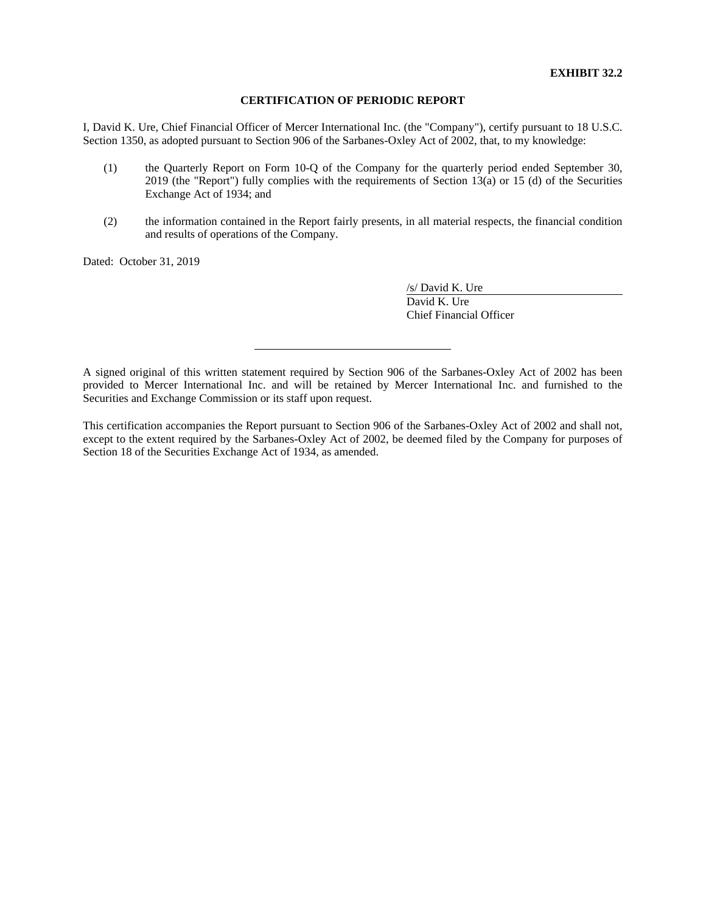**EXHIBIT 32.2**

## CERTIFICATION OF PERIODIC REPORT

I, David K. Ure, Chief Financial Officer of Mercer International Inc. (the "Company"), certify pursuant to 18 U.S.C. Section 1350, as adopted pursuant to Section 906 of the Sarbanes-Oxley Act of 2002, that, to my knowledge:

(1) the Quarterly Report on Form 10-Q of the Company for the quarterly period ended September 30, 2019 (the "Report") fully complies with the requirements of Section 13(a) or 15 (d) of the Securities Exchange Act of 1934; and

(2) the information contained in the Report fairly presents, in all material respects, the financial condition and results of operations of the Company.

Dated: October 31, 2019

/s/ David K. Ure
David K. Ure
Chief Financial Officer

---

A signed original of this written statement required by Section 906 of the Sarbanes-Oxley Act of 2002 has been provided to Mercer International Inc. and will be retained by Mercer International Inc. and furnished to the Securities and Exchange Commission or its staff upon request.

This certification accompanies the Report pursuant to Section 906 of the Sarbanes-Oxley Act of 2002 and shall not, except to the extent required by the Sarbanes-Oxley Act of 2002, be deemed filed by the Company for purposes of Section 18 of the Securities Exchange Act of 1934, as amended.